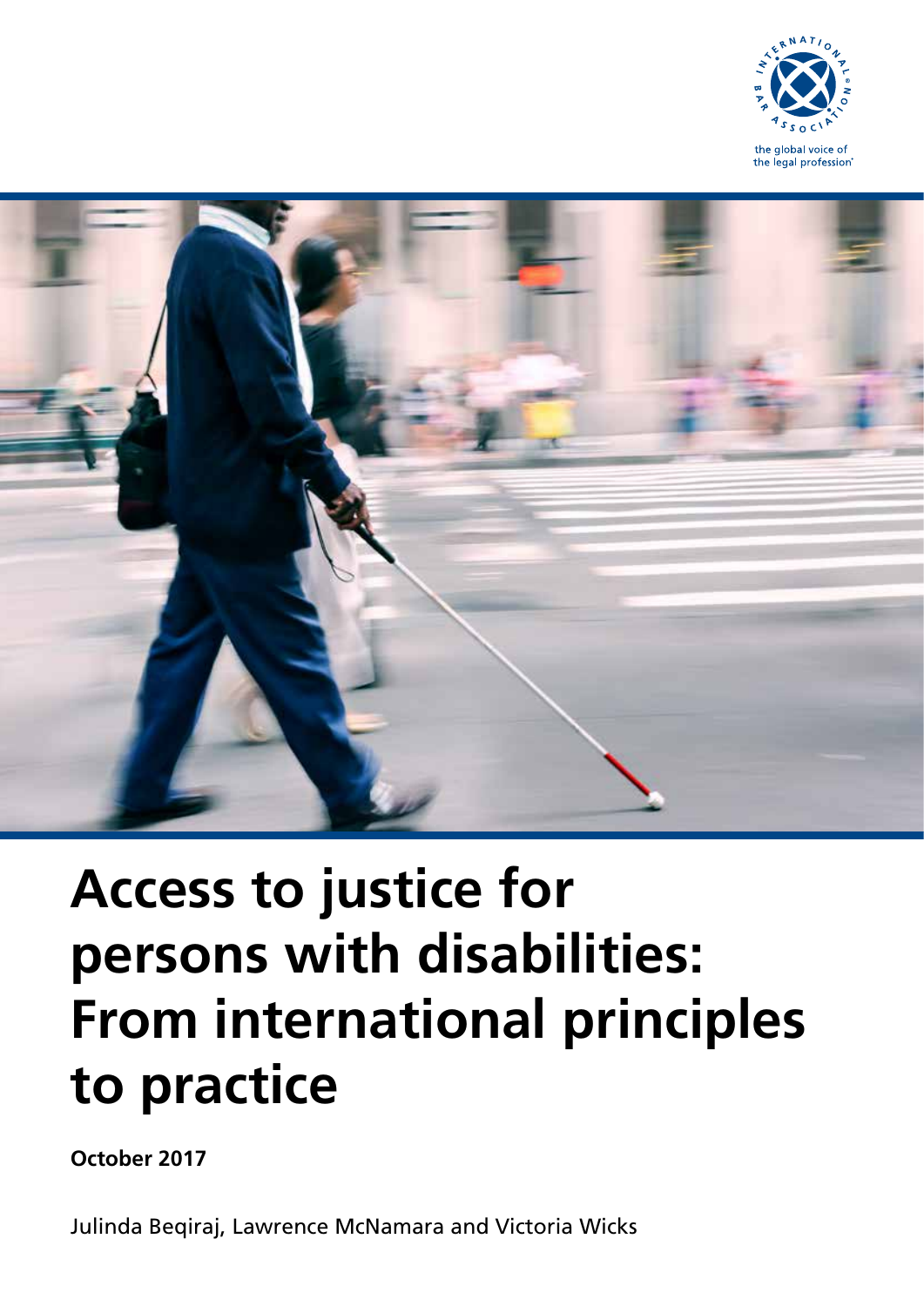the global voice of the legal profession

# Access to justice for persons with disabilities: From international principles to practice

**October 2017**

Julinda Beqiraj, Lawrence McNamara and Victoria Wicks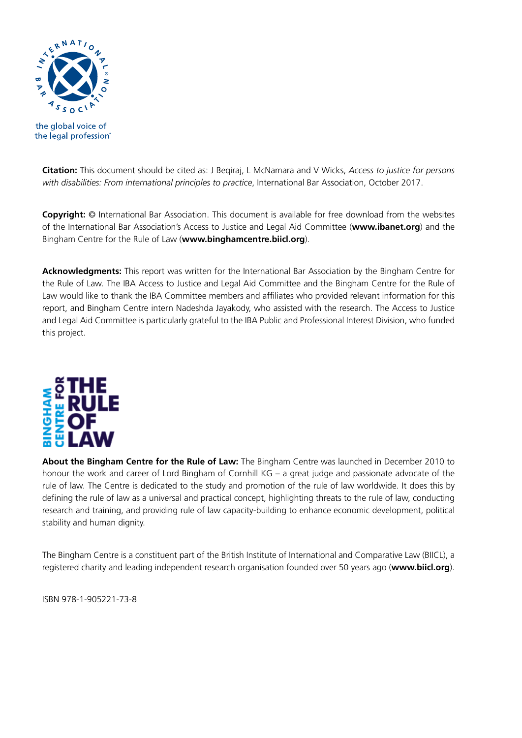the global voice of the legal profession®

**Citation:** This document should be cited as: J Beqiraj, L McNamara and V Wicks, *Access to justice for persons with disabilities: From international principles to practice*, International Bar Association, October 2017.

**Copyright:** © International Bar Association. This document is available for free download from the websites of the International Bar Association's Access to Justice and Legal Aid Committee (**www.ibanet.org**) and the Bingham Centre for the Rule of Law (**www.binghamcentre.biicl.org**).

**Acknowledgments:** This report was written for the International Bar Association by the Bingham Centre for the Rule of Law. The IBA Access to Justice and Legal Aid Committee and the Bingham Centre for the Rule of Law would like to thank the IBA Committee members and affiliates who provided relevant information for this report, and Bingham Centre intern Nadeshda Jayakody, who assisted with the research. The Access to Justice and Legal Aid Committee is particularly grateful to the IBA Public and Professional Interest Division, who funded this project.

BINGHAM CENTRE FOR THE RULE OF LAW

**About the Bingham Centre for the Rule of Law:** The Bingham Centre was launched in December 2010 to honour the work and career of Lord Bingham of Cornhill KG – a great judge and passionate advocate of the rule of law. The Centre is dedicated to the study and promotion of the rule of law worldwide. It does this by defining the rule of law as a universal and practical concept, highlighting threats to the rule of law, conducting research and training, and providing rule of law capacity-building to enhance economic development, political stability and human dignity.

The Bingham Centre is a constituent part of the British Institute of International and Comparative Law (BIICL), a registered charity and leading independent research organisation founded over 50 years ago (**www.biicl.org**).

ISBN 978-1-905221-73-8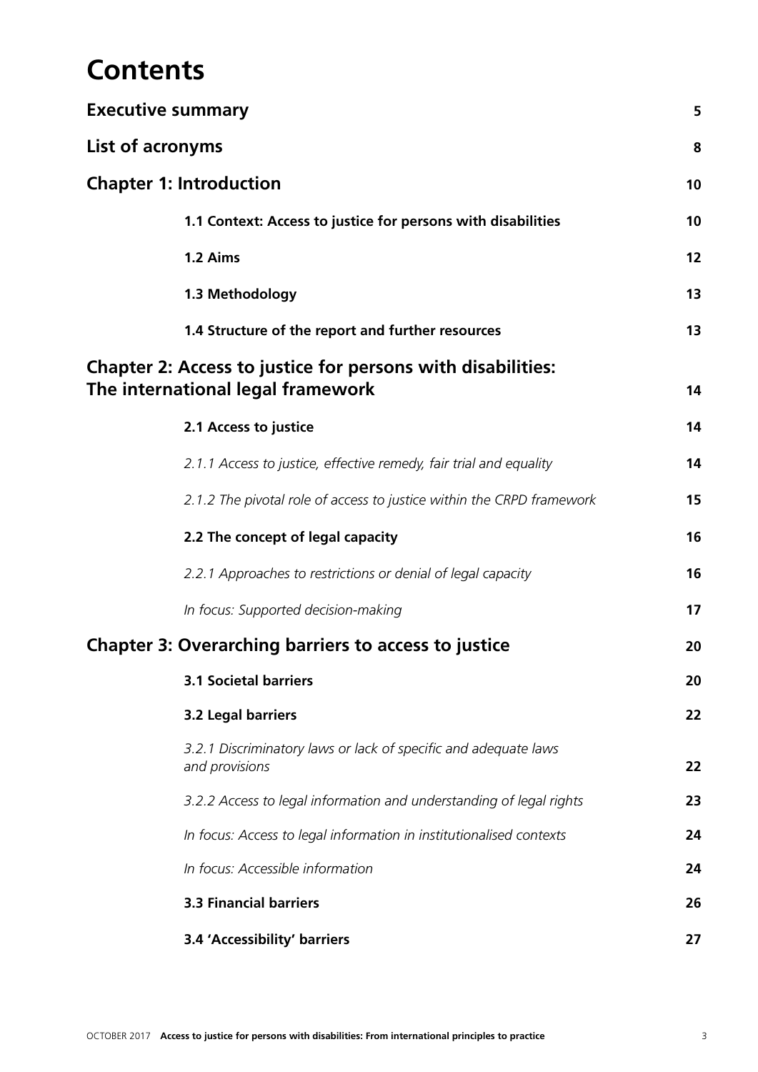# Contents

| | |
|---|---|
| **Executive summary** | **5** |
| **List of acronyms** | **8** |
| **Chapter 1: Introduction** | **10** |
| **1.1 Context: Access to justice for persons with disabilities** | **10** |
| **1.2 Aims** | **12** |
| **1.3 Methodology** | **13** |
| **1.4 Structure of the report and further resources** | **13** |
| **Chapter 2: Access to justice for persons with disabilities: The international legal framework** | **14** |
| **2.1 Access to justice** | **14** |
| *2.1.1 Access to justice, effective remedy, fair trial and equality* | **14** |
| *2.1.2 The pivotal role of access to justice within the CRPD framework* | **15** |
| **2.2 The concept of legal capacity** | **16** |
| *2.2.1 Approaches to restrictions or denial of legal capacity* | **16** |
| *In focus: Supported decision-making* | **17** |
| **Chapter 3: Overarching barriers to access to justice** | **20** |
| **3.1 Societal barriers** | **20** |
| **3.2 Legal barriers** | **22** |
| *3.2.1 Discriminatory laws or lack of specific and adequate laws and provisions* | **22** |
| *3.2.2 Access to legal information and understanding of legal rights* | **23** |
| *In focus: Access to legal information in institutionalised contexts* | **24** |
| *In focus: Accessible information* | **24** |
| **3.3 Financial barriers** | **26** |
| **3.4 'Accessibility' barriers** | **27** |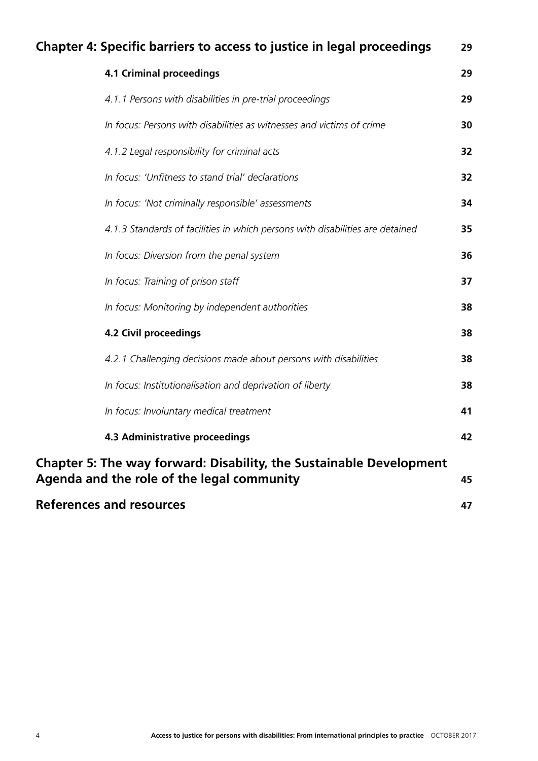| | |
|---|---|
| **Chapter 4: Specific barriers to access to justice in legal proceedings** | **29** |
| **4.1 Criminal proceedings** | **29** |
| *4.1.1 Persons with disabilities in pre-trial proceedings* | **29** |
| *In focus: Persons with disabilities as witnesses and victims of crime* | **30** |
| *4.1.2 Legal responsibility for criminal acts* | **32** |
| *In focus: 'Unfitness to stand trial' declarations* | **32** |
| *In focus: 'Not criminally responsible' assessments* | **34** |
| *4.1.3 Standards of facilities in which persons with disabilities are detained* | **35** |
| *In focus: Diversion from the penal system* | **36** |
| *In focus: Training of prison staff* | **37** |
| *In focus: Monitoring by independent authorities* | **38** |
| **4.2 Civil proceedings** | **38** |
| *4.2.1 Challenging decisions made about persons with disabilities* | **38** |
| *In focus: Institutionalisation and deprivation of liberty* | **38** |
| *In focus: Involuntary medical treatment* | **41** |
| **4.3 Administrative proceedings** | **42** |
| **Chapter 5: The way forward: Disability, the Sustainable Development Agenda and the role of the legal community** | **45** |
| **References and resources** | **47** |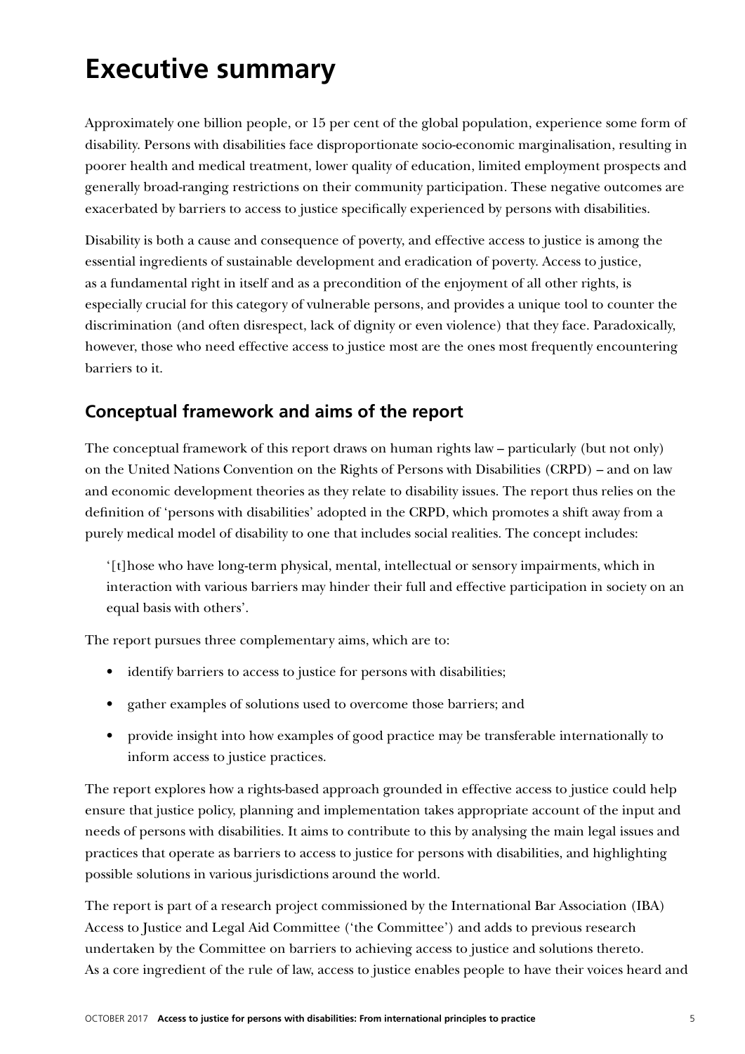# Executive summary

Approximately one billion people, or 15 per cent of the global population, experience some form of disability. Persons with disabilities face disproportionate socio-economic marginalisation, resulting in poorer health and medical treatment, lower quality of education, limited employment prospects and generally broad-ranging restrictions on their community participation. These negative outcomes are exacerbated by barriers to access to justice specifically experienced by persons with disabilities.

Disability is both a cause and consequence of poverty, and effective access to justice is among the essential ingredients of sustainable development and eradication of poverty. Access to justice, as a fundamental right in itself and as a precondition of the enjoyment of all other rights, is especially crucial for this category of vulnerable persons, and provides a unique tool to counter the discrimination (and often disrespect, lack of dignity or even violence) that they face. Paradoxically, however, those who need effective access to justice most are the ones most frequently encountering barriers to it.

## Conceptual framework and aims of the report

The conceptual framework of this report draws on human rights law – particularly (but not only) on the United Nations Convention on the Rights of Persons with Disabilities (CRPD) – and on law and economic development theories as they relate to disability issues. The report thus relies on the definition of 'persons with disabilities' adopted in the CRPD, which promotes a shift away from a purely medical model of disability to one that includes social realities. The concept includes:

> '[t]hose who have long-term physical, mental, intellectual or sensory impairments, which in interaction with various barriers may hinder their full and effective participation in society on an equal basis with others'.

The report pursues three complementary aims, which are to:

- identify barriers to access to justice for persons with disabilities;
- gather examples of solutions used to overcome those barriers; and
- provide insight into how examples of good practice may be transferable internationally to inform access to justice practices.

The report explores how a rights-based approach grounded in effective access to justice could help ensure that justice policy, planning and implementation takes appropriate account of the input and needs of persons with disabilities. It aims to contribute to this by analysing the main legal issues and practices that operate as barriers to access to justice for persons with disabilities, and highlighting possible solutions in various jurisdictions around the world.

The report is part of a research project commissioned by the International Bar Association (IBA) Access to Justice and Legal Aid Committee ('the Committee') and adds to previous research undertaken by the Committee on barriers to achieving access to justice and solutions thereto. As a core ingredient of the rule of law, access to justice enables people to have their voices heard and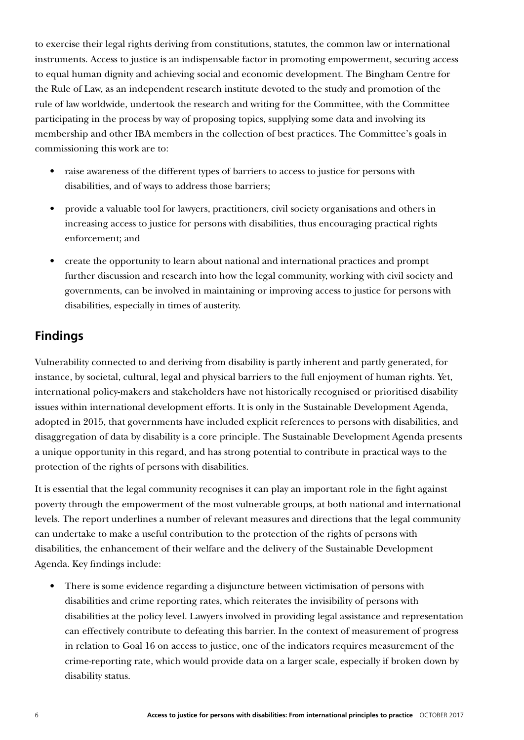to exercise their legal rights deriving from constitutions, statutes, the common law or international instruments. Access to justice is an indispensable factor in promoting empowerment, securing access to equal human dignity and achieving social and economic development. The Bingham Centre for the Rule of Law, as an independent research institute devoted to the study and promotion of the rule of law worldwide, undertook the research and writing for the Committee, with the Committee participating in the process by way of proposing topics, supplying some data and involving its membership and other IBA members in the collection of best practices. The Committee's goals in commissioning this work are to:

- raise awareness of the different types of barriers to access to justice for persons with disabilities, and of ways to address those barriers;
- provide a valuable tool for lawyers, practitioners, civil society organisations and others in increasing access to justice for persons with disabilities, thus encouraging practical rights enforcement; and
- create the opportunity to learn about national and international practices and prompt further discussion and research into how the legal community, working with civil society and governments, can be involved in maintaining or improving access to justice for persons with disabilities, especially in times of austerity.

## Findings

Vulnerability connected to and deriving from disability is partly inherent and partly generated, for instance, by societal, cultural, legal and physical barriers to the full enjoyment of human rights. Yet, international policy-makers and stakeholders have not historically recognised or prioritised disability issues within international development efforts. It is only in the Sustainable Development Agenda, adopted in 2015, that governments have included explicit references to persons with disabilities, and disaggregation of data by disability is a core principle. The Sustainable Development Agenda presents a unique opportunity in this regard, and has strong potential to contribute in practical ways to the protection of the rights of persons with disabilities.

It is essential that the legal community recognises it can play an important role in the fight against poverty through the empowerment of the most vulnerable groups, at both national and international levels. The report underlines a number of relevant measures and directions that the legal community can undertake to make a useful contribution to the protection of the rights of persons with disabilities, the enhancement of their welfare and the delivery of the Sustainable Development Agenda. Key findings include:

- There is some evidence regarding a disjuncture between victimisation of persons with disabilities and crime reporting rates, which reiterates the invisibility of persons with disabilities at the policy level. Lawyers involved in providing legal assistance and representation can effectively contribute to defeating this barrier. In the context of measurement of progress in relation to Goal 16 on access to justice, one of the indicators requires measurement of the crime-reporting rate, which would provide data on a larger scale, especially if broken down by disability status.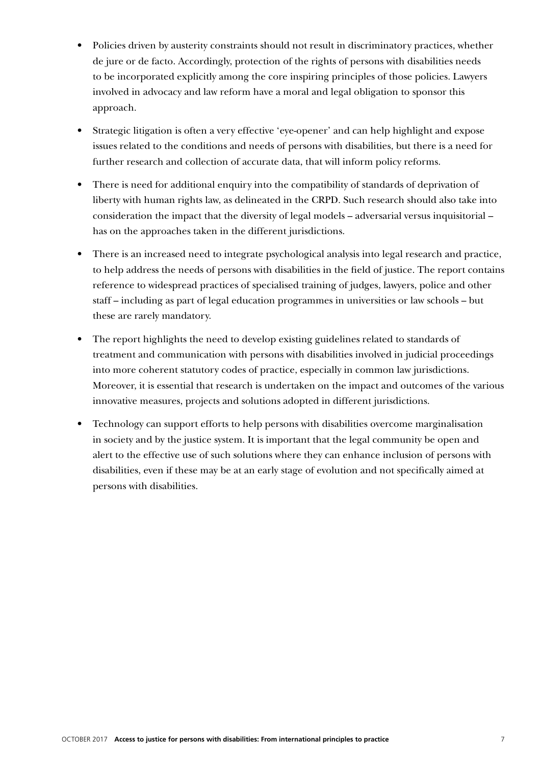- Policies driven by austerity constraints should not result in discriminatory practices, whether de jure or de facto. Accordingly, protection of the rights of persons with disabilities needs to be incorporated explicitly among the core inspiring principles of those policies. Lawyers involved in advocacy and law reform have a moral and legal obligation to sponsor this approach.

- Strategic litigation is often a very effective 'eye-opener' and can help highlight and expose issues related to the conditions and needs of persons with disabilities, but there is a need for further research and collection of accurate data, that will inform policy reforms.

- There is need for additional enquiry into the compatibility of standards of deprivation of liberty with human rights law, as delineated in the CRPD. Such research should also take into consideration the impact that the diversity of legal models – adversarial versus inquisitorial – has on the approaches taken in the different jurisdictions.

- There is an increased need to integrate psychological analysis into legal research and practice, to help address the needs of persons with disabilities in the field of justice. The report contains reference to widespread practices of specialised training of judges, lawyers, police and other staff – including as part of legal education programmes in universities or law schools – but these are rarely mandatory.

- The report highlights the need to develop existing guidelines related to standards of treatment and communication with persons with disabilities involved in judicial proceedings into more coherent statutory codes of practice, especially in common law jurisdictions. Moreover, it is essential that research is undertaken on the impact and outcomes of the various innovative measures, projects and solutions adopted in different jurisdictions.

- Technology can support efforts to help persons with disabilities overcome marginalisation in society and by the justice system. It is important that the legal community be open and alert to the effective use of such solutions where they can enhance inclusion of persons with disabilities, even if these may be at an early stage of evolution and not specifically aimed at persons with disabilities.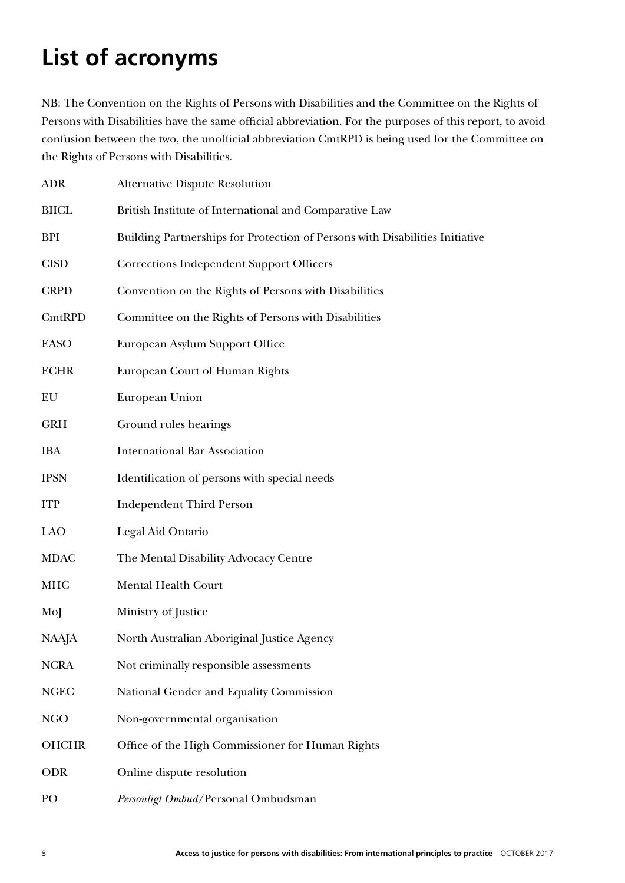# List of acronyms

NB: The Convention on the Rights of Persons with Disabilities and the Committee on the Rights of Persons with Disabilities have the same official abbreviation. For the purposes of this report, to avoid confusion between the two, the unofficial abbreviation CmtRPD is being used for the Committee on the Rights of Persons with Disabilities.

| | |
|---|---|
| ADR | Alternative Dispute Resolution |
| BIICL | British Institute of International and Comparative Law |
| BPI | Building Partnerships for Protection of Persons with Disabilities Initiative |
| CISD | Corrections Independent Support Officers |
| CRPD | Convention on the Rights of Persons with Disabilities |
| CmtRPD | Committee on the Rights of Persons with Disabilities |
| EASO | European Asylum Support Office |
| ECHR | European Court of Human Rights |
| EU | European Union |
| GRH | Ground rules hearings |
| IBA | International Bar Association |
| IPSN | Identification of persons with special needs |
| ITP | Independent Third Person |
| LAO | Legal Aid Ontario |
| MDAC | The Mental Disability Advocacy Centre |
| MHC | Mental Health Court |
| MoJ | Ministry of Justice |
| NAAJA | North Australian Aboriginal Justice Agency |
| NCRA | Not criminally responsible assessments |
| NGEC | National Gender and Equality Commission |
| NGO | Non-governmental organisation |
| OHCHR | Office of the High Commissioner for Human Rights |
| ODR | Online dispute resolution |
| PO | *Personligt Ombud*/Personal Ombudsman |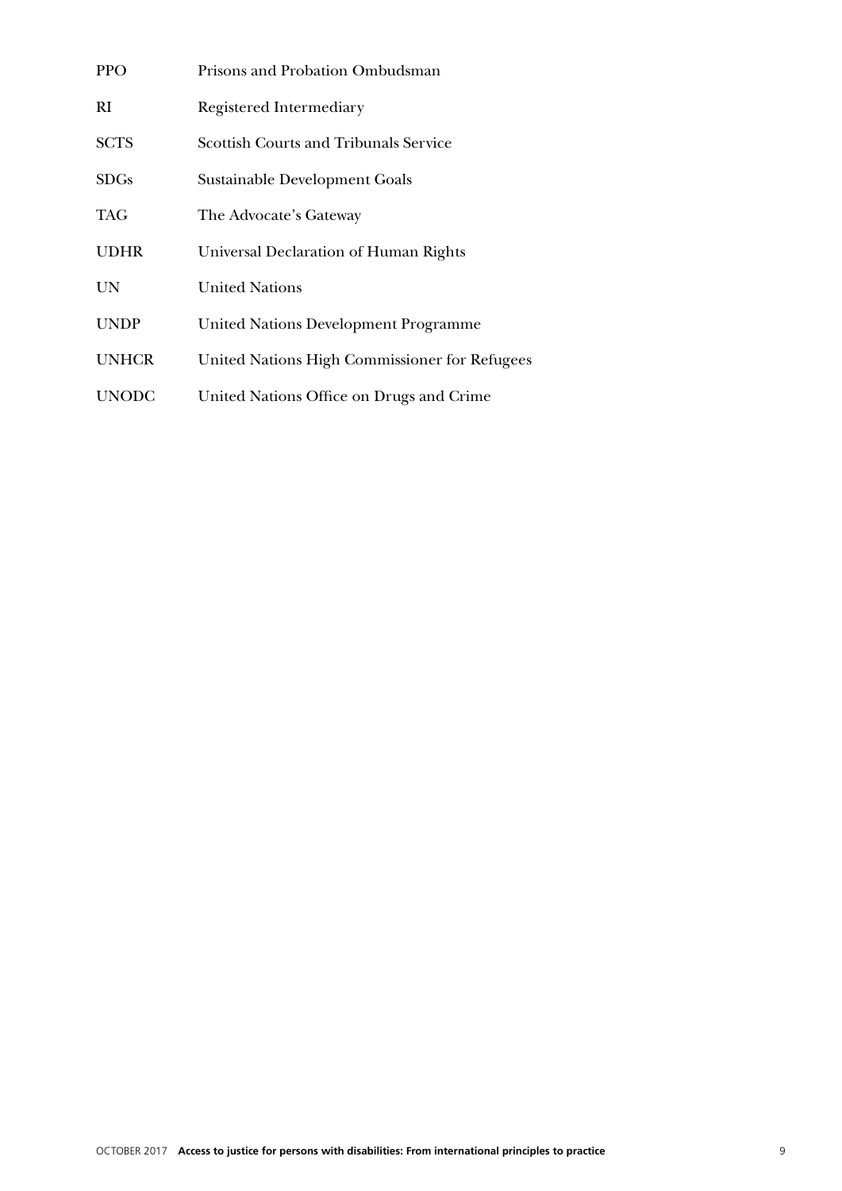| | |
|---|---|
| PPO | Prisons and Probation Ombudsman |
| RI | Registered Intermediary |
| SCTS | Scottish Courts and Tribunals Service |
| SDGs | Sustainable Development Goals |
| TAG | The Advocate's Gateway |
| UDHR | Universal Declaration of Human Rights |
| UN | United Nations |
| UNDP | United Nations Development Programme |
| UNHCR | United Nations High Commissioner for Refugees |
| UNODC | United Nations Office on Drugs and Crime |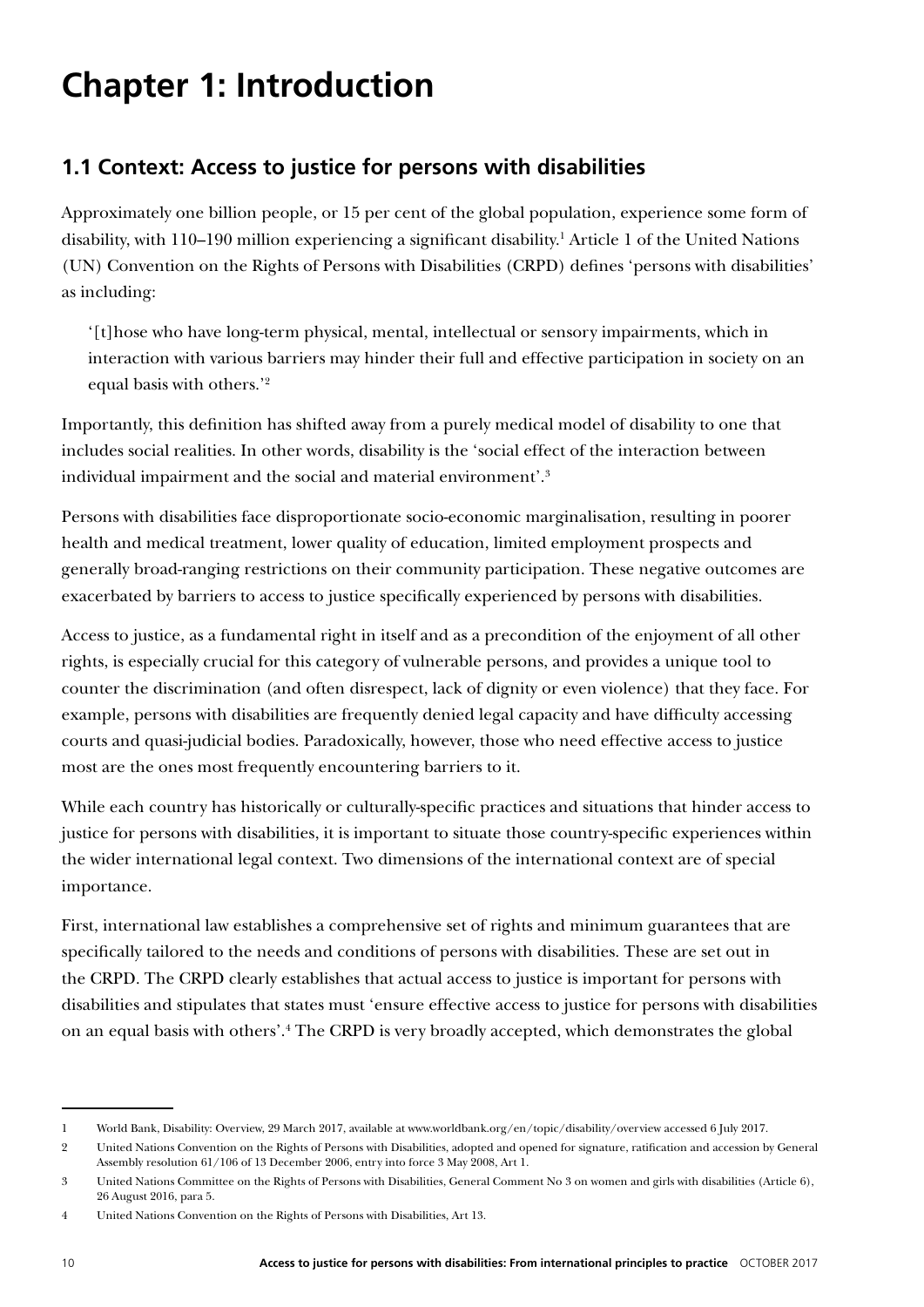# Chapter 1: Introduction

## 1.1 Context: Access to justice for persons with disabilities

Approximately one billion people, or 15 per cent of the global population, experience some form of disability, with 110–190 million experiencing a significant disability.[1] Article 1 of the United Nations (UN) Convention on the Rights of Persons with Disabilities (CRPD) defines 'persons with disabilities' as including:

> '[t]hose who have long-term physical, mental, intellectual or sensory impairments, which in interaction with various barriers may hinder their full and effective participation in society on an equal basis with others.'[2]

Importantly, this definition has shifted away from a purely medical model of disability to one that includes social realities. In other words, disability is the 'social effect of the interaction between individual impairment and the social and material environment'.[3]

Persons with disabilities face disproportionate socio-economic marginalisation, resulting in poorer health and medical treatment, lower quality of education, limited employment prospects and generally broad-ranging restrictions on their community participation. These negative outcomes are exacerbated by barriers to access to justice specifically experienced by persons with disabilities.

Access to justice, as a fundamental right in itself and as a precondition of the enjoyment of all other rights, is especially crucial for this category of vulnerable persons, and provides a unique tool to counter the discrimination (and often disrespect, lack of dignity or even violence) that they face. For example, persons with disabilities are frequently denied legal capacity and have difficulty accessing courts and quasi-judicial bodies. Paradoxically, however, those who need effective access to justice most are the ones most frequently encountering barriers to it.

While each country has historically or culturally-specific practices and situations that hinder access to justice for persons with disabilities, it is important to situate those country-specific experiences within the wider international legal context. Two dimensions of the international context are of special importance.

First, international law establishes a comprehensive set of rights and minimum guarantees that are specifically tailored to the needs and conditions of persons with disabilities. These are set out in the CRPD. The CRPD clearly establishes that actual access to justice is important for persons with disabilities and stipulates that states must 'ensure effective access to justice for persons with disabilities on an equal basis with others'.[4] The CRPD is very broadly accepted, which demonstrates the global

---

1 World Bank, Disability: Overview, 29 March 2017, available at www.worldbank.org/en/topic/disability/overview accessed 6 July 2017.

2 United Nations Convention on the Rights of Persons with Disabilities, adopted and opened for signature, ratification and accession by General Assembly resolution 61/106 of 13 December 2006, entry into force 3 May 2008, Art 1.

3 United Nations Committee on the Rights of Persons with Disabilities, General Comment No 3 on women and girls with disabilities (Article 6), 26 August 2016, para 5.

4 United Nations Convention on the Rights of Persons with Disabilities, Art 13.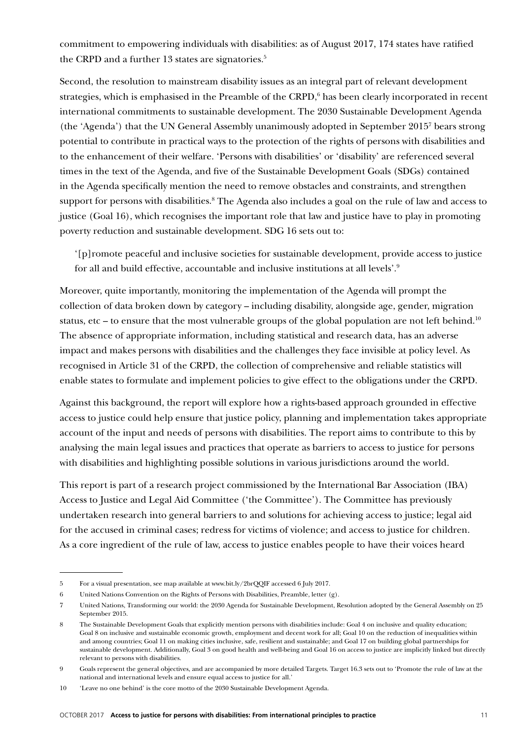commitment to empowering individuals with disabilities: as of August 2017, 174 states have ratified the CRPD and a further 13 states are signatories.[5]

Second, the resolution to mainstream disability issues as an integral part of relevant development strategies, which is emphasised in the Preamble of the CRPD,[6] has been clearly incorporated in recent international commitments to sustainable development. The 2030 Sustainable Development Agenda (the 'Agenda') that the UN General Assembly unanimously adopted in September 2015[7] bears strong potential to contribute in practical ways to the protection of the rights of persons with disabilities and to the enhancement of their welfare. 'Persons with disabilities' or 'disability' are referenced several times in the text of the Agenda, and five of the Sustainable Development Goals (SDGs) contained in the Agenda specifically mention the need to remove obstacles and constraints, and strengthen support for persons with disabilities.[8] The Agenda also includes a goal on the rule of law and access to justice (Goal 16), which recognises the important role that law and justice have to play in promoting poverty reduction and sustainable development. SDG 16 sets out to:

> '[p]romote peaceful and inclusive societies for sustainable development, provide access to justice for all and build effective, accountable and inclusive institutions at all levels'.[9]

Moreover, quite importantly, monitoring the implementation of the Agenda will prompt the collection of data broken down by category – including disability, alongside age, gender, migration status, etc – to ensure that the most vulnerable groups of the global population are not left behind.[10] The absence of appropriate information, including statistical and research data, has an adverse impact and makes persons with disabilities and the challenges they face invisible at policy level. As recognised in Article 31 of the CRPD, the collection of comprehensive and reliable statistics will enable states to formulate and implement policies to give effect to the obligations under the CRPD.

Against this background, the report will explore how a rights-based approach grounded in effective access to justice could help ensure that justice policy, planning and implementation takes appropriate account of the input and needs of persons with disabilities. The report aims to contribute to this by analysing the main legal issues and practices that operate as barriers to access to justice for persons with disabilities and highlighting possible solutions in various jurisdictions around the world.

This report is part of a research project commissioned by the International Bar Association (IBA) Access to Justice and Legal Aid Committee ('the Committee'). The Committee has previously undertaken research into general barriers to and solutions for achieving access to justice; legal aid for the accused in criminal cases; redress for victims of violence; and access to justice for children. As a core ingredient of the rule of law, access to justice enables people to have their voices heard

---

5 For a visual presentation, see map available at www.bit.ly/2brQQIF accessed 6 July 2017.

6 United Nations Convention on the Rights of Persons with Disabilities, Preamble, letter (g).

7 United Nations, Transforming our world: the 2030 Agenda for Sustainable Development, Resolution adopted by the General Assembly on 25 September 2015.

8 The Sustainable Development Goals that explicitly mention persons with disabilities include: Goal 4 on inclusive and quality education; Goal 8 on inclusive and sustainable economic growth, employment and decent work for all; Goal 10 on the reduction of inequalities within and among countries; Goal 11 on making cities inclusive, safe, resilient and sustainable; and Goal 17 on building global partnerships for sustainable development. Additionally, Goal 3 on good health and well-being and Goal 16 on access to justice are implicitly linked but directly relevant to persons with disabilities.

9 Goals represent the general objectives, and are accompanied by more detailed Targets. Target 16.3 sets out to 'Promote the rule of law at the national and international levels and ensure equal access to justice for all.'

10 'Leave no one behind' is the core motto of the 2030 Sustainable Development Agenda.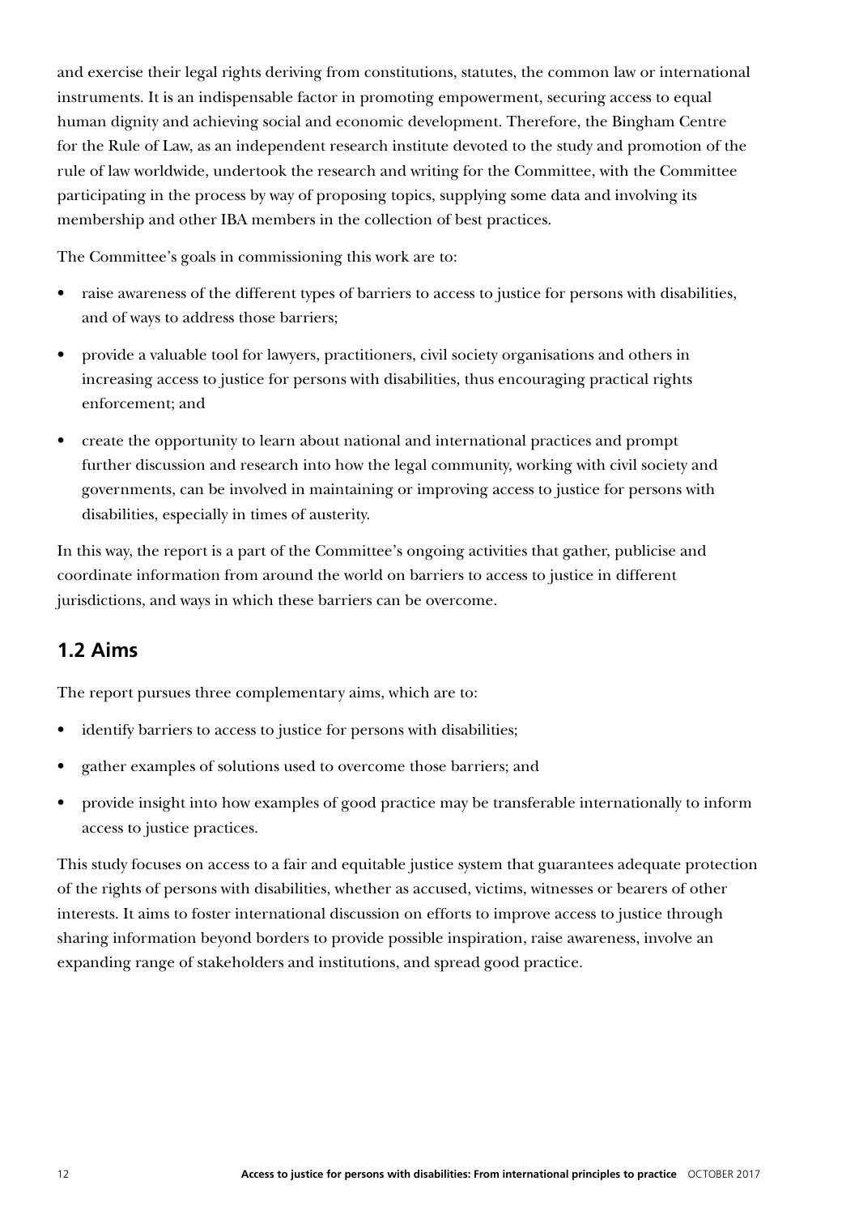and exercise their legal rights deriving from constitutions, statutes, the common law or international instruments. It is an indispensable factor in promoting empowerment, securing access to equal human dignity and achieving social and economic development. Therefore, the Bingham Centre for the Rule of Law, as an independent research institute devoted to the study and promotion of the rule of law worldwide, undertook the research and writing for the Committee, with the Committee participating in the process by way of proposing topics, supplying some data and involving its membership and other IBA members in the collection of best practices.

The Committee's goals in commissioning this work are to:

- raise awareness of the different types of barriers to access to justice for persons with disabilities, and of ways to address those barriers;
- provide a valuable tool for lawyers, practitioners, civil society organisations and others in increasing access to justice for persons with disabilities, thus encouraging practical rights enforcement; and
- create the opportunity to learn about national and international practices and prompt further discussion and research into how the legal community, working with civil society and governments, can be involved in maintaining or improving access to justice for persons with disabilities, especially in times of austerity.

In this way, the report is a part of the Committee's ongoing activities that gather, publicise and coordinate information from around the world on barriers to access to justice in different jurisdictions, and ways in which these barriers can be overcome.

## 1.2 Aims

The report pursues three complementary aims, which are to:

- identify barriers to access to justice for persons with disabilities;
- gather examples of solutions used to overcome those barriers; and
- provide insight into how examples of good practice may be transferable internationally to inform access to justice practices.

This study focuses on access to a fair and equitable justice system that guarantees adequate protection of the rights of persons with disabilities, whether as accused, victims, witnesses or bearers of other interests. It aims to foster international discussion on efforts to improve access to justice through sharing information beyond borders to provide possible inspiration, raise awareness, involve an expanding range of stakeholders and institutions, and spread good practice.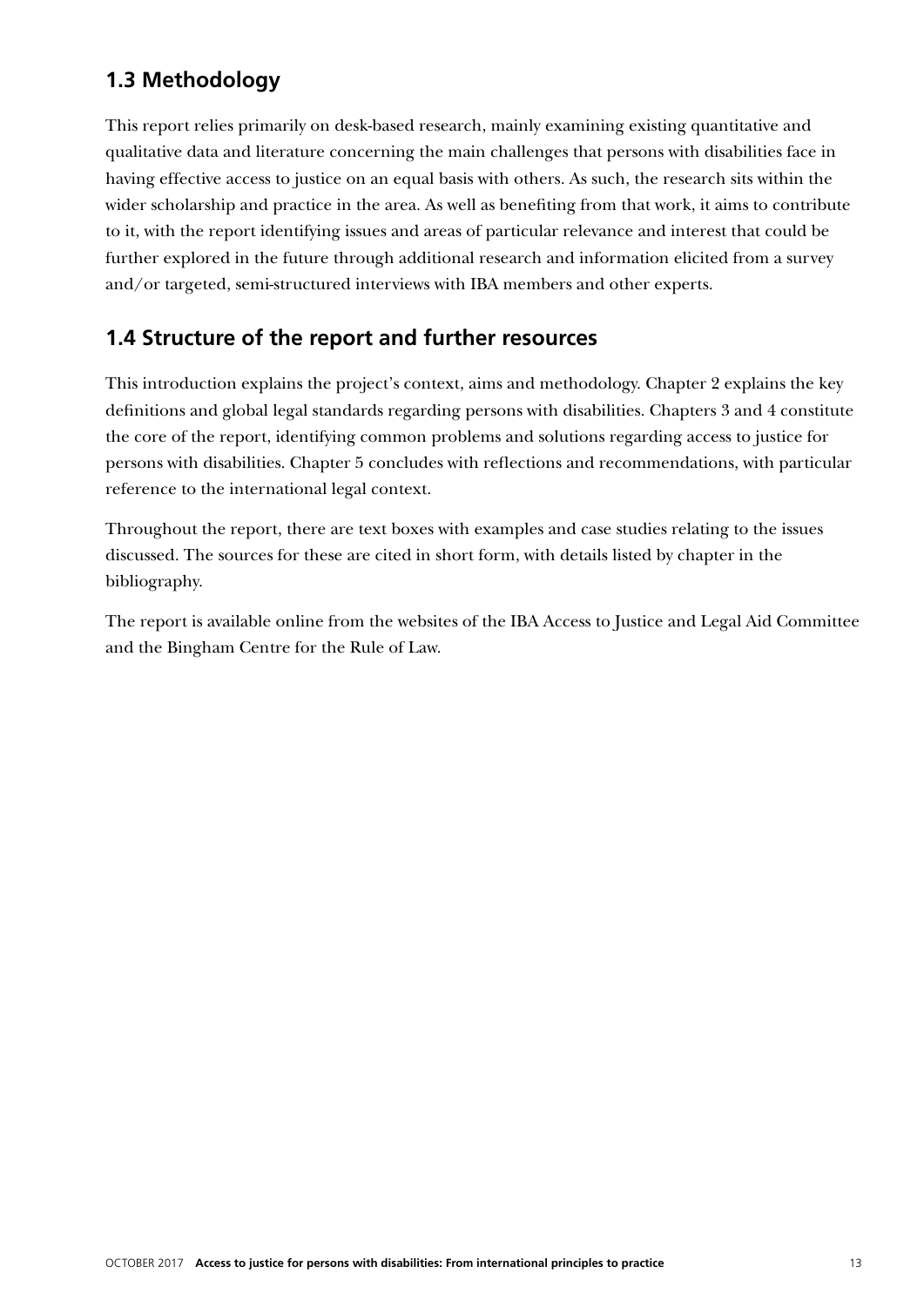## 1.3 Methodology

This report relies primarily on desk-based research, mainly examining existing quantitative and qualitative data and literature concerning the main challenges that persons with disabilities face in having effective access to justice on an equal basis with others. As such, the research sits within the wider scholarship and practice in the area. As well as benefiting from that work, it aims to contribute to it, with the report identifying issues and areas of particular relevance and interest that could be further explored in the future through additional research and information elicited from a survey and/or targeted, semi-structured interviews with IBA members and other experts.

## 1.4 Structure of the report and further resources

This introduction explains the project's context, aims and methodology. Chapter 2 explains the key definitions and global legal standards regarding persons with disabilities. Chapters 3 and 4 constitute the core of the report, identifying common problems and solutions regarding access to justice for persons with disabilities. Chapter 5 concludes with reflections and recommendations, with particular reference to the international legal context.

Throughout the report, there are text boxes with examples and case studies relating to the issues discussed. The sources for these are cited in short form, with details listed by chapter in the bibliography.

The report is available online from the websites of the IBA Access to Justice and Legal Aid Committee and the Bingham Centre for the Rule of Law.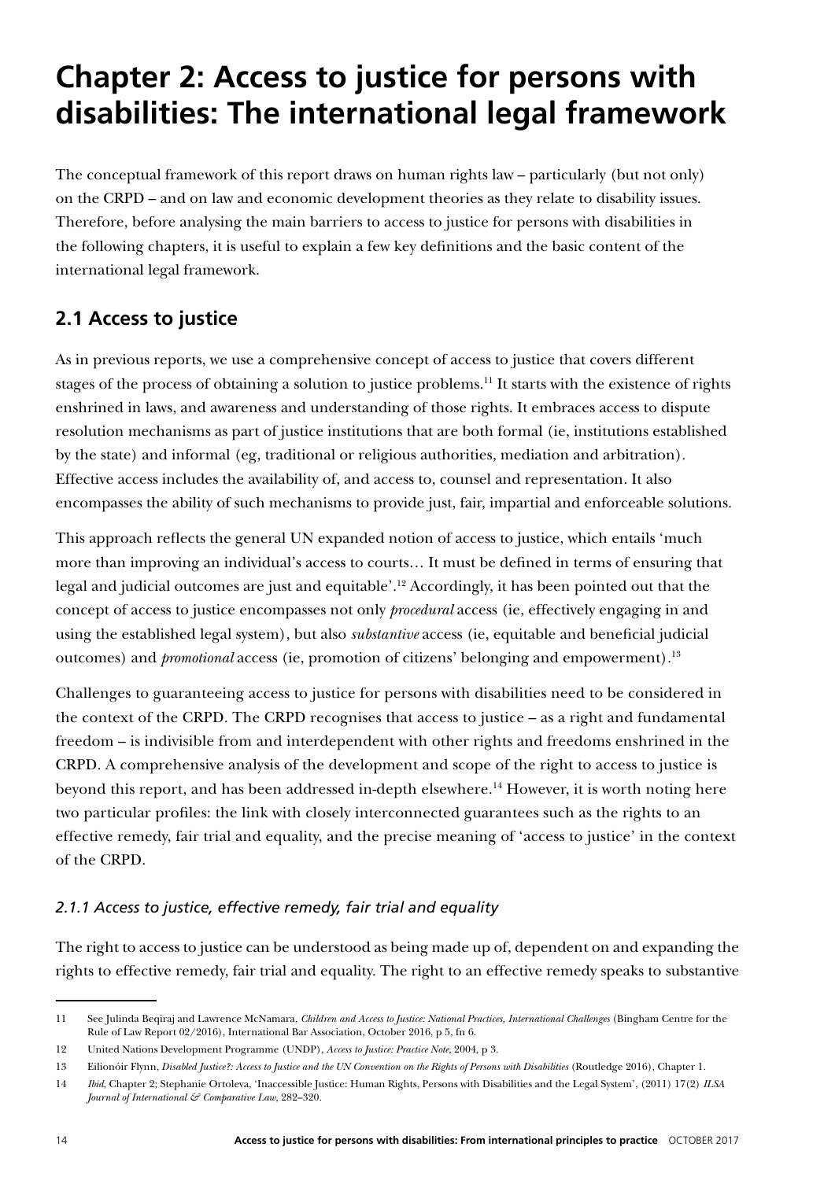# Chapter 2: Access to justice for persons with disabilities: The international legal framework

The conceptual framework of this report draws on human rights law – particularly (but not only) on the CRPD – and on law and economic development theories as they relate to disability issues. Therefore, before analysing the main barriers to access to justice for persons with disabilities in the following chapters, it is useful to explain a few key definitions and the basic content of the international legal framework.

## 2.1 Access to justice

As in previous reports, we use a comprehensive concept of access to justice that covers different stages of the process of obtaining a solution to justice problems.[11] It starts with the existence of rights enshrined in laws, and awareness and understanding of those rights. It embraces access to dispute resolution mechanisms as part of justice institutions that are both formal (ie, institutions established by the state) and informal (eg, traditional or religious authorities, mediation and arbitration). Effective access includes the availability of, and access to, counsel and representation. It also encompasses the ability of such mechanisms to provide just, fair, impartial and enforceable solutions.

This approach reflects the general UN expanded notion of access to justice, which entails 'much more than improving an individual's access to courts… It must be defined in terms of ensuring that legal and judicial outcomes are just and equitable'.[12] Accordingly, it has been pointed out that the concept of access to justice encompasses not only *procedural* access (ie, effectively engaging in and using the established legal system), but also *substantive* access (ie, equitable and beneficial judicial outcomes) and *promotional* access (ie, promotion of citizens' belonging and empowerment).[13]

Challenges to guaranteeing access to justice for persons with disabilities need to be considered in the context of the CRPD. The CRPD recognises that access to justice – as a right and fundamental freedom – is indivisible from and interdependent with other rights and freedoms enshrined in the CRPD. A comprehensive analysis of the development and scope of the right to access to justice is beyond this report, and has been addressed in-depth elsewhere.[14] However, it is worth noting here two particular profiles: the link with closely interconnected guarantees such as the rights to an effective remedy, fair trial and equality, and the precise meaning of 'access to justice' in the context of the CRPD.

### *2.1.1 Access to justice, effective remedy, fair trial and equality*

The right to access to justice can be understood as being made up of, dependent on and expanding the rights to effective remedy, fair trial and equality. The right to an effective remedy speaks to substantive

---

11 See Julinda Beqiraj and Lawrence McNamara, *Children and Access to Justice: National Practices, International Challenges* (Bingham Centre for the Rule of Law Report 02/2016), International Bar Association, October 2016, p 5, fn 6.

12 United Nations Development Programme (UNDP), *Access to Justice: Practice Note*, 2004, p 3.

13 Eilionóir Flynn, *Disabled Justice?: Access to Justice and the UN Convention on the Rights of Persons with Disabilities* (Routledge 2016), Chapter 1.

14 *Ibid*, Chapter 2; Stephanie Ortoleva, 'Inaccessible Justice: Human Rights, Persons with Disabilities and the Legal System', (2011) 17(2) *ILSA Journal of International & Comparative Law*, 282–320.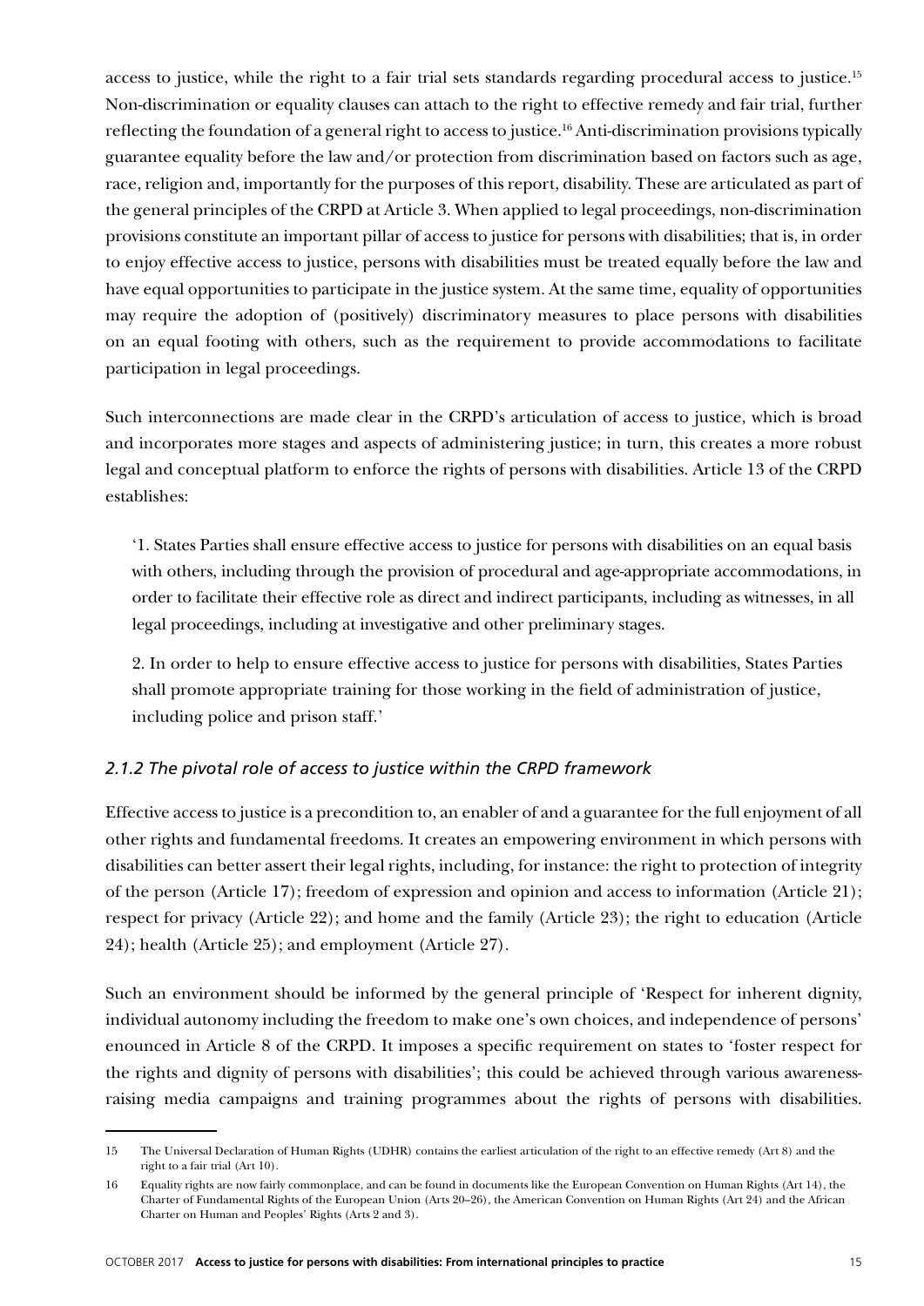access to justice, while the right to a fair trial sets standards regarding procedural access to justice.[15] Non-discrimination or equality clauses can attach to the right to effective remedy and fair trial, further reflecting the foundation of a general right to access to justice.[16] Anti-discrimination provisions typically guarantee equality before the law and/or protection from discrimination based on factors such as age, race, religion and, importantly for the purposes of this report, disability. These are articulated as part of the general principles of the CRPD at Article 3. When applied to legal proceedings, non-discrimination provisions constitute an important pillar of access to justice for persons with disabilities; that is, in order to enjoy effective access to justice, persons with disabilities must be treated equally before the law and have equal opportunities to participate in the justice system. At the same time, equality of opportunities may require the adoption of (positively) discriminatory measures to place persons with disabilities on an equal footing with others, such as the requirement to provide accommodations to facilitate participation in legal proceedings.

Such interconnections are made clear in the CRPD's articulation of access to justice, which is broad and incorporates more stages and aspects of administering justice; in turn, this creates a more robust legal and conceptual platform to enforce the rights of persons with disabilities. Article 13 of the CRPD establishes:

> '1. States Parties shall ensure effective access to justice for persons with disabilities on an equal basis with others, including through the provision of procedural and age-appropriate accommodations, in order to facilitate their effective role as direct and indirect participants, including as witnesses, in all legal proceedings, including at investigative and other preliminary stages.
>
> 2. In order to help to ensure effective access to justice for persons with disabilities, States Parties shall promote appropriate training for those working in the field of administration of justice, including police and prison staff.'

### *2.1.2 The pivotal role of access to justice within the CRPD framework*

Effective access to justice is a precondition to, an enabler of and a guarantee for the full enjoyment of all other rights and fundamental freedoms. It creates an empowering environment in which persons with disabilities can better assert their legal rights, including, for instance: the right to protection of integrity of the person (Article 17); freedom of expression and opinion and access to information (Article 21); respect for privacy (Article 22); and home and the family (Article 23); the right to education (Article 24); health (Article 25); and employment (Article 27).

Such an environment should be informed by the general principle of 'Respect for inherent dignity, individual autonomy including the freedom to make one's own choices, and independence of persons' enounced in Article 8 of the CRPD. It imposes a specific requirement on states to 'foster respect for the rights and dignity of persons with disabilities'; this could be achieved through various awareness-raising media campaigns and training programmes about the rights of persons with disabilities.

---

15 The Universal Declaration of Human Rights (UDHR) contains the earliest articulation of the right to an effective remedy (Art 8) and the right to a fair trial (Art 10).

16 Equality rights are now fairly commonplace, and can be found in documents like the European Convention on Human Rights (Art 14), the Charter of Fundamental Rights of the European Union (Arts 20–26), the American Convention on Human Rights (Art 24) and the African Charter on Human and Peoples' Rights (Arts 2 and 3).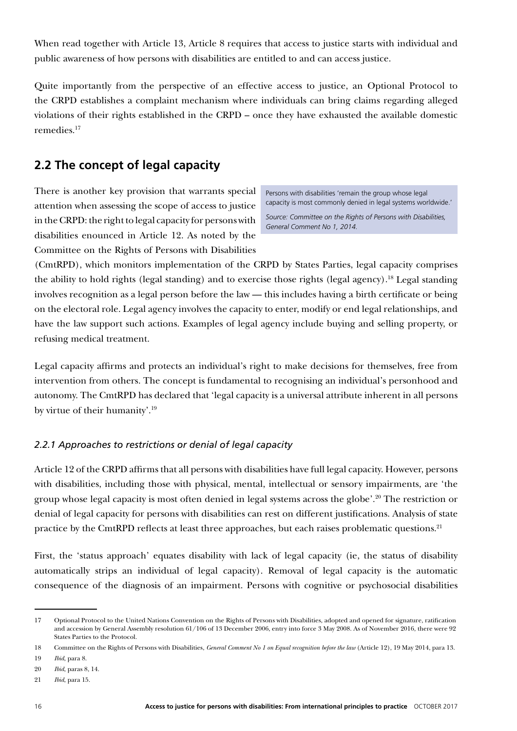When read together with Article 13, Article 8 requires that access to justice starts with individual and public awareness of how persons with disabilities are entitled to and can access justice.

Quite importantly from the perspective of an effective access to justice, an Optional Protocol to the CRPD establishes a complaint mechanism where individuals can bring claims regarding alleged violations of their rights established in the CRPD – once they have exhausted the available domestic remedies.[17]

## 2.2 The concept of legal capacity

> Persons with disabilities 'remain the group whose legal capacity is most commonly denied in legal systems worldwide.'
>
> *Source: Committee on the Rights of Persons with Disabilities, General Comment No 1, 2014.*

There is another key provision that warrants special attention when assessing the scope of access to justice in the CRPD: the right to legal capacity for persons with disabilities enounced in Article 12. As noted by the Committee on the Rights of Persons with Disabilities (CmtRPD), which monitors implementation of the CRPD by States Parties, legal capacity comprises the ability to hold rights (legal standing) and to exercise those rights (legal agency).[18] Legal standing involves recognition as a legal person before the law — this includes having a birth certificate or being on the electoral role. Legal agency involves the capacity to enter, modify or end legal relationships, and have the law support such actions. Examples of legal agency include buying and selling property, or refusing medical treatment.

Legal capacity affirms and protects an individual's right to make decisions for themselves, free from intervention from others. The concept is fundamental to recognising an individual's personhood and autonomy. The CmtRPD has declared that 'legal capacity is a universal attribute inherent in all persons by virtue of their humanity'.[19]

### *2.2.1 Approaches to restrictions or denial of legal capacity*

Article 12 of the CRPD affirms that all persons with disabilities have full legal capacity. However, persons with disabilities, including those with physical, mental, intellectual or sensory impairments, are 'the group whose legal capacity is most often denied in legal systems across the globe'.[20] The restriction or denial of legal capacity for persons with disabilities can rest on different justifications. Analysis of state practice by the CmtRPD reflects at least three approaches, but each raises problematic questions.[21]

First, the 'status approach' equates disability with lack of legal capacity (ie, the status of disability automatically strips an individual of legal capacity). Removal of legal capacity is the automatic consequence of the diagnosis of an impairment. Persons with cognitive or psychosocial disabilities

---

17 Optional Protocol to the United Nations Convention on the Rights of Persons with Disabilities, adopted and opened for signature, ratification and accession by General Assembly resolution 61/106 of 13 December 2006, entry into force 3 May 2008. As of November 2016, there were 92 States Parties to the Protocol.

18 Committee on the Rights of Persons with Disabilities, *General Comment No 1 on Equal recognition before the law* (Article 12), 19 May 2014, para 13.

19 *Ibid*, para 8.

20 *Ibid*, paras 8, 14.

21 *Ibid*, para 15.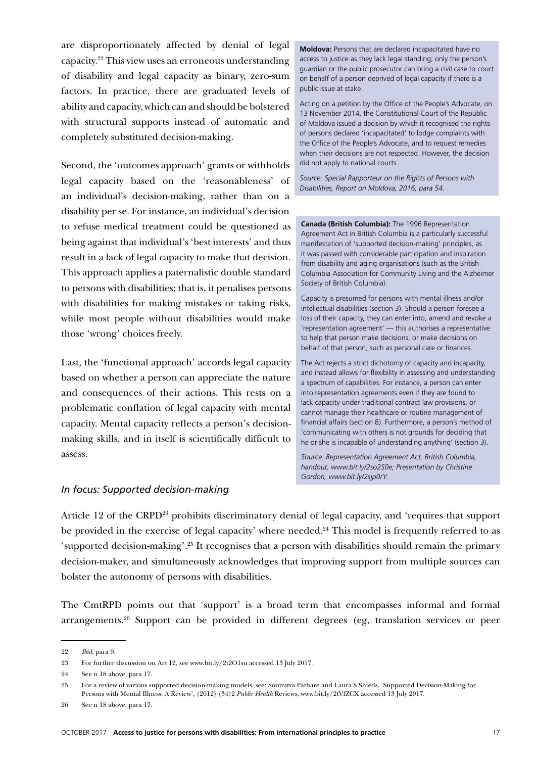are disproportionately affected by denial of legal capacity.[22] This view uses an erroneous understanding of disability and legal capacity as binary, zero-sum factors. In practice, there are graduated levels of ability and capacity, which can and should be bolstered with structural supports instead of automatic and completely substituted decision-making.

Second, the 'outcomes approach' grants or withholds legal capacity based on the 'reasonableness' of an individual's decision-making, rather than on a disability per se. For instance, an individual's decision to refuse medical treatment could be questioned as being against that individual's 'best interests' and thus result in a lack of legal capacity to make that decision. This approach applies a paternalistic double standard to persons with disabilities; that is, it penalises persons with disabilities for making mistakes or taking risks, while most people without disabilities would make those 'wrong' choices freely.

Last, the 'functional approach' accords legal capacity based on whether a person can appreciate the nature and consequences of their actions. This rests on a problematic conflation of legal capacity with mental capacity. Mental capacity reflects a person's decision-making skills, and in itself is scientifically difficult to assess.

**Moldova:** Persons that are declared incapacitated have no access to justice as they lack legal standing; only the person's guardian or the public prosecutor can bring a civil case to court on behalf of a person deprived of legal capacity if there is a public issue at stake.

Acting on a petition by the Office of the People's Advocate, on 13 November 2014, the Constitutional Court of the Republic of Moldova issued a decision by which it recognised the rights of persons declared 'incapacitated' to lodge complaints with the Office of the People's Advocate, and to request remedies when their decisions are not respected. However, the decision did not apply to national courts.

*Source: Special Rapporteur on the Rights of Persons with Disabilities, Report on Moldova, 2016, para 54.*

**Canada (British Columbia):** The 1996 Representation Agreement Act in British Columbia is a particularly successful manifestation of 'supported decision-making' principles, as it was passed with considerable participation and inspiration from disability and aging organisations (such as the British Columbia Association for Community Living and the Alzheimer Society of British Columbia).

Capacity is presumed for persons with mental illness and/or intellectual disabilities (section 3). Should a person foresee a loss of their capacity, they can enter into, amend and revoke a 'representation agreement' — this authorises a representative to help that person make decisions, or make decisions on behalf of that person, such as personal care or finances.

The Act rejects a strict dichotomy of capacity and incapacity, and instead allows for flexibility in assessing and understanding a spectrum of capabilities. For instance, a person can enter into representation agreements even if they are found to lack capacity under traditional contract law provisions, or cannot manage their healthcare or routine management of financial affairs (section 8). Furthermore, a person's method of 'communicating with others is not grounds for deciding that he or she is incapable of understanding anything' (section 3).

*Source: Representation Agreement Act, British Columbia, handout, www.bit.ly/2so2S0e; Presentation by Christine Gordon, www.bit.ly/2sjp0rY.*

### *In focus: Supported decision-making*

Article 12 of the CRPD[23] prohibits discriminatory denial of legal capacity, and 'requires that support be provided in the exercise of legal capacity' where needed.[24] This model is frequently referred to as 'supported decision-making'.[25] It recognises that a person with disabilities should remain the primary decision-maker, and simultaneously acknowledges that improving support from multiple sources can bolster the autonomy of persons with disabilities.

The CmtRPD points out that 'support' is a broad term that encompasses informal and formal arrangements.[26] Support can be provided in different degrees (eg, translation services or peer

---

22 *Ibid*, para 9.

23 For further discussion on Art 12, see www.bit.ly/2t2O1su accessed 13 July 2017.

24 See n 18 above, para 17.

25 For a review of various supported decision-making models, see: Soumitra Pathare and Laura S Shieds, 'Supported Decision-Making for Persons with Mental Illness: A Review', (2012) (34)2 *Public Health* Reviews, www.bit.ly/2tVfZCX accessed 13 July 2017.

26 See n 18 above, para 17.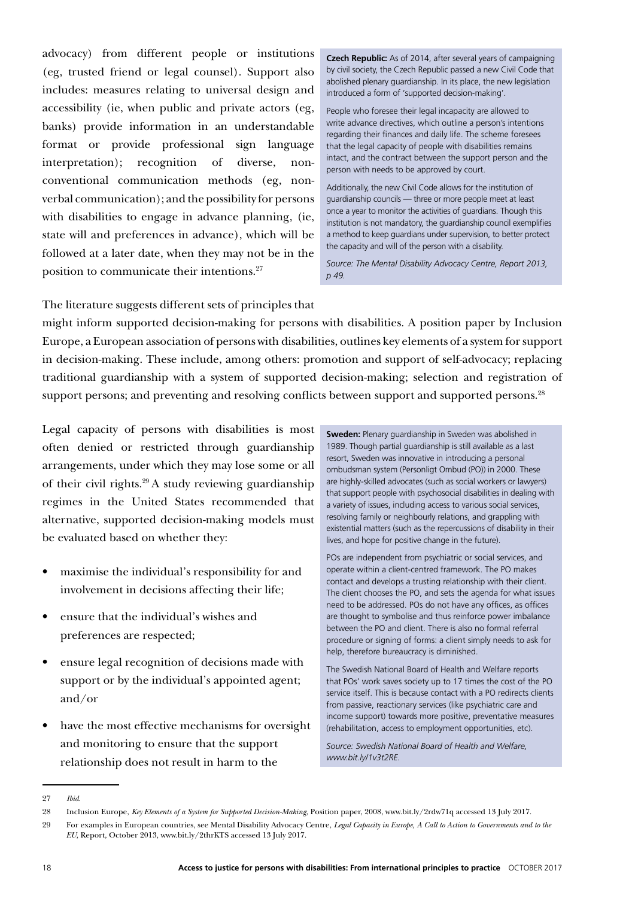advocacy) from different people or institutions (eg, trusted friend or legal counsel). Support also includes: measures relating to universal design and accessibility (ie, when public and private actors (eg, banks) provide information in an understandable format or provide professional sign language interpretation); recognition of diverse, non-conventional communication methods (eg, non-verbal communication); and the possibility for persons with disabilities to engage in advance planning, (ie, state will and preferences in advance), which will be followed at a later date, when they may not be in the position to communicate their intentions.[27]

> **Czech Republic:** As of 2014, after several years of campaigning by civil society, the Czech Republic passed a new Civil Code that abolished plenary guardianship. In its place, the new legislation introduced a form of 'supported decision-making'.
>
> People who foresee their legal incapacity are allowed to write advance directives, which outline a person's intentions regarding their finances and daily life. The scheme foresees that the legal capacity of people with disabilities remains intact, and the contract between the support person and the person with needs to be approved by court.
>
> Additionally, the new Civil Code allows for the institution of guardianship councils — three or more people meet at least once a year to monitor the activities of guardians. Though this institution is not mandatory, the guardianship council exemplifies a method to keep guardians under supervision, to better protect the capacity and will of the person with a disability.
>
> *Source: The Mental Disability Advocacy Centre, Report 2013, p 49.*

The literature suggests different sets of principles that might inform supported decision-making for persons with disabilities. A position paper by Inclusion Europe, a European association of persons with disabilities, outlines key elements of a system for support in decision-making. These include, among others: promotion and support of self-advocacy; replacing traditional guardianship with a system of supported decision-making; selection and registration of support persons; and preventing and resolving conflicts between support and supported persons.[28]

Legal capacity of persons with disabilities is most often denied or restricted through guardianship arrangements, under which they may lose some or all of their civil rights.[29] A study reviewing guardianship regimes in the United States recommended that alternative, supported decision-making models must be evaluated based on whether they:

- maximise the individual's responsibility for and involvement in decisions affecting their life;
- ensure that the individual's wishes and preferences are respected;
- ensure legal recognition of decisions made with support or by the individual's appointed agent; and/or
- have the most effective mechanisms for oversight and monitoring to ensure that the support relationship does not result in harm to the

> **Sweden:** Plenary guardianship in Sweden was abolished in 1989. Though partial guardianship is still available as a last resort, Sweden was innovative in introducing a personal ombudsman system (Personligt Ombud (PO)) in 2000. These are highly-skilled advocates (such as social workers or lawyers) that support people with psychosocial disabilities in dealing with a variety of issues, including access to various social services, resolving family or neighbourly relations, and grappling with existential matters (such as the repercussions of disability in their lives, and hope for positive change in the future).
>
> POs are independent from psychiatric or social services, and operate within a client-centred framework. The PO makes contact and develops a trusting relationship with their client. The client chooses the PO, and sets the agenda for what issues need to be addressed. POs do not have any offices, as offices are thought to symbolise and thus reinforce power imbalance between the PO and client. There is also no formal referral procedure or signing of forms: a client simply needs to ask for help, therefore bureaucracy is diminished.
>
> The Swedish National Board of Health and Welfare reports that POs' work saves society up to 17 times the cost of the PO service itself. This is because contact with a PO redirects clients from passive, reactionary services (like psychiatric care and income support) towards more positive, preventative measures (rehabilitation, access to employment opportunities, etc).
>
> *Source: Swedish National Board of Health and Welfare, www.bit.ly/1v3t2RE.*

---

27 *Ibid.*

28 Inclusion Europe, *Key Elements of a System for Supported Decision-Making*, Position paper, 2008, www.bit.ly/2rdw71q accessed 13 July 2017.

29 For examples in European countries, see Mental Disability Advocacy Centre, *Legal Capacity in Europe, A Call to Action to Governments and to the EU*, Report, October 2013, www.bit.ly/2thrKTS accessed 13 July 2017.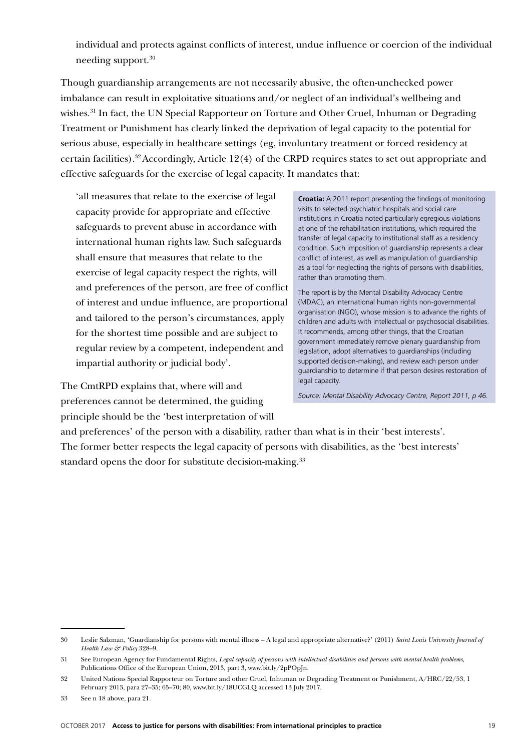individual and protects against conflicts of interest, undue influence or coercion of the individual needing support.[30]

Though guardianship arrangements are not necessarily abusive, the often-unchecked power imbalance can result in exploitative situations and/or neglect of an individual's wellbeing and wishes.[31] In fact, the UN Special Rapporteur on Torture and Other Cruel, Inhuman or Degrading Treatment or Punishment has clearly linked the deprivation of legal capacity to the potential for serious abuse, especially in healthcare settings (eg, involuntary treatment or forced residency at certain facilities).[32] Accordingly, Article 12(4) of the CRPD requires states to set out appropriate and effective safeguards for the exercise of legal capacity. It mandates that:

> 'all measures that relate to the exercise of legal capacity provide for appropriate and effective safeguards to prevent abuse in accordance with international human rights law. Such safeguards shall ensure that measures that relate to the exercise of legal capacity respect the rights, will and preferences of the person, are free of conflict of interest and undue influence, are proportional and tailored to the person's circumstances, apply for the shortest time possible and are subject to regular review by a competent, independent and impartial authority or judicial body'.

The CmtRPD explains that, where will and preferences cannot be determined, the guiding principle should be the 'best interpretation of will and preferences' of the person with a disability, rather than what is in their 'best interests'. The former better respects the legal capacity of persons with disabilities, as the 'best interests' standard opens the door for substitute decision-making.[33]

> **Croatia:** A 2011 report presenting the findings of monitoring visits to selected psychiatric hospitals and social care institutions in Croatia noted particularly egregious violations at one of the rehabilitation institutions, which required the transfer of legal capacity to institutional staff as a residency condition. Such imposition of guardianship represents a clear conflict of interest, as well as manipulation of guardianship as a tool for neglecting the rights of persons with disabilities, rather than promoting them.
>
> The report is by the Mental Disability Advocacy Centre (MDAC), an international human rights non-governmental organisation (NGO), whose mission is to advance the rights of children and adults with intellectual or psychosocial disabilities. It recommends, among other things, that the Croatian government immediately remove plenary guardianship from legislation, adopt alternatives to guardianships (including supported decision-making), and review each person under guardianship to determine if that person desires restoration of legal capacity.
>
> *Source: Mental Disability Advocacy Centre, Report 2011, p 46.*

---

30 Leslie Salzman, 'Guardianship for persons with mental illness – A legal and appropriate alternative?' (2011) *Saint Louis University Journal of Health Law & Policy* 328–9.

31 See European Agency for Fundamental Rights, *Legal capacity of persons with intellectual disabilities and persons with mental health problems*, Publications Office of the European Union, 2013, part 3, www.bit.ly/2pPOpJn.

32 United Nations Special Rapporteur on Torture and other Cruel, Inhuman or Degrading Treatment or Punishment, A/HRC/22/53, 1 February 2013, para 27–35; 65–70; 80, www.bit.ly/18UCGLQ accessed 13 July 2017.

33 See n 18 above, para 21.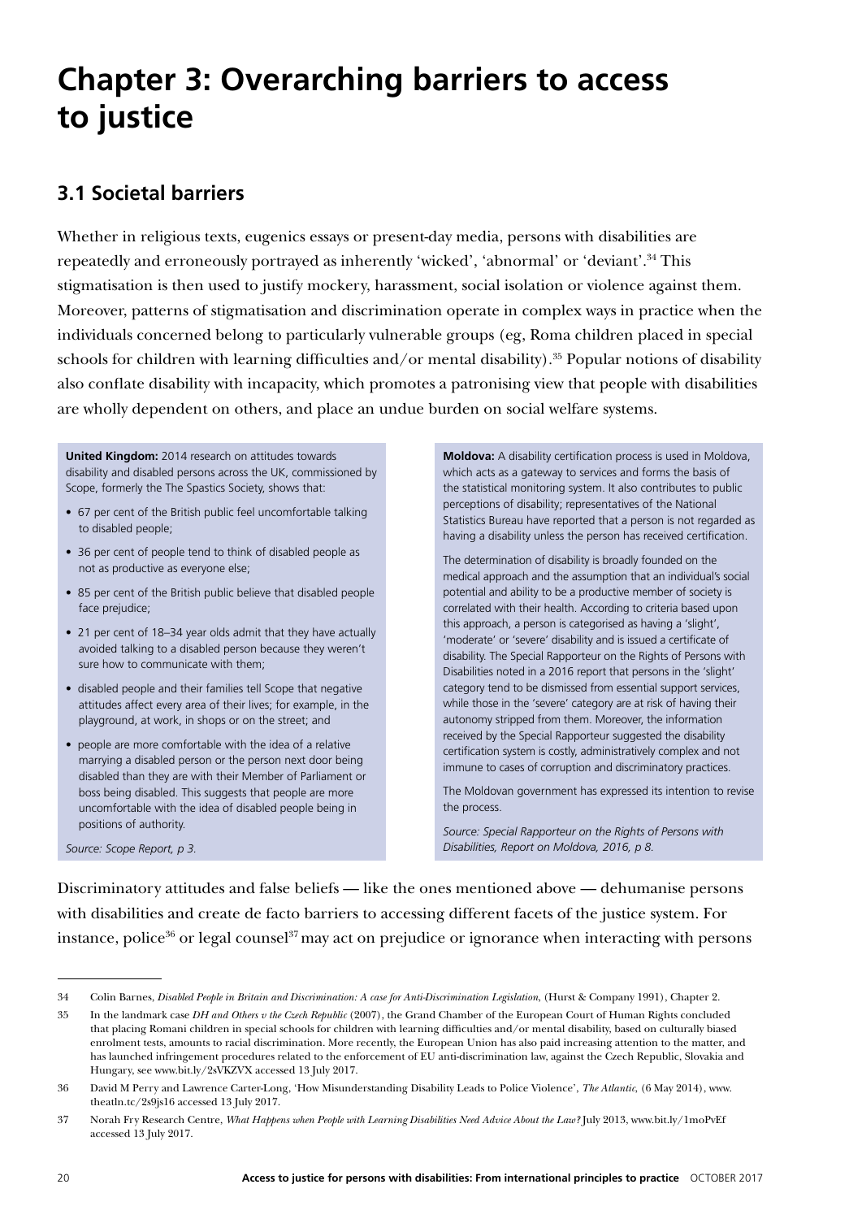# Chapter 3: Overarching barriers to access to justice

## 3.1 Societal barriers

Whether in religious texts, eugenics essays or present-day media, persons with disabilities are repeatedly and erroneously portrayed as inherently 'wicked', 'abnormal' or 'deviant'.[34] This stigmatisation is then used to justify mockery, harassment, social isolation or violence against them. Moreover, patterns of stigmatisation and discrimination operate in complex ways in practice when the individuals concerned belong to particularly vulnerable groups (eg, Roma children placed in special schools for children with learning difficulties and/or mental disability).[35] Popular notions of disability also conflate disability with incapacity, which promotes a patronising view that people with disabilities are wholly dependent on others, and place an undue burden on social welfare systems.

**United Kingdom:** 2014 research on attitudes towards disability and disabled persons across the UK, commissioned by Scope, formerly the The Spastics Society, shows that:

- 67 per cent of the British public feel uncomfortable talking to disabled people;
- 36 per cent of people tend to think of disabled people as not as productive as everyone else;
- 85 per cent of the British public believe that disabled people face prejudice;
- 21 per cent of 18–34 year olds admit that they have actually avoided talking to a disabled person because they weren't sure how to communicate with them;
- disabled people and their families tell Scope that negative attitudes affect every area of their lives; for example, in the playground, at work, in shops or on the street; and
- people are more comfortable with the idea of a relative marrying a disabled person or the person next door being disabled than they are with their Member of Parliament or boss being disabled. This suggests that people are more uncomfortable with the idea of disabled people being in positions of authority.

*Source: Scope Report, p 3.*

**Moldova:** A disability certification process is used in Moldova, which acts as a gateway to services and forms the basis of the statistical monitoring system. It also contributes to public perceptions of disability; representatives of the National Statistics Bureau have reported that a person is not regarded as having a disability unless the person has received certification.

The determination of disability is broadly founded on the medical approach and the assumption that an individual's social potential and ability to be a productive member of society is correlated with their health. According to criteria based upon this approach, a person is categorised as having a 'slight', 'moderate' or 'severe' disability and is issued a certificate of disability. The Special Rapporteur on the Rights of Persons with Disabilities noted in a 2016 report that persons in the 'slight' category tend to be dismissed from essential support services, while those in the 'severe' category are at risk of having their autonomy stripped from them. Moreover, the information received by the Special Rapporteur suggested the disability certification system is costly, administratively complex and not immune to cases of corruption and discriminatory practices.

The Moldovan government has expressed its intention to revise the process.

*Source: Special Rapporteur on the Rights of Persons with Disabilities, Report on Moldova, 2016, p 8.*

Discriminatory attitudes and false beliefs — like the ones mentioned above — dehumanise persons with disabilities and create de facto barriers to accessing different facets of the justice system. For instance, police[36] or legal counsel[37] may act on prejudice or ignorance when interacting with persons

---

34 Colin Barnes, *Disabled People in Britain and Discrimination: A case for Anti-Discrimination Legislation*, (Hurst & Company 1991), Chapter 2.

35 In the landmark case *DH and Others v the Czech Republic* (2007), the Grand Chamber of the European Court of Human Rights concluded that placing Romani children in special schools for children with learning difficulties and/or mental disability, based on culturally biased enrolment tests, amounts to racial discrimination. More recently, the European Union has also paid increasing attention to the matter, and has launched infringement procedures related to the enforcement of EU anti-discrimination law, against the Czech Republic, Slovakia and Hungary, see www.bit.ly/2sVKZVX accessed 13 July 2017.

36 David M Perry and Lawrence Carter-Long, 'How Misunderstanding Disability Leads to Police Violence', *The Atlantic*, (6 May 2014), www.theatln.tc/2s9js16 accessed 13 July 2017.

37 Norah Fry Research Centre, *What Happens when People with Learning Disabilities Need Advice About the Law?* July 2013, www.bit.ly/1moPvEf accessed 13 July 2017.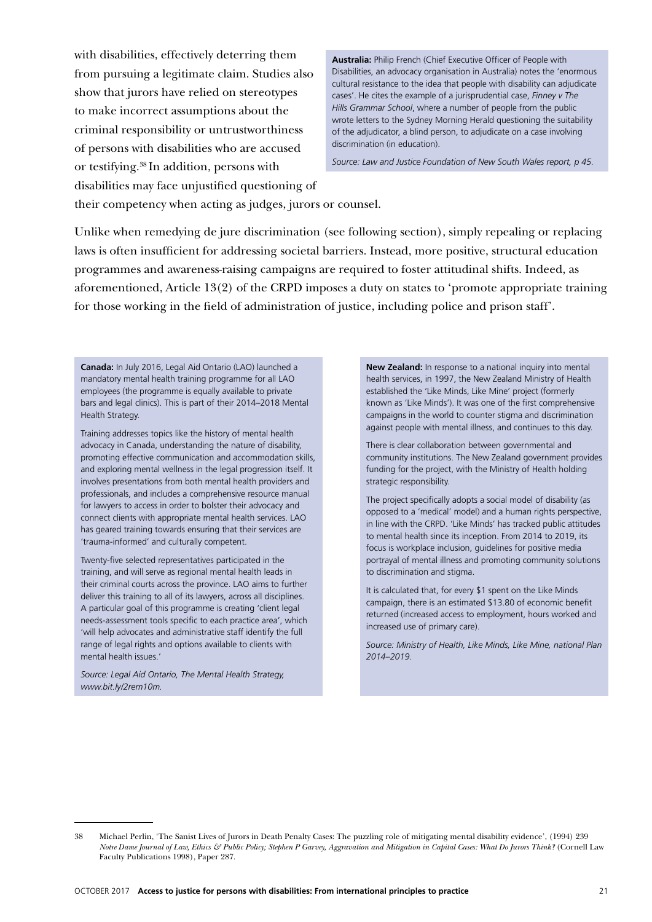with disabilities, effectively deterring them from pursuing a legitimate claim. Studies also show that jurors have relied on stereotypes to make incorrect assumptions about the criminal responsibility or untrustworthiness of persons with disabilities who are accused or testifying.[38] In addition, persons with disabilities may face unjustified questioning of their competency when acting as judges, jurors or counsel.

> **Australia:** Philip French (Chief Executive Officer of People with Disabilities, an advocacy organisation in Australia) notes the 'enormous cultural resistance to the idea that people with disability can adjudicate cases'. He cites the example of a jurisprudential case, *Finney v The Hills Grammar School*, where a number of people from the public wrote letters to the Sydney Morning Herald questioning the suitability of the adjudicator, a blind person, to adjudicate on a case involving discrimination (in education).
>
> *Source: Law and Justice Foundation of New South Wales report, p 45.*

Unlike when remedying de jure discrimination (see following section), simply repealing or replacing laws is often insufficient for addressing societal barriers. Instead, more positive, structural education programmes and awareness-raising campaigns are required to foster attitudinal shifts. Indeed, as aforementioned, Article 13(2) of the CRPD imposes a duty on states to 'promote appropriate training for those working in the field of administration of justice, including police and prison staff'.

> **Canada:** In July 2016, Legal Aid Ontario (LAO) launched a mandatory mental health training programme for all LAO employees (the programme is equally available to private bars and legal clinics). This is part of their 2014–2018 Mental Health Strategy.
>
> Training addresses topics like the history of mental health advocacy in Canada, understanding the nature of disability, promoting effective communication and accommodation skills, and exploring mental wellness in the legal progression itself. It involves presentations from both mental health providers and professionals, and includes a comprehensive resource manual for lawyers to access in order to bolster their advocacy and connect clients with appropriate mental health services. LAO has geared training towards ensuring that their services are 'trauma-informed' and culturally competent.
>
> Twenty-five selected representatives participated in the training, and will serve as regional mental health leads in their criminal courts across the province. LAO aims to further deliver this training to all of its lawyers, across all disciplines. A particular goal of this programme is creating 'client legal needs-assessment tools specific to each practice area', which 'will help advocates and administrative staff identify the full range of legal rights and options available to clients with mental health issues.'
>
> *Source: Legal Aid Ontario, The Mental Health Strategy, www.bit.ly/2rem10m.*

> **New Zealand:** In response to a national inquiry into mental health services, in 1997, the New Zealand Ministry of Health established the 'Like Minds, Like Mine' project (formerly known as 'Like Minds'). It was one of the first comprehensive campaigns in the world to counter stigma and discrimination against people with mental illness, and continues to this day.
>
> There is clear collaboration between governmental and community institutions. The New Zealand government provides funding for the project, with the Ministry of Health holding strategic responsibility.
>
> The project specifically adopts a social model of disability (as opposed to a 'medical' model) and a human rights perspective, in line with the CRPD. 'Like Minds' has tracked public attitudes to mental health since its inception. From 2014 to 2019, its focus is workplace inclusion, guidelines for positive media portrayal of mental illness and promoting community solutions to discrimination and stigma.
>
> It is calculated that, for every $1 spent on the Like Minds campaign, there is an estimated $13.80 of economic benefit returned (increased access to employment, hours worked and increased use of primary care).
>
> *Source: Ministry of Health, Like Minds, Like Mine, national Plan 2014–2019.*

---

38 Michael Perlin, 'The Sanist Lives of Jurors in Death Penalty Cases: The puzzling role of mitigating mental disability evidence', (1994) 239 *Notre Dame Journal of Law, Ethics & Public Policy; Stephen P Garvey, Aggravation and Mitigation in Capital Cases: What Do Jurors Think?* (Cornell Law Faculty Publications 1998), Paper 287.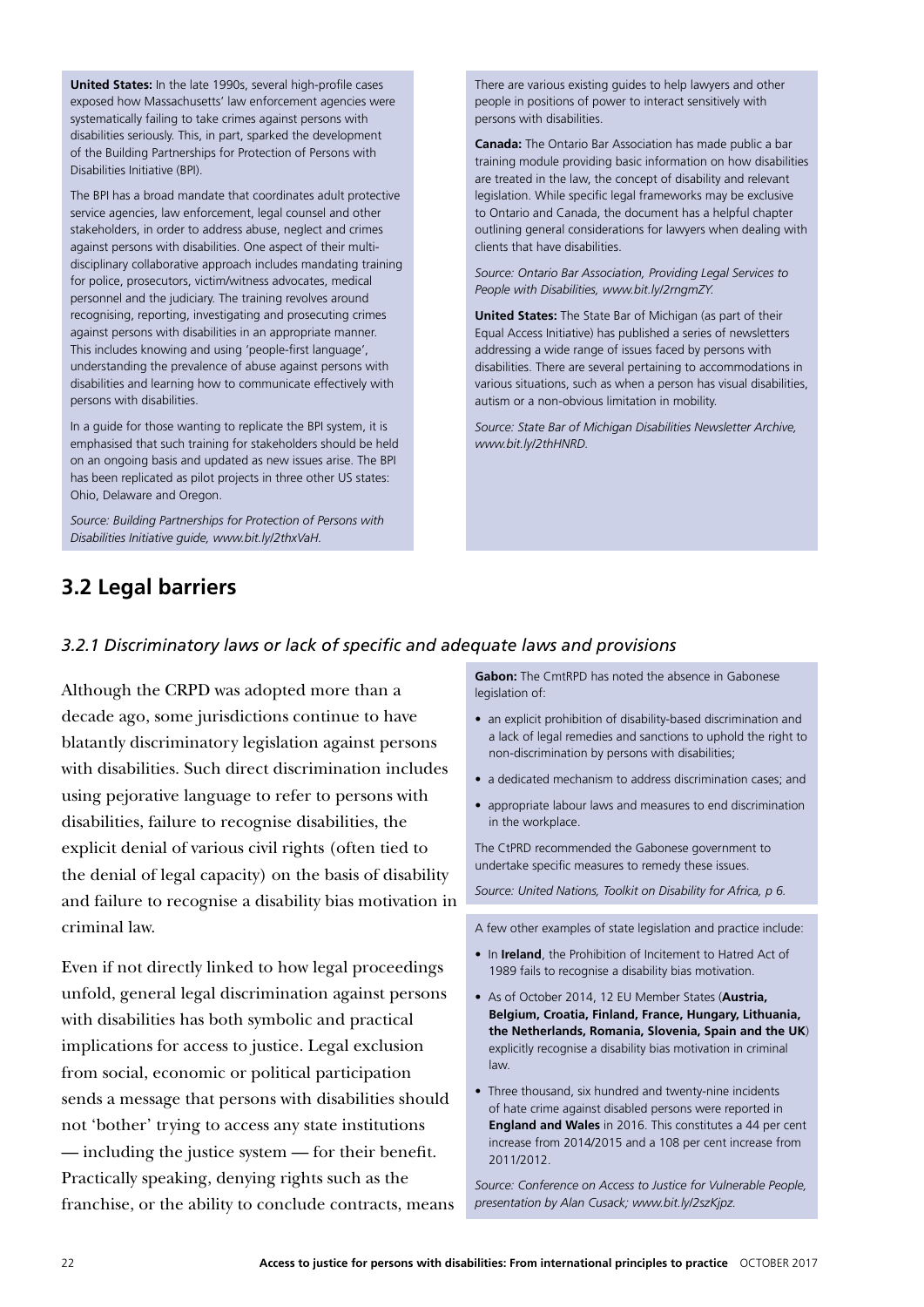**United States:** In the late 1990s, several high-profile cases exposed how Massachusetts' law enforcement agencies were systematically failing to take crimes against persons with disabilities seriously. This, in part, sparked the development of the Building Partnerships for Protection of Persons with Disabilities Initiative (BPI).

The BPI has a broad mandate that coordinates adult protective service agencies, law enforcement, legal counsel and other stakeholders, in order to address abuse, neglect and crimes against persons with disabilities. One aspect of their multi-disciplinary collaborative approach includes mandating training for police, prosecutors, victim/witness advocates, medical personnel and the judiciary. The training revolves around recognising, reporting, investigating and prosecuting crimes against persons with disabilities in an appropriate manner. This includes knowing and using 'people-first language', understanding the prevalence of abuse against persons with disabilities and learning how to communicate effectively with persons with disabilities.

In a guide for those wanting to replicate the BPI system, it is emphasised that such training for stakeholders should be held on an ongoing basis and updated as new issues arise. The BPI has been replicated as pilot projects in three other US states: Ohio, Delaware and Oregon.

*Source: Building Partnerships for Protection of Persons with Disabilities Initiative guide, www.bit.ly/2thxVaH.*

There are various existing guides to help lawyers and other people in positions of power to interact sensitively with persons with disabilities.

**Canada:** The Ontario Bar Association has made public a bar training module providing basic information on how disabilities are treated in the law, the concept of disability and relevant legislation. While specific legal frameworks may be exclusive to Ontario and Canada, the document has a helpful chapter outlining general considerations for lawyers when dealing with clients that have disabilities.

*Source: Ontario Bar Association, Providing Legal Services to People with Disabilities, www.bit.ly/2rngmZY.*

**United States:** The State Bar of Michigan (as part of their Equal Access Initiative) has published a series of newsletters addressing a wide range of issues faced by persons with disabilities. There are several pertaining to accommodations in various situations, such as when a person has visual disabilities, autism or a non-obvious limitation in mobility.

*Source: State Bar of Michigan Disabilities Newsletter Archive, www.bit.ly/2thHNRD.*

## 3.2 Legal barriers

### *3.2.1 Discriminatory laws or lack of specific and adequate laws and provisions*

Although the CRPD was adopted more than a decade ago, some jurisdictions continue to have blatantly discriminatory legislation against persons with disabilities. Such direct discrimination includes using pejorative language to refer to persons with disabilities, failure to recognise disabilities, the explicit denial of various civil rights (often tied to the denial of legal capacity) on the basis of disability and failure to recognise a disability bias motivation in criminal law.

Even if not directly linked to how legal proceedings unfold, general legal discrimination against persons with disabilities has both symbolic and practical implications for access to justice. Legal exclusion from social, economic or political participation sends a message that persons with disabilities should not 'bother' trying to access any state institutions — including the justice system — for their benefit. Practically speaking, denying rights such as the franchise, or the ability to conclude contracts, means

**Gabon:** The CmtRPD has noted the absence in Gabonese legislation of:

- an explicit prohibition of disability-based discrimination and a lack of legal remedies and sanctions to uphold the right to non-discrimination by persons with disabilities;
- a dedicated mechanism to address discrimination cases; and
- appropriate labour laws and measures to end discrimination in the workplace.

The CtPRD recommended the Gabonese government to undertake specific measures to remedy these issues.

*Source: United Nations, Toolkit on Disability for Africa, p 6.*

A few other examples of state legislation and practice include:

- In **Ireland**, the Prohibition of Incitement to Hatred Act of 1989 fails to recognise a disability bias motivation.
- As of October 2014, 12 EU Member States (**Austria, Belgium, Croatia, Finland, France, Hungary, Lithuania, the Netherlands, Romania, Slovenia, Spain and the UK**) explicitly recognise a disability bias motivation in criminal law.
- Three thousand, six hundred and twenty-nine incidents of hate crime against disabled persons were reported in **England and Wales** in 2016. This constitutes a 44 per cent increase from 2014/2015 and a 108 per cent increase from 2011/2012.

*Source: Conference on Access to Justice for Vulnerable People, presentation by Alan Cusack; www.bit.ly/2szKjpz.*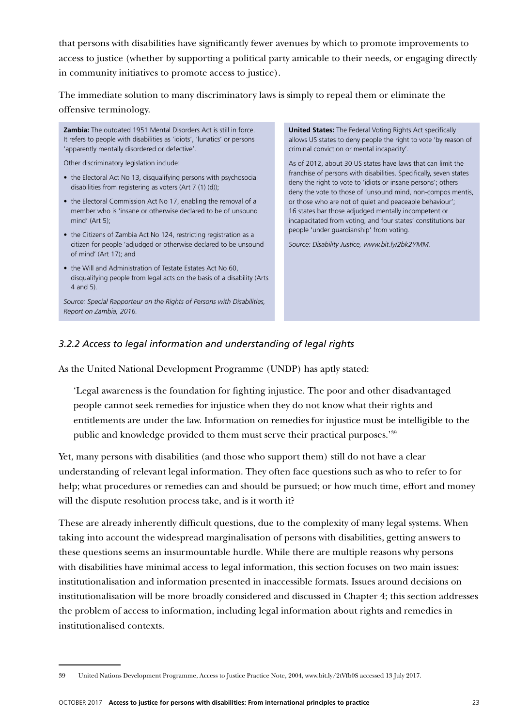that persons with disabilities have significantly fewer avenues by which to promote improvements to access to justice (whether by supporting a political party amicable to their needs, or engaging directly in community initiatives to promote access to justice).

The immediate solution to many discriminatory laws is simply to repeal them or eliminate the offensive terminology.

**Zambia:** The outdated 1951 Mental Disorders Act is still in force. It refers to people with disabilities as 'idiots', 'lunatics' or persons 'apparently mentally disordered or defective'.

Other discriminatory legislation include:

- the Electoral Act No 13, disqualifying persons with psychosocial disabilities from registering as voters (Art 7 (1) (d));
- the Electoral Commission Act No 17, enabling the removal of a member who is 'insane or otherwise declared to be of unsound mind' (Art 5);
- the Citizens of Zambia Act No 124, restricting registration as a citizen for people 'adjudged or otherwise declared to be unsound of mind' (Art 17); and
- the Will and Administration of Testate Estates Act No 60, disqualifying people from legal acts on the basis of a disability (Arts 4 and 5).

*Source: Special Rapporteur on the Rights of Persons with Disabilities, Report on Zambia, 2016.*

**United States:** The Federal Voting Rights Act specifically allows US states to deny people the right to vote 'by reason of criminal conviction or mental incapacity'.

As of 2012, about 30 US states have laws that can limit the franchise of persons with disabilities. Specifically, seven states deny the right to vote to 'idiots or insane persons'; others deny the vote to those of 'unsound mind, non-compos mentis, or those who are not of quiet and peaceable behaviour'; 16 states bar those adjudged mentally incompetent or incapacitated from voting; and four states' constitutions bar people 'under guardianship' from voting.

*Source: Disability Justice, www.bit.ly/2bk2YMM.*

### *3.2.2 Access to legal information and understanding of legal rights*

As the United National Development Programme (UNDP) has aptly stated:

> 'Legal awareness is the foundation for fighting injustice. The poor and other disadvantaged people cannot seek remedies for injustice when they do not know what their rights and entitlements are under the law. Information on remedies for injustice must be intelligible to the public and knowledge provided to them must serve their practical purposes.'[39]

Yet, many persons with disabilities (and those who support them) still do not have a clear understanding of relevant legal information. They often face questions such as who to refer to for help; what procedures or remedies can and should be pursued; or how much time, effort and money will the dispute resolution process take, and is it worth it?

These are already inherently difficult questions, due to the complexity of many legal systems. When taking into account the widespread marginalisation of persons with disabilities, getting answers to these questions seems an insurmountable hurdle. While there are multiple reasons why persons with disabilities have minimal access to legal information, this section focuses on two main issues: institutionalisation and information presented in inaccessible formats. Issues around decisions on institutionalisation will be more broadly considered and discussed in Chapter 4; this section addresses the problem of access to information, including legal information about rights and remedies in institutionalised contexts.

---

39 United Nations Development Programme, Access to Justice Practice Note, 2004, www.bit.ly/2tVfb0S accessed 13 July 2017.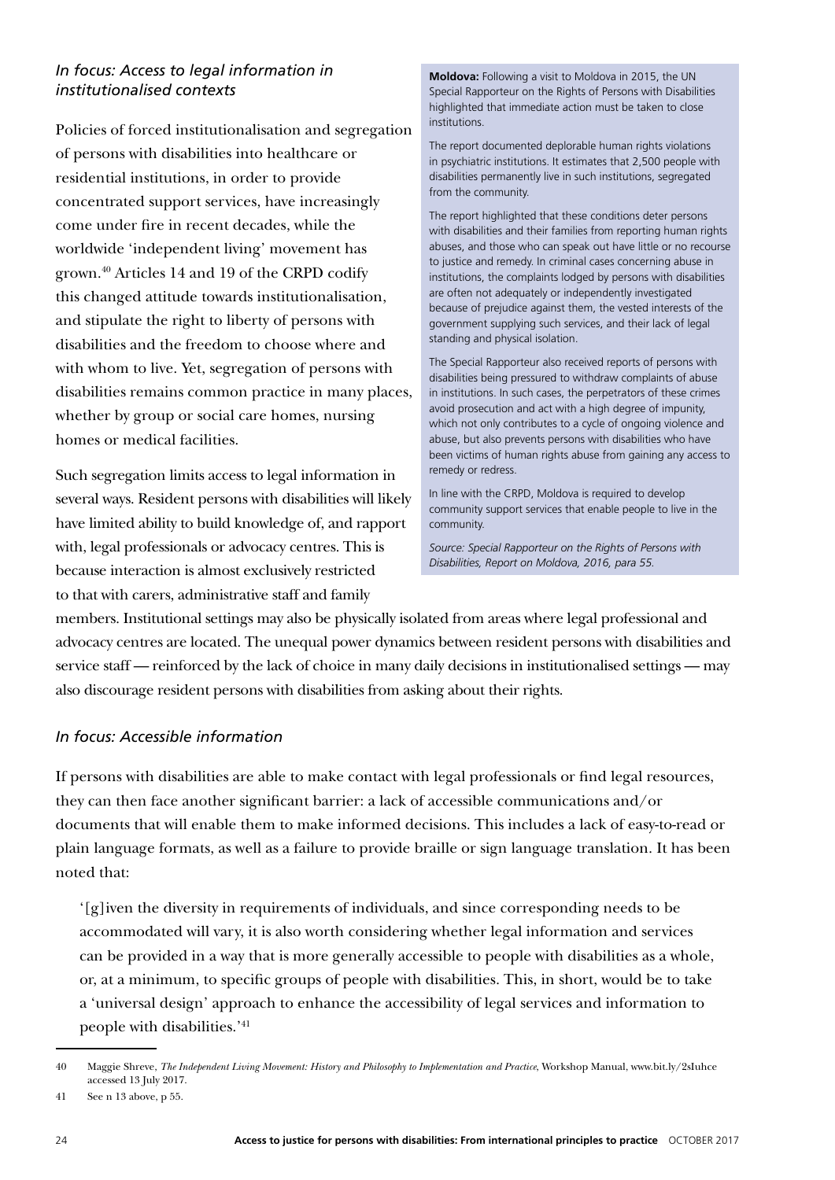### *In focus: Access to legal information in institutionalised contexts*

Policies of forced institutionalisation and segregation of persons with disabilities into healthcare or residential institutions, in order to provide concentrated support services, have increasingly come under fire in recent decades, while the worldwide 'independent living' movement has grown.[40] Articles 14 and 19 of the CRPD codify this changed attitude towards institutionalisation, and stipulate the right to liberty of persons with disabilities and the freedom to choose where and with whom to live. Yet, segregation of persons with disabilities remains common practice in many places, whether by group or social care homes, nursing homes or medical facilities.

Such segregation limits access to legal information in several ways. Resident persons with disabilities will likely have limited ability to build knowledge of, and rapport with, legal professionals or advocacy centres. This is because interaction is almost exclusively restricted to that with carers, administrative staff and family members. Institutional settings may also be physically isolated from areas where legal professional and advocacy centres are located. The unequal power dynamics between resident persons with disabilities and service staff — reinforced by the lack of choice in many daily decisions in institutionalised settings — may also discourage resident persons with disabilities from asking about their rights.

> **Moldova:** Following a visit to Moldova in 2015, the UN Special Rapporteur on the Rights of Persons with Disabilities highlighted that immediate action must be taken to close institutions.
>
> The report documented deplorable human rights violations in psychiatric institutions. It estimates that 2,500 people with disabilities permanently live in such institutions, segregated from the community.
>
> The report highlighted that these conditions deter persons with disabilities and their families from reporting human rights abuses, and those who can speak out have little or no recourse to justice and remedy. In criminal cases concerning abuse in institutions, the complaints lodged by persons with disabilities are often not adequately or independently investigated because of prejudice against them, the vested interests of the government supplying such services, and their lack of legal standing and physical isolation.
>
> The Special Rapporteur also received reports of persons with disabilities being pressured to withdraw complaints of abuse in institutions. In such cases, the perpetrators of these crimes avoid prosecution and act with a high degree of impunity, which not only contributes to a cycle of ongoing violence and abuse, but also prevents persons with disabilities who have been victims of human rights abuse from gaining any access to remedy or redress.
>
> In line with the CRPD, Moldova is required to develop community support services that enable people to live in the community.
>
> *Source: Special Rapporteur on the Rights of Persons with Disabilities, Report on Moldova, 2016, para 55.*

### *In focus: Accessible information*

If persons with disabilities are able to make contact with legal professionals or find legal resources, they can then face another significant barrier: a lack of accessible communications and/or documents that will enable them to make informed decisions. This includes a lack of easy-to-read or plain language formats, as well as a failure to provide braille or sign language translation. It has been noted that:

> '[g]iven the diversity in requirements of individuals, and since corresponding needs to be accommodated will vary, it is also worth considering whether legal information and services can be provided in a way that is more generally accessible to people with disabilities as a whole, or, at a minimum, to specific groups of people with disabilities. This, in short, would be to take a 'universal design' approach to enhance the accessibility of legal services and information to people with disabilities.'[41]

---

40 Maggie Shreve, *The Independent Living Movement: History and Philosophy to Implementation and Practice*, Workshop Manual, www.bit.ly/2sIuhce accessed 13 July 2017.

41 See n 13 above, p 55.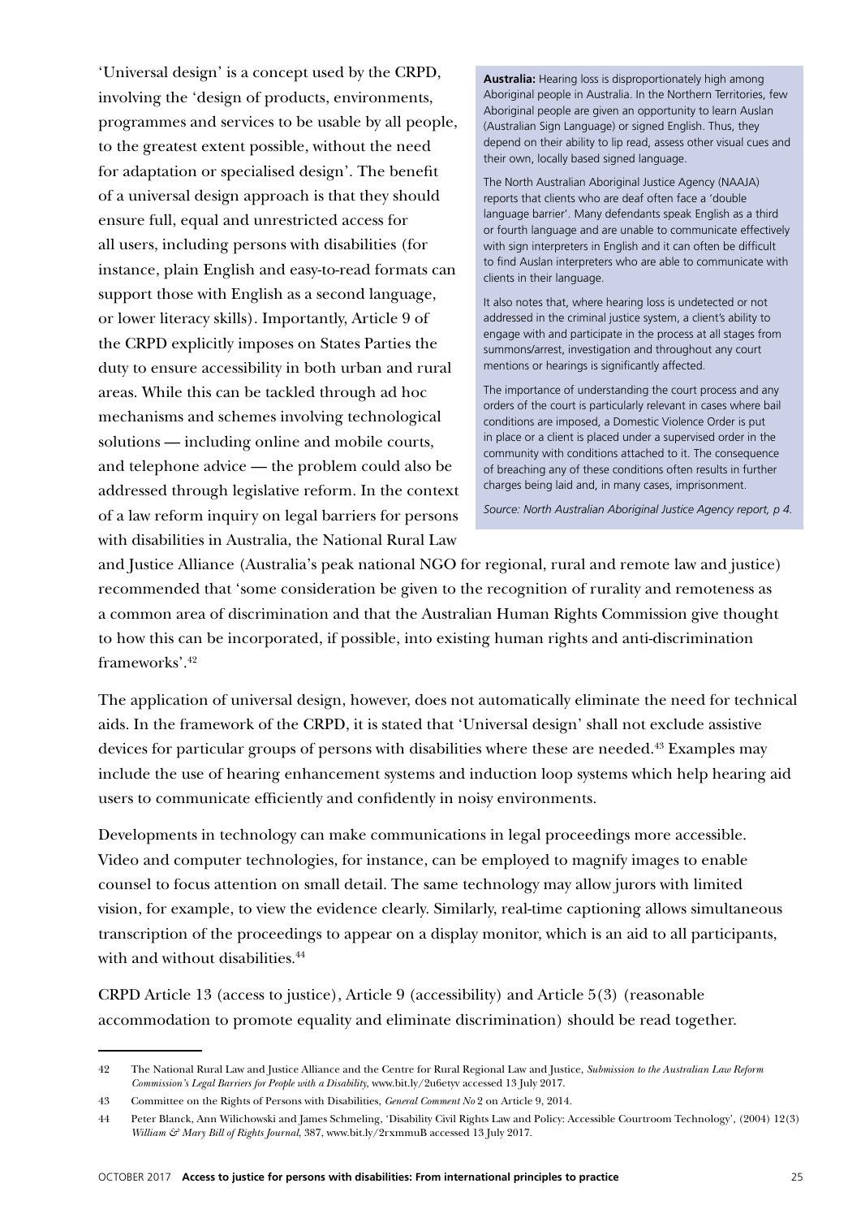'Universal design' is a concept used by the CRPD, involving the 'design of products, environments, programmes and services to be usable by all people, to the greatest extent possible, without the need for adaptation or specialised design'. The benefit of a universal design approach is that they should ensure full, equal and unrestricted access for all users, including persons with disabilities (for instance, plain English and easy-to-read formats can support those with English as a second language, or lower literacy skills). Importantly, Article 9 of the CRPD explicitly imposes on States Parties the duty to ensure accessibility in both urban and rural areas. While this can be tackled through ad hoc mechanisms and schemes involving technological solutions — including online and mobile courts, and telephone advice — the problem could also be addressed through legislative reform. In the context of a law reform inquiry on legal barriers for persons with disabilities in Australia, the National Rural Law and Justice Alliance (Australia's peak national NGO for regional, rural and remote law and justice) recommended that 'some consideration be given to the recognition of rurality and remoteness as a common area of discrimination and that the Australian Human Rights Commission give thought to how this can be incorporated, if possible, into existing human rights and anti-discrimination frameworks'.[42]

> **Australia:** Hearing loss is disproportionately high among Aboriginal people in Australia. In the Northern Territories, few Aboriginal people are given an opportunity to learn Auslan (Australian Sign Language) or signed English. Thus, they depend on their ability to lip read, assess other visual cues and their own, locally based signed language.
>
> The North Australian Aboriginal Justice Agency (NAAJA) reports that clients who are deaf often face a 'double language barrier'. Many defendants speak English as a third or fourth language and are unable to communicate effectively with sign interpreters in English and it can often be difficult to find Auslan interpreters who are able to communicate with clients in their language.
>
> It also notes that, where hearing loss is undetected or not addressed in the criminal justice system, a client's ability to engage with and participate in the process at all stages from summons/arrest, investigation and throughout any court mentions or hearings is significantly affected.
>
> The importance of understanding the court process and any orders of the court is particularly relevant in cases where bail conditions are imposed, a Domestic Violence Order is put in place or a client is placed under a supervised order in the community with conditions attached to it. The consequence of breaching any of these conditions often results in further charges being laid and, in many cases, imprisonment.
>
> *Source: North Australian Aboriginal Justice Agency report, p 4.*

The application of universal design, however, does not automatically eliminate the need for technical aids. In the framework of the CRPD, it is stated that 'Universal design' shall not exclude assistive devices for particular groups of persons with disabilities where these are needed.[43] Examples may include the use of hearing enhancement systems and induction loop systems which help hearing aid users to communicate efficiently and confidently in noisy environments.

Developments in technology can make communications in legal proceedings more accessible. Video and computer technologies, for instance, can be employed to magnify images to enable counsel to focus attention on small detail. The same technology may allow jurors with limited vision, for example, to view the evidence clearly. Similarly, real-time captioning allows simultaneous transcription of the proceedings to appear on a display monitor, which is an aid to all participants, with and without disabilities.[44]

CRPD Article 13 (access to justice), Article 9 (accessibility) and Article 5(3) (reasonable accommodation to promote equality and eliminate discrimination) should be read together.

---

42 The National Rural Law and Justice Alliance and the Centre for Rural Regional Law and Justice, *Submission to the Australian Law Reform Commission's Legal Barriers for People with a Disability*, www.bit.ly/2u6etyv accessed 13 July 2017.

43 Committee on the Rights of Persons with Disabilities, *General Comment No* 2 on Article 9, 2014.

44 Peter Blanck, Ann Wilichowski and James Schmeling, 'Disability Civil Rights Law and Policy: Accessible Courtroom Technology', (2004) 12(3) *William & Mary Bill of Rights Journal*, 387, www.bit.ly/2rxmmuB accessed 13 July 2017.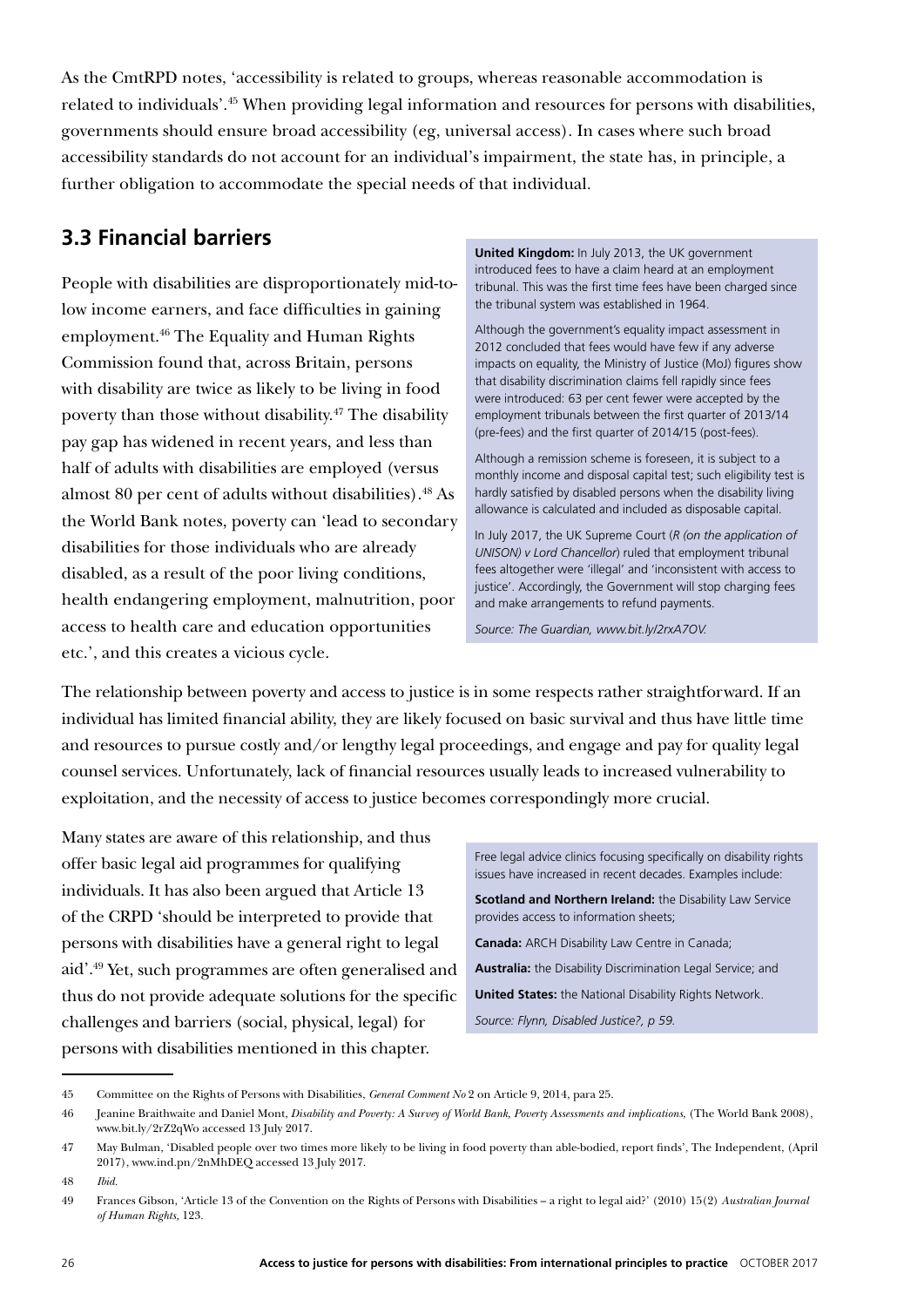As the CmtRPD notes, 'accessibility is related to groups, whereas reasonable accommodation is related to individuals'.[45] When providing legal information and resources for persons with disabilities, governments should ensure broad accessibility (eg, universal access). In cases where such broad accessibility standards do not account for an individual's impairment, the state has, in principle, a further obligation to accommodate the special needs of that individual.

## 3.3 Financial barriers

People with disabilities are disproportionately mid-to-low income earners, and face difficulties in gaining employment.[46] The Equality and Human Rights Commission found that, across Britain, persons with disability are twice as likely to be living in food poverty than those without disability.[47] The disability pay gap has widened in recent years, and less than half of adults with disabilities are employed (versus almost 80 per cent of adults without disabilities).[48] As the World Bank notes, poverty can 'lead to secondary disabilities for those individuals who are already disabled, as a result of the poor living conditions, health endangering employment, malnutrition, poor access to health care and education opportunities etc.', and this creates a vicious cycle.

> **United Kingdom:** In July 2013, the UK government introduced fees to have a claim heard at an employment tribunal. This was the first time fees have been charged since the tribunal system was established in 1964.
>
> Although the government's equality impact assessment in 2012 concluded that fees would have few if any adverse impacts on equality, the Ministry of Justice (MoJ) figures show that disability discrimination claims fell rapidly since fees were introduced: 63 per cent fewer were accepted by the employment tribunals between the first quarter of 2013/14 (pre-fees) and the first quarter of 2014/15 (post-fees).
>
> Although a remission scheme is foreseen, it is subject to a monthly income and disposal capital test; such eligibility test is hardly satisfied by disabled persons when the disability living allowance is calculated and included as disposable capital.
>
> In July 2017, the UK Supreme Court (*R (on the application of UNISON) v Lord Chancellor*) ruled that employment tribunal fees altogether were 'illegal' and 'inconsistent with access to justice'. Accordingly, the Government will stop charging fees and make arrangements to refund payments.
>
> *Source: The Guardian, www.bit.ly/2rxA7OV.*

The relationship between poverty and access to justice is in some respects rather straightforward. If an individual has limited financial ability, they are likely focused on basic survival and thus have little time and resources to pursue costly and/or lengthy legal proceedings, and engage and pay for quality legal counsel services. Unfortunately, lack of financial resources usually leads to increased vulnerability to exploitation, and the necessity of access to justice becomes correspondingly more crucial.

Many states are aware of this relationship, and thus offer basic legal aid programmes for qualifying individuals. It has also been argued that Article 13 of the CRPD 'should be interpreted to provide that persons with disabilities have a general right to legal aid'.[49] Yet, such programmes are often generalised and thus do not provide adequate solutions for the specific challenges and barriers (social, physical, legal) for persons with disabilities mentioned in this chapter.

> Free legal advice clinics focusing specifically on disability rights issues have increased in recent decades. Examples include:
>
> **Scotland and Northern Ireland:** the Disability Law Service provides access to information sheets;
>
> **Canada:** ARCH Disability Law Centre in Canada;
>
> **Australia:** the Disability Discrimination Legal Service; and
>
> **United States:** the National Disability Rights Network.
>
> *Source: Flynn, Disabled Justice?, p 59.*

---

45 Committee on the Rights of Persons with Disabilities, *General Comment No* 2 on Article 9, 2014, para 25.

46 Jeanine Braithwaite and Daniel Mont, *Disability and Poverty: A Survey of World Bank, Poverty Assessments and implications*, (The World Bank 2008), www.bit.ly/2rZ2qWo accessed 13 July 2017.

47 May Bulman, 'Disabled people over two times more likely to be living in food poverty than able-bodied, report finds', The Independent, (April 2017), www.ind.pn/2nMhDEQ accessed 13 July 2017.

48 *Ibid.*

49 Frances Gibson, 'Article 13 of the Convention on the Rights of Persons with Disabilities – a right to legal aid?' (2010) 15(2) *Australian Journal of Human Rights*, 123.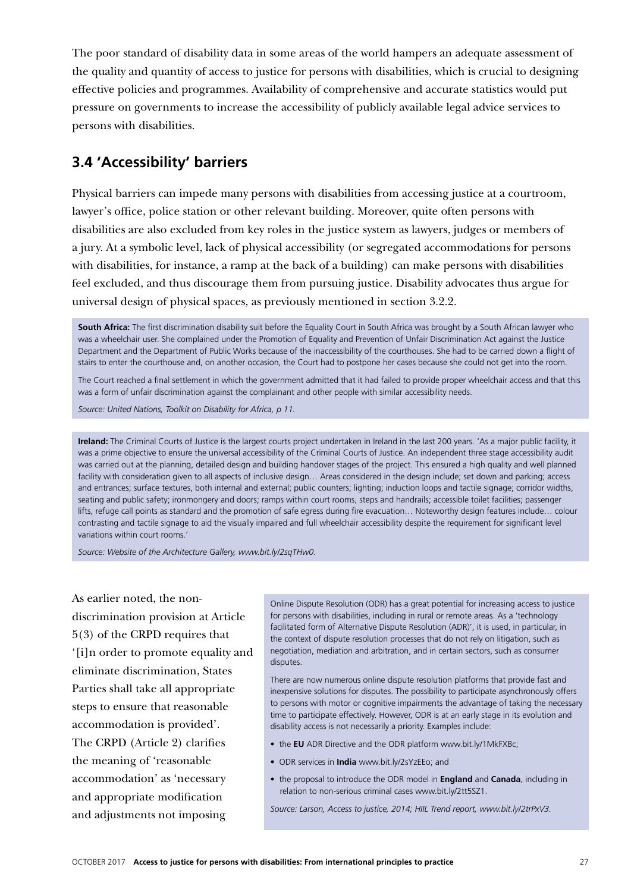The poor standard of disability data in some areas of the world hampers an adequate assessment of the quality and quantity of access to justice for persons with disabilities, which is crucial to designing effective policies and programmes. Availability of comprehensive and accurate statistics would put pressure on governments to increase the accessibility of publicly available legal advice services to persons with disabilities.

## 3.4 'Accessibility' barriers

Physical barriers can impede many persons with disabilities from accessing justice at a courtroom, lawyer's office, police station or other relevant building. Moreover, quite often persons with disabilities are also excluded from key roles in the justice system as lawyers, judges or members of a jury. At a symbolic level, lack of physical accessibility (or segregated accommodations for persons with disabilities, for instance, a ramp at the back of a building) can make persons with disabilities feel excluded, and thus discourage them from pursuing justice. Disability advocates thus argue for universal design of physical spaces, as previously mentioned in section 3.2.2.

**South Africa:** The first discrimination disability suit before the Equality Court in South Africa was brought by a South African lawyer who was a wheelchair user. She complained under the Promotion of Equality and Prevention of Unfair Discrimination Act against the Justice Department and the Department of Public Works because of the inaccessibility of the courthouses. She had to be carried down a flight of stairs to enter the courthouse and, on another occasion, the Court had to postpone her cases because she could not get into the room.

The Court reached a final settlement in which the government admitted that it had failed to provide proper wheelchair access and that this was a form of unfair discrimination against the complainant and other people with similar accessibility needs.

*Source: United Nations, Toolkit on Disability for Africa, p 11.*

**Ireland:** The Criminal Courts of Justice is the largest courts project undertaken in Ireland in the last 200 years. 'As a major public facility, it was a prime objective to ensure the universal accessibility of the Criminal Courts of Justice. An independent three stage accessibility audit was carried out at the planning, detailed design and building handover stages of the project. This ensured a high quality and well planned facility with consideration given to all aspects of inclusive design… Areas considered in the design include; set down and parking; access and entrances; surface textures, both internal and external; public counters; lighting; induction loops and tactile signage; corridor widths, seating and public safety; ironmongery and doors; ramps within court rooms, steps and handrails; accessible toilet facilities; passenger lifts, refuge call points as standard and the promotion of safe egress during fire evacuation… Noteworthy design features include… colour contrasting and tactile signage to aid the visually impaired and full wheelchair accessibility despite the requirement for significant level variations within court rooms.'

*Source: Website of the Architecture Gallery, www.bit.ly/2sqTHw0.*

As earlier noted, the non-discrimination provision at Article 5(3) of the CRPD requires that '[i]n order to promote equality and eliminate discrimination, States Parties shall take all appropriate steps to ensure that reasonable accommodation is provided'. The CRPD (Article 2) clarifies the meaning of 'reasonable accommodation' as 'necessary and appropriate modification and adjustments not imposing

Online Dispute Resolution (ODR) has a great potential for increasing access to justice for persons with disabilities, including in rural or remote areas. As a 'technology facilitated form of Alternative Dispute Resolution (ADR)', it is used, in particular, in the context of dispute resolution processes that do not rely on litigation, such as negotiation, mediation and arbitration, and in certain sectors, such as consumer disputes.

There are now numerous online dispute resolution platforms that provide fast and inexpensive solutions for disputes. The possibility to participate asynchronously offers to persons with motor or cognitive impairments the advantage of taking the necessary time to participate effectively. However, ODR is at an early stage in its evolution and disability access is not necessarily a priority. Examples include:

- the **EU** ADR Directive and the ODR platform www.bit.ly/1MkFXBc;
- ODR services in **India** www.bit.ly/2sYzEEo; and
- the proposal to introduce the ODR model in **England** and **Canada**, including in relation to non-serious criminal cases www.bit.ly/2tt5SZ1.

*Source: Larson, Access to justice, 2014; HIIL Trend report, www.bit.ly/2trPxV3.*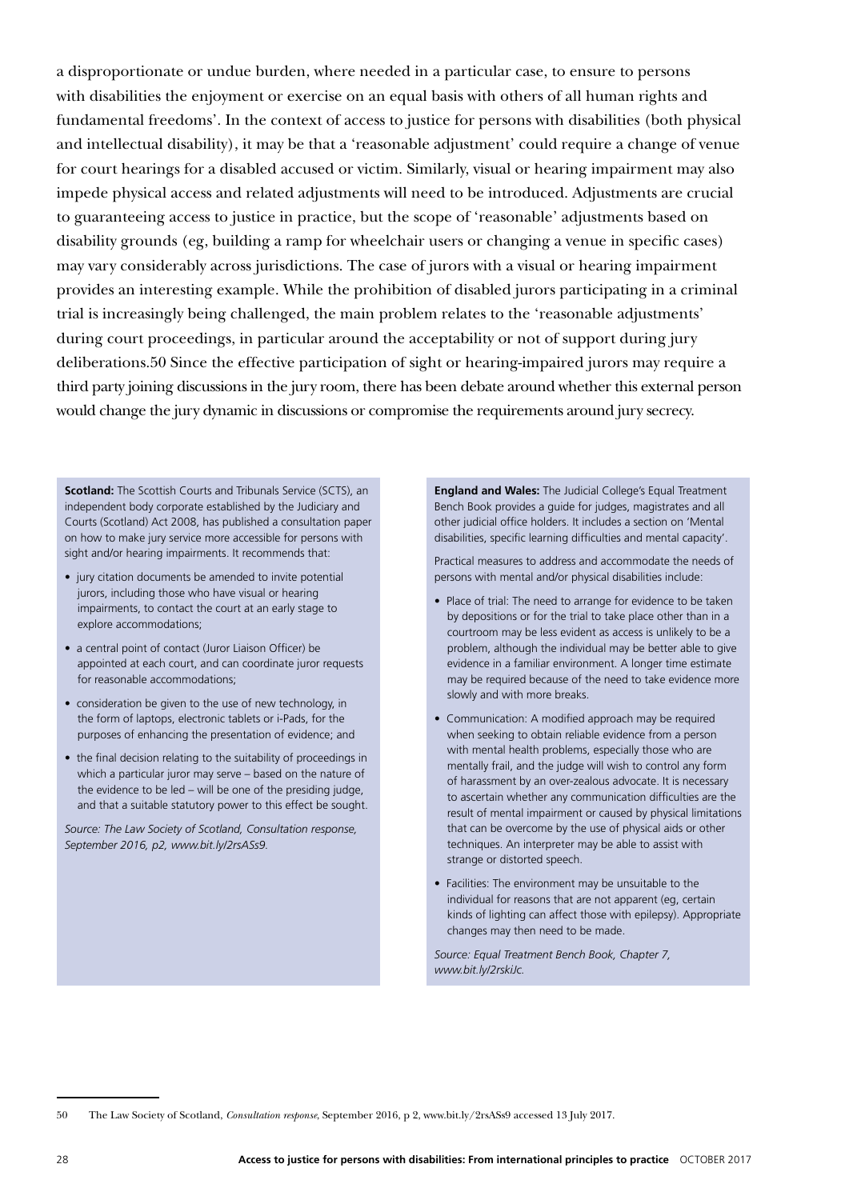a disproportionate or undue burden, where needed in a particular case, to ensure to persons with disabilities the enjoyment or exercise on an equal basis with others of all human rights and fundamental freedoms'. In the context of access to justice for persons with disabilities (both physical and intellectual disability), it may be that a 'reasonable adjustment' could require a change of venue for court hearings for a disabled accused or victim. Similarly, visual or hearing impairment may also impede physical access and related adjustments will need to be introduced. Adjustments are crucial to guaranteeing access to justice in practice, but the scope of 'reasonable' adjustments based on disability grounds (eg, building a ramp for wheelchair users or changing a venue in specific cases) may vary considerably across jurisdictions. The case of jurors with a visual or hearing impairment provides an interesting example. While the prohibition of disabled jurors participating in a criminal trial is increasingly being challenged, the main problem relates to the 'reasonable adjustments' during court proceedings, in particular around the acceptability or not of support during jury deliberations.[50] Since the effective participation of sight or hearing-impaired jurors may require a third party joining discussions in the jury room, there has been debate around whether this external person would change the jury dynamic in discussions or compromise the requirements around jury secrecy.

**Scotland:** The Scottish Courts and Tribunals Service (SCTS), an independent body corporate established by the Judiciary and Courts (Scotland) Act 2008, has published a consultation paper on how to make jury service more accessible for persons with sight and/or hearing impairments. It recommends that:

- jury citation documents be amended to invite potential jurors, including those who have visual or hearing impairments, to contact the court at an early stage to explore accommodations;
- a central point of contact (Juror Liaison Officer) be appointed at each court, and can coordinate juror requests for reasonable accommodations;
- consideration be given to the use of new technology, in the form of laptops, electronic tablets or i-Pads, for the purposes of enhancing the presentation of evidence; and
- the final decision relating to the suitability of proceedings in which a particular juror may serve – based on the nature of the evidence to be led – will be one of the presiding judge, and that a suitable statutory power to this effect be sought.

*Source: The Law Society of Scotland, Consultation response, September 2016, p2, www.bit.ly/2rsASs9.*

**England and Wales:** The Judicial College's Equal Treatment Bench Book provides a guide for judges, magistrates and all other judicial office holders. It includes a section on 'Mental disabilities, specific learning difficulties and mental capacity'.

Practical measures to address and accommodate the needs of persons with mental and/or physical disabilities include:

- Place of trial: The need to arrange for evidence to be taken by depositions or for the trial to take place other than in a courtroom may be less evident as access is unlikely to be a problem, although the individual may be better able to give evidence in a familiar environment. A longer time estimate may be required because of the need to take evidence more slowly and with more breaks.
- Communication: A modified approach may be required when seeking to obtain reliable evidence from a person with mental health problems, especially those who are mentally frail, and the judge will wish to control any form of harassment by an over-zealous advocate. It is necessary to ascertain whether any communication difficulties are the result of mental impairment or caused by physical limitations that can be overcome by the use of physical aids or other techniques. An interpreter may be able to assist with strange or distorted speech.
- Facilities: The environment may be unsuitable to the individual for reasons that are not apparent (eg, certain kinds of lighting can affect those with epilepsy). Appropriate changes may then need to be made.

*Source: Equal Treatment Bench Book, Chapter 7, www.bit.ly/2rskiJc.*

---

50 The Law Society of Scotland, *Consultation response*, September 2016, p 2, www.bit.ly/2rsASs9 accessed 13 July 2017.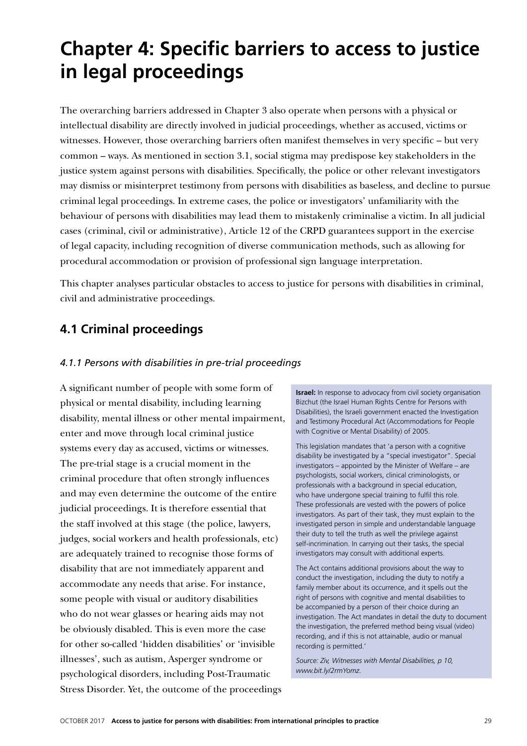# Chapter 4: Specific barriers to access to justice in legal proceedings

The overarching barriers addressed in Chapter 3 also operate when persons with a physical or intellectual disability are directly involved in judicial proceedings, whether as accused, victims or witnesses. However, those overarching barriers often manifest themselves in very specific – but very common – ways. As mentioned in section 3.1, social stigma may predispose key stakeholders in the justice system against persons with disabilities. Specifically, the police or other relevant investigators may dismiss or misinterpret testimony from persons with disabilities as baseless, and decline to pursue criminal legal proceedings. In extreme cases, the police or investigators' unfamiliarity with the behaviour of persons with disabilities may lead them to mistakenly criminalise a victim. In all judicial cases (criminal, civil or administrative), Article 12 of the CRPD guarantees support in the exercise of legal capacity, including recognition of diverse communication methods, such as allowing for procedural accommodation or provision of professional sign language interpretation.

This chapter analyses particular obstacles to access to justice for persons with disabilities in criminal, civil and administrative proceedings.

## 4.1 Criminal proceedings

### *4.1.1 Persons with disabilities in pre-trial proceedings*

A significant number of people with some form of physical or mental disability, including learning disability, mental illness or other mental impairment, enter and move through local criminal justice systems every day as accused, victims or witnesses. The pre-trial stage is a crucial moment in the criminal procedure that often strongly influences and may even determine the outcome of the entire judicial proceedings. It is therefore essential that the staff involved at this stage (the police, lawyers, judges, social workers and health professionals, etc) are adequately trained to recognise those forms of disability that are not immediately apparent and accommodate any needs that arise. For instance, some people with visual or auditory disabilities who do not wear glasses or hearing aids may not be obviously disabled. This is even more the case for other so-called 'hidden disabilities' or 'invisible illnesses', such as autism, Asperger syndrome or psychological disorders, including Post-Traumatic Stress Disorder. Yet, the outcome of the proceedings

> **Israel:** In response to advocacy from civil society organisation Bizchut (the Israel Human Rights Centre for Persons with Disabilities), the Israeli government enacted the Investigation and Testimony Procedural Act (Accommodations for People with Cognitive or Mental Disability) of 2005.
>
> This legislation mandates that 'a person with a cognitive disability be investigated by a "special investigator". Special investigators – appointed by the Minister of Welfare – are psychologists, social workers, clinical criminologists, or professionals with a background in special education, who have undergone special training to fulfil this role. These professionals are vested with the powers of police investigators. As part of their task, they must explain to the investigated person in simple and understandable language their duty to tell the truth as well the privilege against self-incrimination. In carrying out their tasks, the special investigators may consult with additional experts.
>
> The Act contains additional provisions about the way to conduct the investigation, including the duty to notify a family member about its occurrence, and it spells out the right of persons with cognitive and mental disabilities to be accompanied by a person of their choice during an investigation. The Act mandates in detail the duty to document the investigation, the preferred method being visual (video) recording, and if this is not attainable, audio or manual recording is permitted.'
>
> *Source: Ziv, Witnesses with Mental Disabilities, p 10, www.bit.ly/2rmYomz.*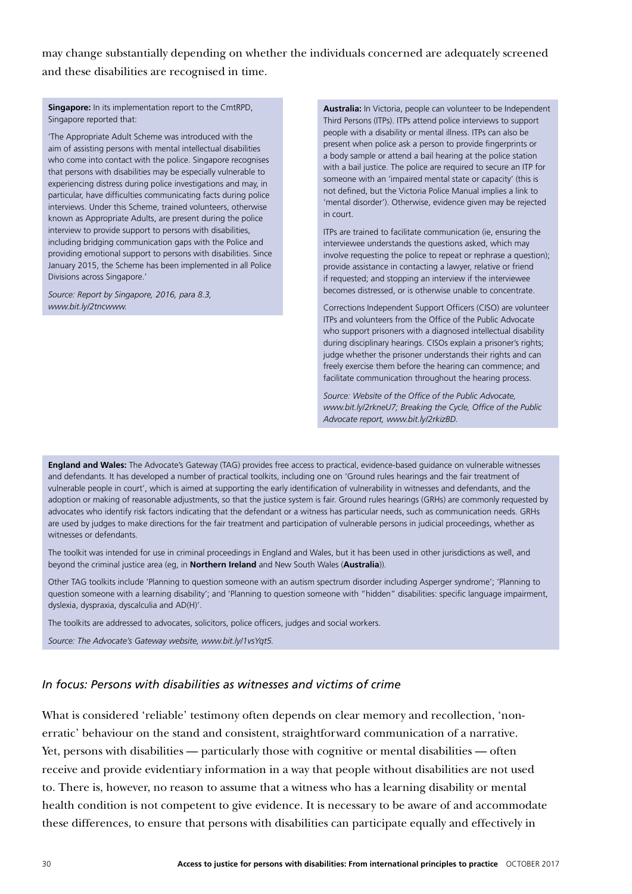may change substantially depending on whether the individuals concerned are adequately screened and these disabilities are recognised in time.

**Singapore:** In its implementation report to the CmtRPD, Singapore reported that:

'The Appropriate Adult Scheme was introduced with the aim of assisting persons with mental intellectual disabilities who come into contact with the police. Singapore recognises that persons with disabilities may be especially vulnerable to experiencing distress during police investigations and may, in particular, have difficulties communicating facts during police interviews. Under this Scheme, trained volunteers, otherwise known as Appropriate Adults, are present during the police interview to provide support to persons with disabilities, including bridging communication gaps with the Police and providing emotional support to persons with disabilities. Since January 2015, the Scheme has been implemented in all Police Divisions across Singapore.'

*Source: Report by Singapore, 2016, para 8.3, www.bit.ly/2tncwww.*

**Australia:** In Victoria, people can volunteer to be Independent Third Persons (ITPs). ITPs attend police interviews to support people with a disability or mental illness. ITPs can also be present when police ask a person to provide fingerprints or a body sample or attend a bail hearing at the police station with a bail justice. The police are required to secure an ITP for someone with an 'impaired mental state or capacity' (this is not defined, but the Victoria Police Manual implies a link to 'mental disorder'). Otherwise, evidence given may be rejected in court.

ITPs are trained to facilitate communication (ie, ensuring the interviewee understands the questions asked, which may involve requesting the police to repeat or rephrase a question); provide assistance in contacting a lawyer, relative or friend if requested; and stopping an interview if the interviewee becomes distressed, or is otherwise unable to concentrate.

Corrections Independent Support Officers (CISO) are volunteer ITPs and volunteers from the Office of the Public Advocate who support prisoners with a diagnosed intellectual disability during disciplinary hearings. CISOs explain a prisoner's rights; judge whether the prisoner understands their rights and can freely exercise them before the hearing can commence; and facilitate communication throughout the hearing process.

*Source: Website of the Office of the Public Advocate, www.bit.ly/2rkneU7; Breaking the Cycle, Office of the Public Advocate report, www.bit.ly/2rkizBD.*

**England and Wales:** The Advocate's Gateway (TAG) provides free access to practical, evidence-based guidance on vulnerable witnesses and defendants. It has developed a number of practical toolkits, including one on 'Ground rules hearings and the fair treatment of vulnerable people in court', which is aimed at supporting the early identification of vulnerability in witnesses and defendants, and the adoption or making of reasonable adjustments, so that the justice system is fair. Ground rules hearings (GRHs) are commonly requested by advocates who identify risk factors indicating that the defendant or a witness has particular needs, such as communication needs. GRHs are used by judges to make directions for the fair treatment and participation of vulnerable persons in judicial proceedings, whether as witnesses or defendants.

The toolkit was intended for use in criminal proceedings in England and Wales, but it has been used in other jurisdictions as well, and beyond the criminal justice area (eg, in **Northern Ireland** and New South Wales (**Australia**)).

Other TAG toolkits include 'Planning to question someone with an autism spectrum disorder including Asperger syndrome'; 'Planning to question someone with a learning disability'; and 'Planning to question someone with "hidden" disabilities: specific language impairment, dyslexia, dyspraxia, dyscalculia and AD(H)'.

The toolkits are addressed to advocates, solicitors, police officers, judges and social workers.

*Source: The Advocate's Gateway website, www.bit.ly/1vsYqt5.*

### *In focus: Persons with disabilities as witnesses and victims of crime*

What is considered 'reliable' testimony often depends on clear memory and recollection, 'non-erratic' behaviour on the stand and consistent, straightforward communication of a narrative. Yet, persons with disabilities — particularly those with cognitive or mental disabilities — often receive and provide evidentiary information in a way that people without disabilities are not used to. There is, however, no reason to assume that a witness who has a learning disability or mental health condition is not competent to give evidence. It is necessary to be aware of and accommodate these differences, to ensure that persons with disabilities can participate equally and effectively in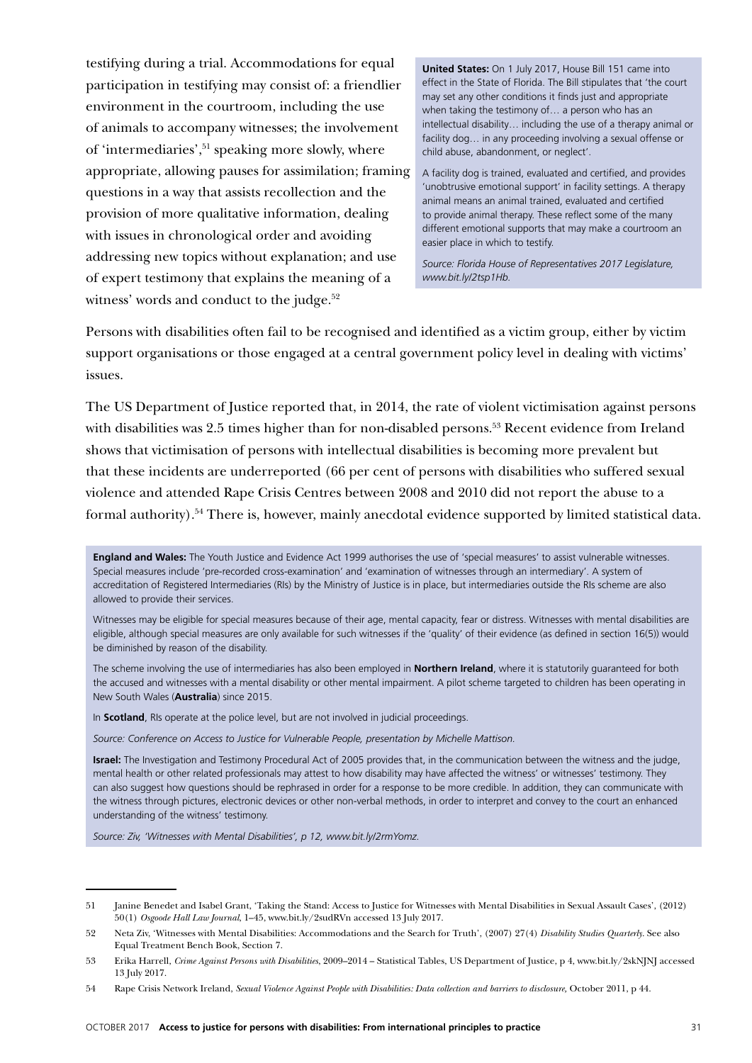testifying during a trial. Accommodations for equal participation in testifying may consist of: a friendlier environment in the courtroom, including the use of animals to accompany witnesses; the involvement of 'intermediaries',[51] speaking more slowly, where appropriate, allowing pauses for assimilation; framing questions in a way that assists recollection and the provision of more qualitative information, dealing with issues in chronological order and avoiding addressing new topics without explanation; and use of expert testimony that explains the meaning of a witness' words and conduct to the judge.[52]

**United States:** On 1 July 2017, House Bill 151 came into effect in the State of Florida. The Bill stipulates that 'the court may set any other conditions it finds just and appropriate when taking the testimony of… a person who has an intellectual disability… including the use of a therapy animal or facility dog… in any proceeding involving a sexual offense or child abuse, abandonment, or neglect'.

A facility dog is trained, evaluated and certified, and provides 'unobtrusive emotional support' in facility settings. A therapy animal means an animal trained, evaluated and certified to provide animal therapy. These reflect some of the many different emotional supports that may make a courtroom an easier place in which to testify.

*Source: Florida House of Representatives 2017 Legislature, www.bit.ly/2tsp1Hb.*

Persons with disabilities often fail to be recognised and identified as a victim group, either by victim support organisations or those engaged at a central government policy level in dealing with victims' issues.

The US Department of Justice reported that, in 2014, the rate of violent victimisation against persons with disabilities was 2.5 times higher than for non-disabled persons.[53] Recent evidence from Ireland shows that victimisation of persons with intellectual disabilities is becoming more prevalent but that these incidents are underreported (66 per cent of persons with disabilities who suffered sexual violence and attended Rape Crisis Centres between 2008 and 2010 did not report the abuse to a formal authority).[54] There is, however, mainly anecdotal evidence supported by limited statistical data.

**England and Wales:** The Youth Justice and Evidence Act 1999 authorises the use of 'special measures' to assist vulnerable witnesses. Special measures include 'pre-recorded cross-examination' and 'examination of witnesses through an intermediary'. A system of accreditation of Registered Intermediaries (RIs) by the Ministry of Justice is in place, but intermediaries outside the RIs scheme are also allowed to provide their services.

Witnesses may be eligible for special measures because of their age, mental capacity, fear or distress. Witnesses with mental disabilities are eligible, although special measures are only available for such witnesses if the 'quality' of their evidence (as defined in section 16(5)) would be diminished by reason of the disability.

The scheme involving the use of intermediaries has also been employed in **Northern Ireland**, where it is statutorily guaranteed for both the accused and witnesses with a mental disability or other mental impairment. A pilot scheme targeted to children has been operating in New South Wales (**Australia**) since 2015.

In **Scotland**, RIs operate at the police level, but are not involved in judicial proceedings.

*Source: Conference on Access to Justice for Vulnerable People, presentation by Michelle Mattison.*

**Israel:** The Investigation and Testimony Procedural Act of 2005 provides that, in the communication between the witness and the judge, mental health or other related professionals may attest to how disability may have affected the witness' or witnesses' testimony. They can also suggest how questions should be rephrased in order for a response to be more credible. In addition, they can communicate with the witness through pictures, electronic devices or other non-verbal methods, in order to interpret and convey to the court an enhanced understanding of the witness' testimony.

*Source: Ziv, 'Witnesses with Mental Disabilities', p 12, www.bit.ly/2rmYomz.*

---

51 Janine Benedet and Isabel Grant, 'Taking the Stand: Access to Justice for Witnesses with Mental Disabilities in Sexual Assault Cases', (2012) 50(1) *Osgoode Hall Law Journal*, 1–45, www.bit.ly/2sudRVn accessed 13 July 2017.

52 Neta Ziv, 'Witnesses with Mental Disabilities: Accommodations and the Search for Truth', (2007) 27(4) *Disability Studies Quarterly*. See also Equal Treatment Bench Book, Section 7.

53 Erika Harrell, *Crime Against Persons with Disabilities*, 2009–2014 – Statistical Tables, US Department of Justice, p 4, www.bit.ly/2skNJNJ accessed 13 July 2017.

54 Rape Crisis Network Ireland, *Sexual Violence Against People with Disabilities: Data collection and barriers to disclosure*, October 2011, p 44.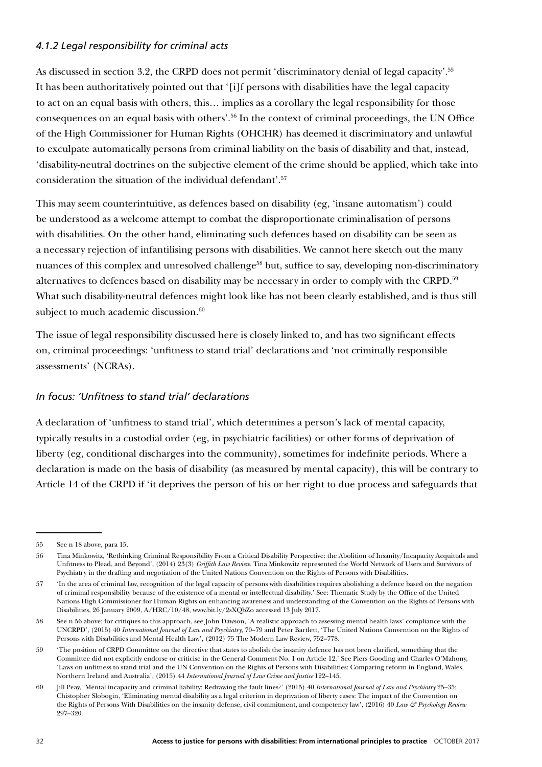### *4.1.2 Legal responsibility for criminal acts*

As discussed in section 3.2, the CRPD does not permit 'discriminatory denial of legal capacity'.[55] It has been authoritatively pointed out that '[i]f persons with disabilities have the legal capacity to act on an equal basis with others, this… implies as a corollary the legal responsibility for those consequences on an equal basis with others'.[56] In the context of criminal proceedings, the UN Office of the High Commissioner for Human Rights (OHCHR) has deemed it discriminatory and unlawful to exculpate automatically persons from criminal liability on the basis of disability and that, instead, 'disability-neutral doctrines on the subjective element of the crime should be applied, which take into consideration the situation of the individual defendant'.[57]

This may seem counterintuitive, as defences based on disability (eg, 'insane automatism') could be understood as a welcome attempt to combat the disproportionate criminalisation of persons with disabilities. On the other hand, eliminating such defences based on disability can be seen as a necessary rejection of infantilising persons with disabilities. We cannot here sketch out the many nuances of this complex and unresolved challenge[58] but, suffice to say, developing non-discriminatory alternatives to defences based on disability may be necessary in order to comply with the CRPD.[59] What such disability-neutral defences might look like has not been clearly established, and is thus still subject to much academic discussion.[60]

The issue of legal responsibility discussed here is closely linked to, and has two significant effects on, criminal proceedings: 'unfitness to stand trial' declarations and 'not criminally responsible assessments' (NCRAs).

### *In focus: 'Unfitness to stand trial' declarations*

A declaration of 'unfitness to stand trial', which determines a person's lack of mental capacity, typically results in a custodial order (eg, in psychiatric facilities) or other forms of deprivation of liberty (eg, conditional discharges into the community), sometimes for indefinite periods. Where a declaration is made on the basis of disability (as measured by mental capacity), this will be contrary to Article 14 of the CRPD if 'it deprives the person of his or her right to due process and safeguards that

---

55 See n 18 above, para 15.

56 Tina Minkowitz, 'Rethinking Criminal Responsibility From a Critical Disability Perspective: the Abolition of Insanity/Incapacity Acquittals and Unfitness to Plead, and Beyond', (2014) 23(3) *Griffith Law Review*. Tina Minkowitz represented the World Network of Users and Survivors of Psychiatry in the drafting and negotiation of the United Nations Convention on the Rights of Persons with Disabilities.

57 'In the area of criminal law, recognition of the legal capacity of persons with disabilities requires abolishing a defence based on the negation of criminal responsibility because of the existence of a mental or intellectual disability.' See: Thematic Study by the Office of the United Nations High Commissioner for Human Rights on enhancing awareness and understanding of the Convention on the Rights of Persons with Disabilities, 26 January 2009, A/HRC/10/48, www.bit.ly/2sXQbZo accessed 13 July 2017.

58 See n 56 above; for critiques to this approach, see John Dawson, 'A realistic approach to assessing mental health laws' compliance with the UNCRPD', (2015) 40 *International Journal of Law and Psychiatry*, 70–79 and Peter Bartlett, 'The United Nations Convention on the Rights of Persons with Disabilities and Mental Health Law', (2012) 75 The Modern Law Review, 752–778.

59 'The position of CRPD Committee on the directive that states to abolish the insanity defence has not been clarified, something that the Committee did not explicitly endorse or criticise in the General Comment No. 1 on Article 12.' See Piers Gooding and Charles O'Mahony, 'Laws on unfitness to stand trial and the UN Convention on the Rights of Persons with Disabilities: Comparing reform in England, Wales, Northern Ireland and Australia', (2015) 44 *International Journal of Law Crime and Justice* 122–145.

60 Jill Peay, 'Mental incapacity and criminal liability: Redrawing the fault lines?' (2015) 40 *International Journal of Law and Psychiatry* 25–35; Chistopher Slobogin, 'Eliminating mental disability as a legal criterion in deprivation of liberty cases: The impact of the Convention on the Rights of Persons With Disabilities on the insanity defense, civil commitment, and competency law', (2016) 40 *Law & Psychology Review* 297–320.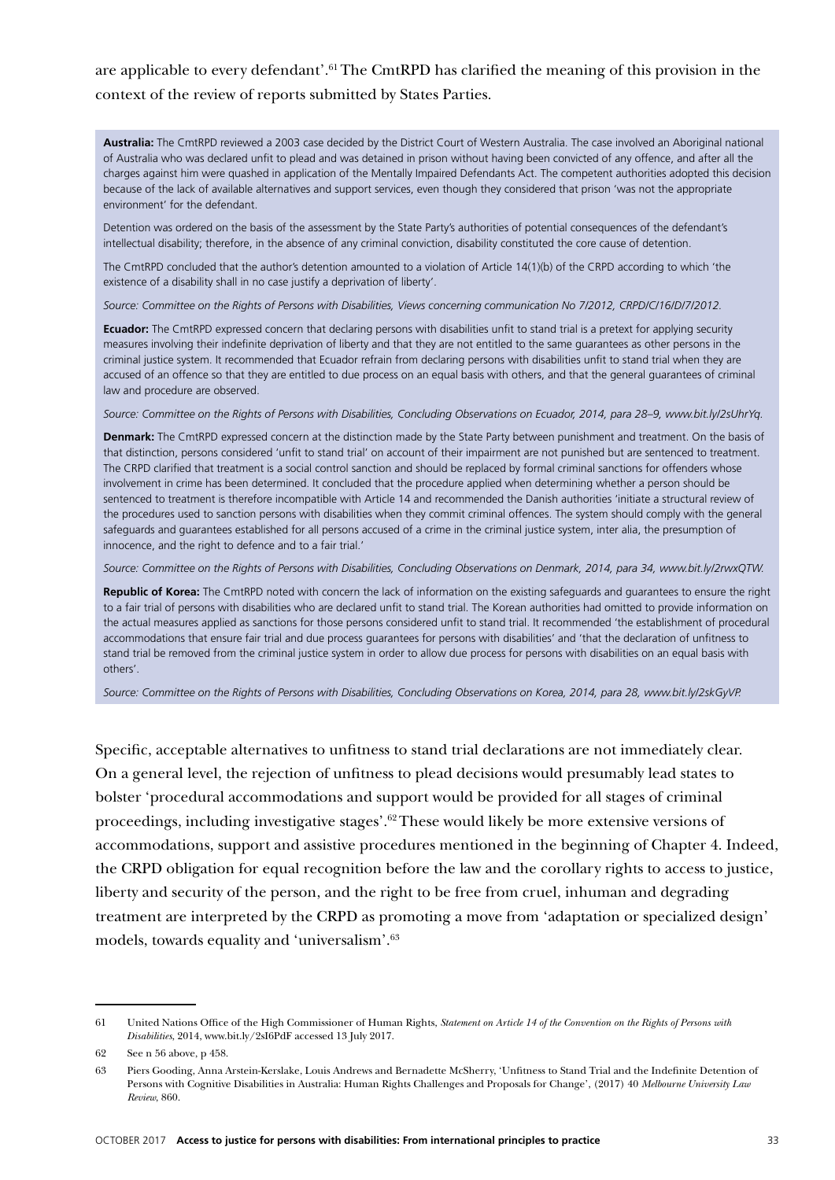are applicable to every defendant'.[61] The CmtRPD has clarified the meaning of this provision in the context of the review of reports submitted by States Parties.

**Australia:** The CmtRPD reviewed a 2003 case decided by the District Court of Western Australia. The case involved an Aboriginal national of Australia who was declared unfit to plead and was detained in prison without having been convicted of any offence, and after all the charges against him were quashed in application of the Mentally Impaired Defendants Act. The competent authorities adopted this decision because of the lack of available alternatives and support services, even though they considered that prison 'was not the appropriate environment' for the defendant.

Detention was ordered on the basis of the assessment by the State Party's authorities of potential consequences of the defendant's intellectual disability; therefore, in the absence of any criminal conviction, disability constituted the core cause of detention.

The CmtRPD concluded that the author's detention amounted to a violation of Article 14(1)(b) of the CRPD according to which 'the existence of a disability shall in no case justify a deprivation of liberty'.

*Source: Committee on the Rights of Persons with Disabilities, Views concerning communication No 7/2012, CRPD/C/16/D/7/2012.*

**Ecuador:** The CmtRPD expressed concern that declaring persons with disabilities unfit to stand trial is a pretext for applying security measures involving their indefinite deprivation of liberty and that they are not entitled to the same guarantees as other persons in the criminal justice system. It recommended that Ecuador refrain from declaring persons with disabilities unfit to stand trial when they are accused of an offence so that they are entitled to due process on an equal basis with others, and that the general guarantees of criminal law and procedure are observed.

*Source: Committee on the Rights of Persons with Disabilities, Concluding Observations on Ecuador, 2014, para 28–9, www.bit.ly/2sUhrYq.*

**Denmark:** The CmtRPD expressed concern at the distinction made by the State Party between punishment and treatment. On the basis of that distinction, persons considered 'unfit to stand trial' on account of their impairment are not punished but are sentenced to treatment. The CRPD clarified that treatment is a social control sanction and should be replaced by formal criminal sanctions for offenders whose involvement in crime has been determined. It concluded that the procedure applied when determining whether a person should be sentenced to treatment is therefore incompatible with Article 14 and recommended the Danish authorities 'initiate a structural review of the procedures used to sanction persons with disabilities when they commit criminal offences. The system should comply with the general safeguards and guarantees established for all persons accused of a crime in the criminal justice system, inter alia, the presumption of innocence, and the right to defence and to a fair trial.'

*Source: Committee on the Rights of Persons with Disabilities, Concluding Observations on Denmark, 2014, para 34, www.bit.ly/2rwxQTW.*

**Republic of Korea:** The CmtRPD noted with concern the lack of information on the existing safeguards and guarantees to ensure the right to a fair trial of persons with disabilities who are declared unfit to stand trial. The Korean authorities had omitted to provide information on the actual measures applied as sanctions for those persons considered unfit to stand trial. It recommended 'the establishment of procedural accommodations that ensure fair trial and due process guarantees for persons with disabilities' and 'that the declaration of unfitness to stand trial be removed from the criminal justice system in order to allow due process for persons with disabilities on an equal basis with others'.

*Source: Committee on the Rights of Persons with Disabilities, Concluding Observations on Korea, 2014, para 28, www.bit.ly/2skGyVP.*

Specific, acceptable alternatives to unfitness to stand trial declarations are not immediately clear. On a general level, the rejection of unfitness to plead decisions would presumably lead states to bolster 'procedural accommodations and support would be provided for all stages of criminal proceedings, including investigative stages'.[62] These would likely be more extensive versions of accommodations, support and assistive procedures mentioned in the beginning of Chapter 4. Indeed, the CRPD obligation for equal recognition before the law and the corollary rights to access to justice, liberty and security of the person, and the right to be free from cruel, inhuman and degrading treatment are interpreted by the CRPD as promoting a move from 'adaptation or specialized design' models, towards equality and 'universalism'.[63]

---

61 United Nations Office of the High Commissioner of Human Rights, *Statement on Article 14 of the Convention on the Rights of Persons with Disabilities*, 2014, www.bit.ly/2sI6PdF accessed 13 July 2017.

62 See n 56 above, p 458.

63 Piers Gooding, Anna Arstein-Kerslake, Louis Andrews and Bernadette McSherry, 'Unfitness to Stand Trial and the Indefinite Detention of Persons with Cognitive Disabilities in Australia: Human Rights Challenges and Proposals for Change', (2017) 40 *Melbourne University Law Review*, 860.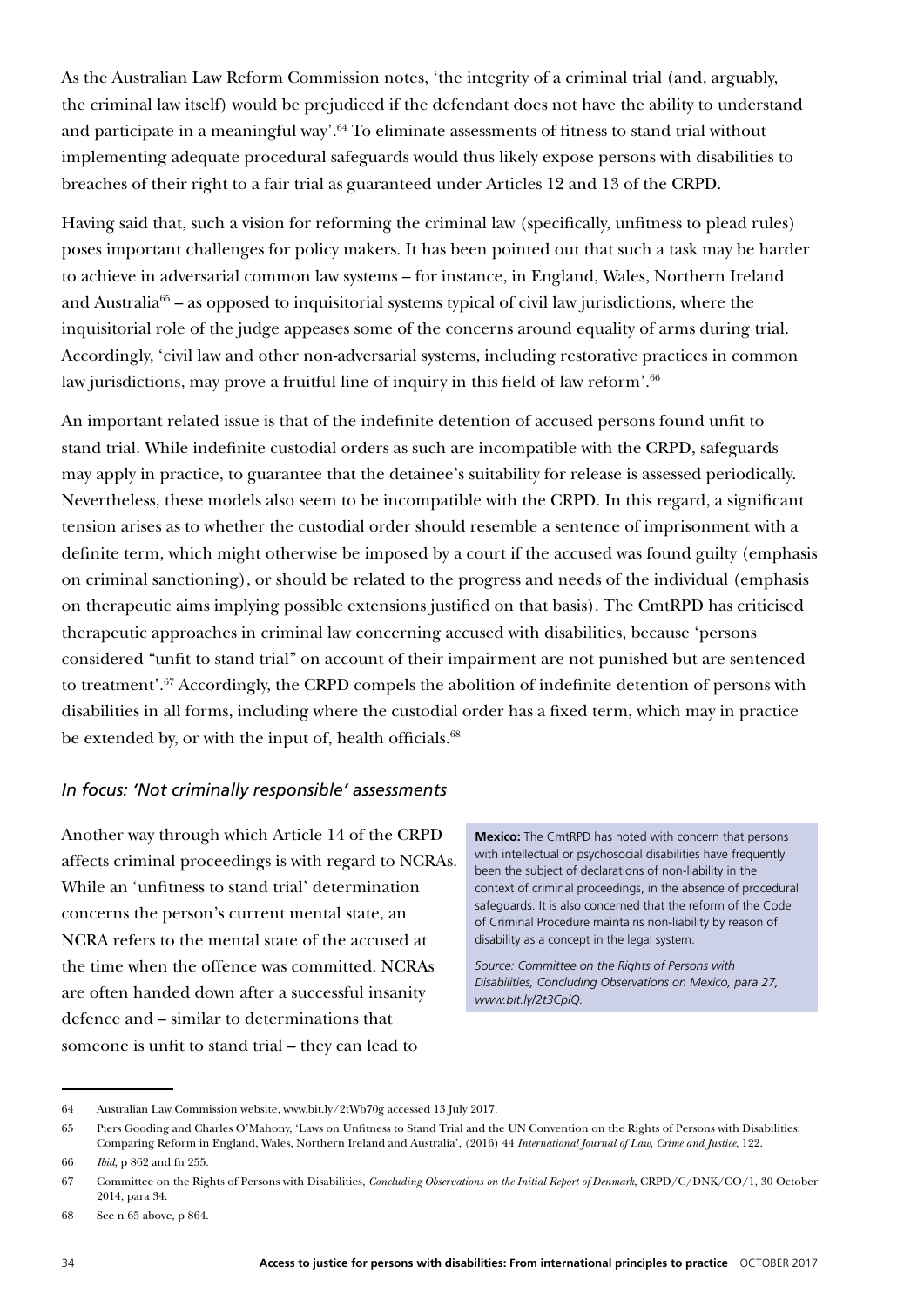As the Australian Law Reform Commission notes, 'the integrity of a criminal trial (and, arguably, the criminal law itself) would be prejudiced if the defendant does not have the ability to understand and participate in a meaningful way'.[64] To eliminate assessments of fitness to stand trial without implementing adequate procedural safeguards would thus likely expose persons with disabilities to breaches of their right to a fair trial as guaranteed under Articles 12 and 13 of the CRPD.

Having said that, such a vision for reforming the criminal law (specifically, unfitness to plead rules) poses important challenges for policy makers. It has been pointed out that such a task may be harder to achieve in adversarial common law systems – for instance, in England, Wales, Northern Ireland and Australia[65] – as opposed to inquisitorial systems typical of civil law jurisdictions, where the inquisitorial role of the judge appeases some of the concerns around equality of arms during trial. Accordingly, 'civil law and other non-adversarial systems, including restorative practices in common law jurisdictions, may prove a fruitful line of inquiry in this field of law reform'.[66]

An important related issue is that of the indefinite detention of accused persons found unfit to stand trial. While indefinite custodial orders as such are incompatible with the CRPD, safeguards may apply in practice, to guarantee that the detainee's suitability for release is assessed periodically. Nevertheless, these models also seem to be incompatible with the CRPD. In this regard, a significant tension arises as to whether the custodial order should resemble a sentence of imprisonment with a definite term, which might otherwise be imposed by a court if the accused was found guilty (emphasis on criminal sanctioning), or should be related to the progress and needs of the individual (emphasis on therapeutic aims implying possible extensions justified on that basis). The CmtRPD has criticised therapeutic approaches in criminal law concerning accused with disabilities, because 'persons considered "unfit to stand trial" on account of their impairment are not punished but are sentenced to treatment'.[67] Accordingly, the CRPD compels the abolition of indefinite detention of persons with disabilities in all forms, including where the custodial order has a fixed term, which may in practice be extended by, or with the input of, health officials.[68]

### *In focus: 'Not criminally responsible' assessments*

Another way through which Article 14 of the CRPD affects criminal proceedings is with regard to NCRAs. While an 'unfitness to stand trial' determination concerns the person's current mental state, an NCRA refers to the mental state of the accused at the time when the offence was committed. NCRAs are often handed down after a successful insanity defence and – similar to determinations that someone is unfit to stand trial – they can lead to

> **Mexico:** The CmtRPD has noted with concern that persons with intellectual or psychosocial disabilities have frequently been the subject of declarations of non-liability in the context of criminal proceedings, in the absence of procedural safeguards. It is also concerned that the reform of the Code of Criminal Procedure maintains non-liability by reason of disability as a concept in the legal system.
>
> *Source: Committee on the Rights of Persons with Disabilities, Concluding Observations on Mexico, para 27, www.bit.ly/2t3CplQ.*

---

64 Australian Law Commission website, www.bit.ly/2tWb70g accessed 13 July 2017.

65 Piers Gooding and Charles O'Mahony, 'Laws on Unfitness to Stand Trial and the UN Convention on the Rights of Persons with Disabilities: Comparing Reform in England, Wales, Northern Ireland and Australia', (2016) 44 *International Journal of Law, Crime and Justice*, 122.

66 *Ibid*, p 862 and fn 255.

67 Committee on the Rights of Persons with Disabilities, *Concluding Observations on the Initial Report of Denmark*, CRPD/C/DNK/CO/1, 30 October 2014, para 34.

68 See n 65 above, p 864.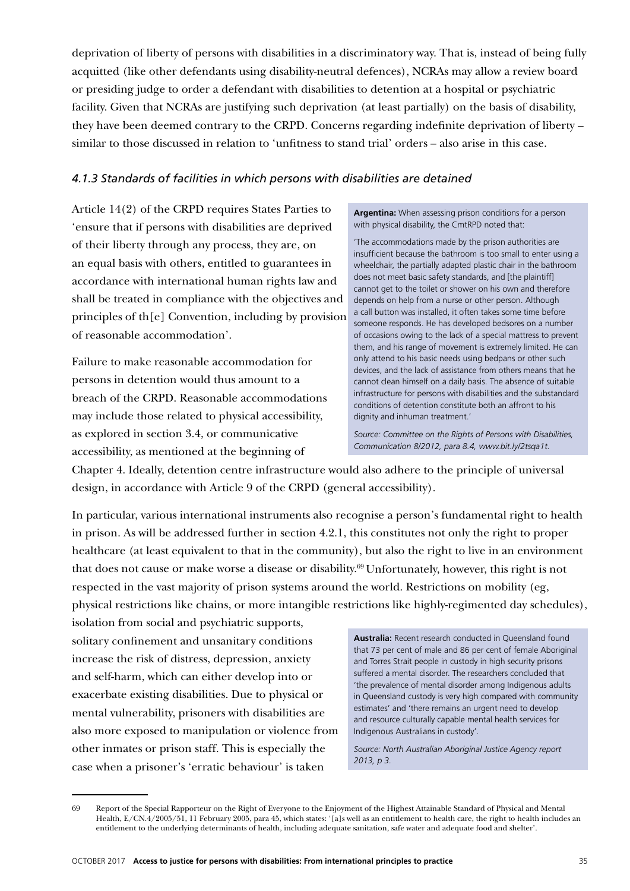deprivation of liberty of persons with disabilities in a discriminatory way. That is, instead of being fully acquitted (like other defendants using disability-neutral defences), NCRAs may allow a review board or presiding judge to order a defendant with disabilities to detention at a hospital or psychiatric facility. Given that NCRAs are justifying such deprivation (at least partially) on the basis of disability, they have been deemed contrary to the CRPD. Concerns regarding indefinite deprivation of liberty – similar to those discussed in relation to 'unfitness to stand trial' orders – also arise in this case.

### *4.1.3 Standards of facilities in which persons with disabilities are detained*

Article 14(2) of the CRPD requires States Parties to 'ensure that if persons with disabilities are deprived of their liberty through any process, they are, on an equal basis with others, entitled to guarantees in accordance with international human rights law and shall be treated in compliance with the objectives and principles of th[e] Convention, including by provision of reasonable accommodation'.

Failure to make reasonable accommodation for persons in detention would thus amount to a breach of the CRPD. Reasonable accommodations may include those related to physical accessibility, as explored in section 3.4, or communicative accessibility, as mentioned at the beginning of Chapter 4. Ideally, detention centre infrastructure would also adhere to the principle of universal design, in accordance with Article 9 of the CRPD (general accessibility).

> **Argentina:** When assessing prison conditions for a person with physical disability, the CmtRPD noted that:
>
> 'The accommodations made by the prison authorities are insufficient because the bathroom is too small to enter using a wheelchair, the partially adapted plastic chair in the bathroom does not meet basic safety standards, and [the plaintiff] cannot get to the toilet or shower on his own and therefore depends on help from a nurse or other person. Although a call button was installed, it often takes some time before someone responds. He has developed bedsores on a number of occasions owing to the lack of a special mattress to prevent them, and his range of movement is extremely limited. He can only attend to his basic needs using bedpans or other such devices, and the lack of assistance from others means that he cannot clean himself on a daily basis. The absence of suitable infrastructure for persons with disabilities and the substandard conditions of detention constitute both an affront to his dignity and inhuman treatment.'
>
> *Source: Committee on the Rights of Persons with Disabilities, Communication 8/2012, para 8.4, www.bit.ly/2tsqa1t.*

In particular, various international instruments also recognise a person's fundamental right to health in prison. As will be addressed further in section 4.2.1, this constitutes not only the right to proper healthcare (at least equivalent to that in the community), but also the right to live in an environment that does not cause or make worse a disease or disability.[69] Unfortunately, however, this right is not respected in the vast majority of prison systems around the world. Restrictions on mobility (eg, physical restrictions like chains, or more intangible restrictions like highly-regimented day schedules), isolation from social and psychiatric supports, solitary confinement and unsanitary conditions increase the risk of distress, depression, anxiety and self-harm, which can either develop into or exacerbate existing disabilities. Due to physical or mental vulnerability, prisoners with disabilities are also more exposed to manipulation or violence from other inmates or prison staff. This is especially the case when a prisoner's 'erratic behaviour' is taken

> **Australia:** Recent research conducted in Queensland found that 73 per cent of male and 86 per cent of female Aboriginal and Torres Strait people in custody in high security prisons suffered a mental disorder. The researchers concluded that 'the prevalence of mental disorder among Indigenous adults in Queensland custody is very high compared with community estimates' and 'there remains an urgent need to develop and resource culturally capable mental health services for Indigenous Australians in custody'.
>
> *Source: North Australian Aboriginal Justice Agency report 2013, p 3.*

---

69 Report of the Special Rapporteur on the Right of Everyone to the Enjoyment of the Highest Attainable Standard of Physical and Mental Health, E/CN.4/2005/51, 11 February 2005, para 45, which states: '[a]s well as an entitlement to health care, the right to health includes an entitlement to the underlying determinants of health, including adequate sanitation, safe water and adequate food and shelter'.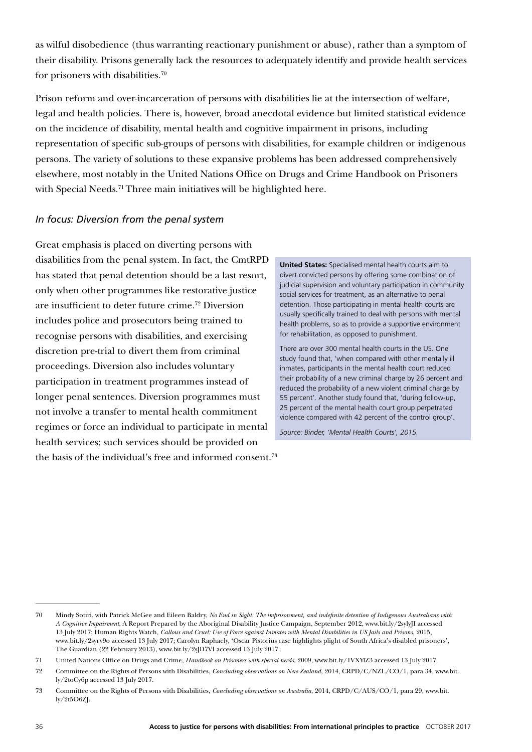as wilful disobedience (thus warranting reactionary punishment or abuse), rather than a symptom of their disability. Prisons generally lack the resources to adequately identify and provide health services for prisoners with disabilities.[70]

Prison reform and over-incarceration of persons with disabilities lie at the intersection of welfare, legal and health policies. There is, however, broad anecdotal evidence but limited statistical evidence on the incidence of disability, mental health and cognitive impairment in prisons, including representation of specific sub-groups of persons with disabilities, for example children or indigenous persons. The variety of solutions to these expansive problems has been addressed comprehensively elsewhere, most notably in the United Nations Office on Drugs and Crime Handbook on Prisoners with Special Needs.[71] Three main initiatives will be highlighted here.

### *In focus: Diversion from the penal system*

Great emphasis is placed on diverting persons with disabilities from the penal system. In fact, the CmtRPD has stated that penal detention should be a last resort, only when other programmes like restorative justice are insufficient to deter future crime.[72] Diversion includes police and prosecutors being trained to recognise persons with disabilities, and exercising discretion pre-trial to divert them from criminal proceedings. Diversion also includes voluntary participation in treatment programmes instead of longer penal sentences. Diversion programmes must not involve a transfer to mental health commitment regimes or force an individual to participate in mental health services; such services should be provided on the basis of the individual's free and informed consent.[73]

**United States:** Specialised mental health courts aim to divert convicted persons by offering some combination of judicial supervision and voluntary participation in community social services for treatment, as an alternative to penal detention. Those participating in mental health courts are usually specifically trained to deal with persons with mental health problems, so as to provide a supportive environment for rehabilitation, as opposed to punishment.

There are over 300 mental health courts in the US. One study found that, 'when compared with other mentally ill inmates, participants in the mental health court reduced their probability of a new criminal charge by 26 percent and reduced the probability of a new violent criminal charge by 55 percent'. Another study found that, 'during follow-up, 25 percent of the mental health court group perpetrated violence compared with 42 percent of the control group'.

*Source: Binder, 'Mental Health Courts', 2015.*

---

70 Mindy Sotiri, with Patrick McGee and Eileen Baldry, *No End in Sight. The imprisonment, and indefinite detention of Indigenous Australians with A Cognitive Impairment*, A Report Prepared by the Aboriginal Disability Justice Campaign, September 2012, www.bit.ly/2sylyJI accessed 13 July 2017; Human Rights Watch, *Callous and Cruel: Use of Force against Inmates with Mental Disabilities in US Jails and Prisons*, 2015, www.bit.ly/2syrv9o accessed 13 July 2017; Carolyn Raphaely, 'Oscar Pistorius case highlights plight of South Africa's disabled prisoners', The Guardian (22 February 2013), www.bit.ly/2sJD7VI accessed 13 July 2017.

71 United Nations Office on Drugs and Crime, *Handbook on Prisoners with special needs*, 2009, www.bit.ly/1VXYlZ3 accessed 13 July 2017.

72 Committee on the Rights of Persons with Disabilities, *Concluding observations on New Zealand*, 2014, CRPD/C/NZL/CO/1, para 34, www.bit.ly/2toCy6p accessed 13 July 2017.

73 Committee on the Rights of Persons with Disabilities, *Concluding observations on Australia*, 2014, CRPD/C/AUS/CO/1, para 29, www.bit.ly/2t5O6ZJ.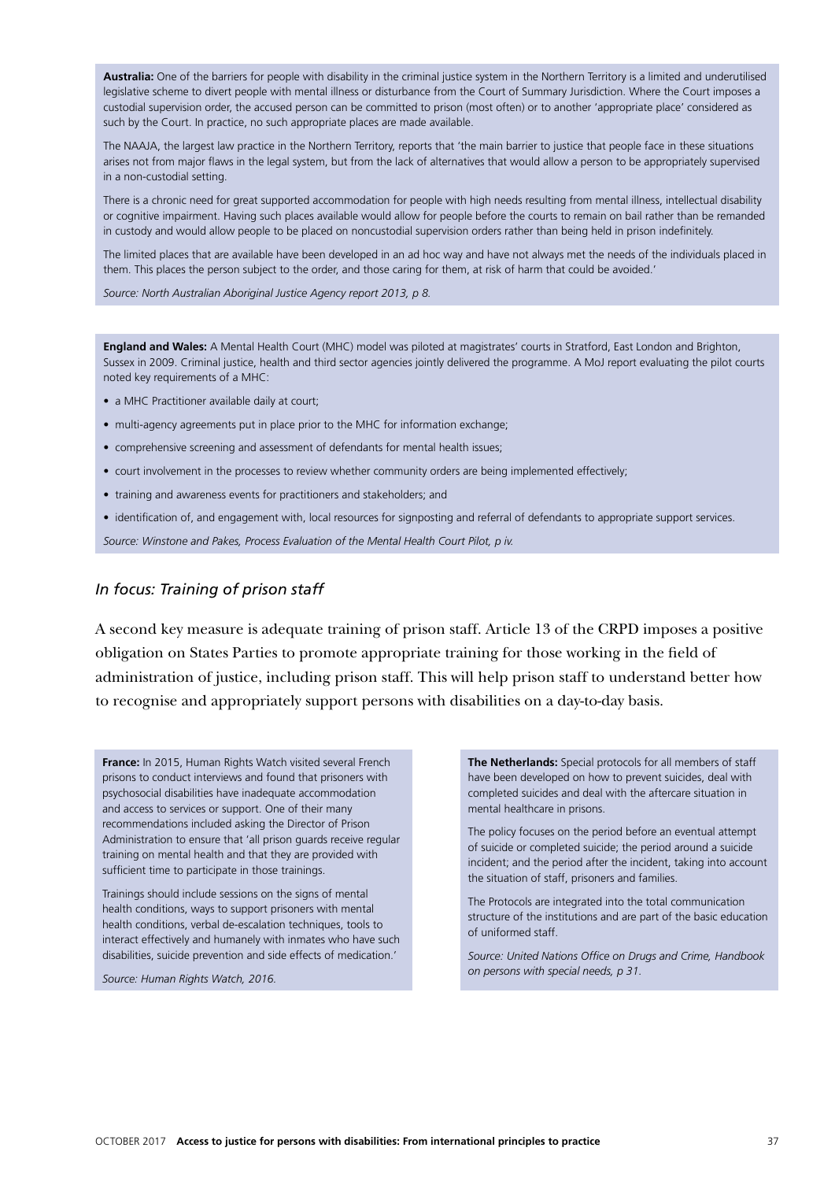**Australia:** One of the barriers for people with disability in the criminal justice system in the Northern Territory is a limited and underutilised legislative scheme to divert people with mental illness or disturbance from the Court of Summary Jurisdiction. Where the Court imposes a custodial supervision order, the accused person can be committed to prison (most often) or to another 'appropriate place' considered as such by the Court. In practice, no such appropriate places are made available.

The NAAJA, the largest law practice in the Northern Territory, reports that 'the main barrier to justice that people face in these situations arises not from major flaws in the legal system, but from the lack of alternatives that would allow a person to be appropriately supervised in a non-custodial setting.

There is a chronic need for great supported accommodation for people with high needs resulting from mental illness, intellectual disability or cognitive impairment. Having such places available would allow for people before the courts to remain on bail rather than be remanded in custody and would allow people to be placed on noncustodial supervision orders rather than being held in prison indefinitely.

The limited places that are available have been developed in an ad hoc way and have not always met the needs of the individuals placed in them. This places the person subject to the order, and those caring for them, at risk of harm that could be avoided.'

*Source: North Australian Aboriginal Justice Agency report 2013, p 8.*

**England and Wales:** A Mental Health Court (MHC) model was piloted at magistrates' courts in Stratford, East London and Brighton, Sussex in 2009. Criminal justice, health and third sector agencies jointly delivered the programme. A MoJ report evaluating the pilot courts noted key requirements of a MHC:

- a MHC Practitioner available daily at court;
- multi-agency agreements put in place prior to the MHC for information exchange;
- comprehensive screening and assessment of defendants for mental health issues;
- court involvement in the processes to review whether community orders are being implemented effectively;
- training and awareness events for practitioners and stakeholders; and
- identification of, and engagement with, local resources for signposting and referral of defendants to appropriate support services.

*Source: Winstone and Pakes, Process Evaluation of the Mental Health Court Pilot, p iv.*

## *In focus: Training of prison staff*

A second key measure is adequate training of prison staff. Article 13 of the CRPD imposes a positive obligation on States Parties to promote appropriate training for those working in the field of administration of justice, including prison staff. This will help prison staff to understand better how to recognise and appropriately support persons with disabilities on a day-to-day basis.

**France:** In 2015, Human Rights Watch visited several French prisons to conduct interviews and found that prisoners with psychosocial disabilities have inadequate accommodation and access to services or support. One of their many recommendations included asking the Director of Prison Administration to ensure that 'all prison guards receive regular training on mental health and that they are provided with sufficient time to participate in those trainings.

Trainings should include sessions on the signs of mental health conditions, ways to support prisoners with mental health conditions, verbal de-escalation techniques, tools to interact effectively and humanely with inmates who have such disabilities, suicide prevention and side effects of medication.'

*Source: Human Rights Watch, 2016.*

**The Netherlands:** Special protocols for all members of staff have been developed on how to prevent suicides, deal with completed suicides and deal with the aftercare situation in mental healthcare in prisons.

The policy focuses on the period before an eventual attempt of suicide or completed suicide; the period around a suicide incident; and the period after the incident, taking into account the situation of staff, prisoners and families.

The Protocols are integrated into the total communication structure of the institutions and are part of the basic education of uniformed staff.

*Source: United Nations Office on Drugs and Crime, Handbook on persons with special needs, p 31.*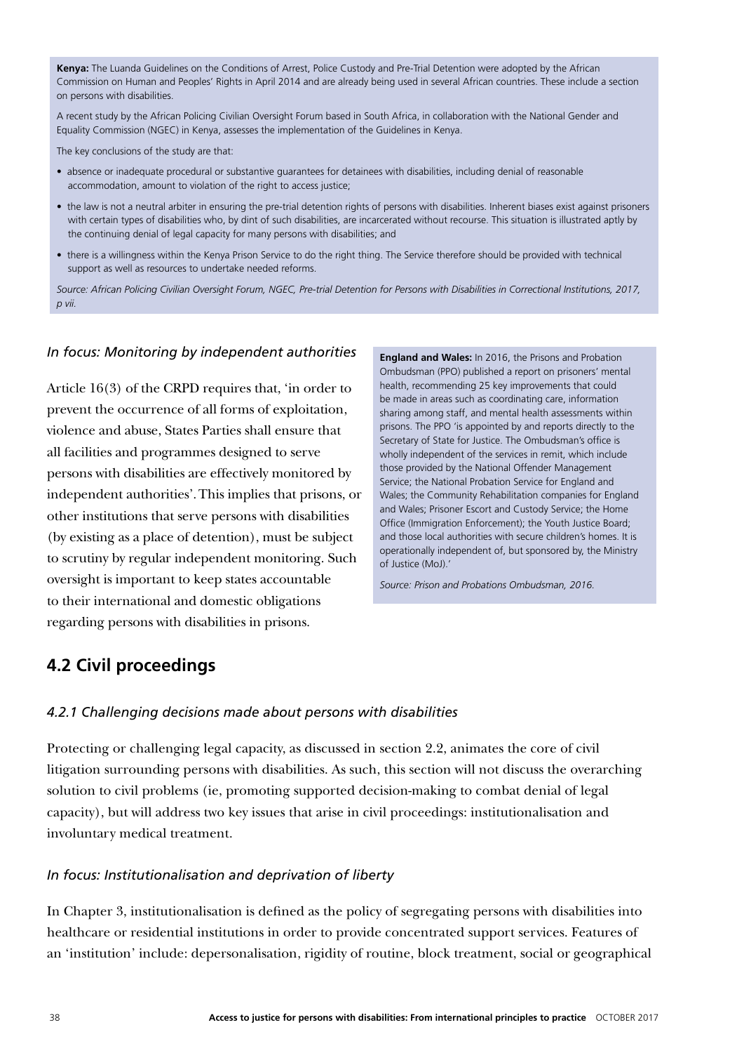**Kenya:** The Luanda Guidelines on the Conditions of Arrest, Police Custody and Pre-Trial Detention were adopted by the African Commission on Human and Peoples' Rights in April 2014 and are already being used in several African countries. These include a section on persons with disabilities.

A recent study by the African Policing Civilian Oversight Forum based in South Africa, in collaboration with the National Gender and Equality Commission (NGEC) in Kenya, assesses the implementation of the Guidelines in Kenya.

The key conclusions of the study are that:

- absence or inadequate procedural or substantive guarantees for detainees with disabilities, including denial of reasonable accommodation, amount to violation of the right to access justice;
- the law is not a neutral arbiter in ensuring the pre-trial detention rights of persons with disabilities. Inherent biases exist against prisoners with certain types of disabilities who, by dint of such disabilities, are incarcerated without recourse. This situation is illustrated aptly by the continuing denial of legal capacity for many persons with disabilities; and
- there is a willingness within the Kenya Prison Service to do the right thing. The Service therefore should be provided with technical support as well as resources to undertake needed reforms.

*Source: African Policing Civilian Oversight Forum, NGEC, Pre-trial Detention for Persons with Disabilities in Correctional Institutions, 2017, p vii.*

*In focus: Monitoring by independent authorities*

Article 16(3) of the CRPD requires that, 'in order to prevent the occurrence of all forms of exploitation, violence and abuse, States Parties shall ensure that all facilities and programmes designed to serve persons with disabilities are effectively monitored by independent authorities'. This implies that prisons, or other institutions that serve persons with disabilities (by existing as a place of detention), must be subject to scrutiny by regular independent monitoring. Such oversight is important to keep states accountable to their international and domestic obligations regarding persons with disabilities in prisons.

**England and Wales:** In 2016, the Prisons and Probation Ombudsman (PPO) published a report on prisoners' mental health, recommending 25 key improvements that could be made in areas such as coordinating care, information sharing among staff, and mental health assessments within prisons. The PPO 'is appointed by and reports directly to the Secretary of State for Justice. The Ombudsman's office is wholly independent of the services in remit, which include those provided by the National Offender Management Service; the National Probation Service for England and Wales; the Community Rehabilitation companies for England and Wales; Prisoner Escort and Custody Service; the Home Office (Immigration Enforcement); the Youth Justice Board; and those local authorities with secure children's homes. It is operationally independent of, but sponsored by, the Ministry of Justice (MoJ).'

*Source: Prison and Probations Ombudsman, 2016.*

## 4.2 Civil proceedings

### *4.2.1 Challenging decisions made about persons with disabilities*

Protecting or challenging legal capacity, as discussed in section 2.2, animates the core of civil litigation surrounding persons with disabilities. As such, this section will not discuss the overarching solution to civil problems (ie, promoting supported decision-making to combat denial of legal capacity), but will address two key issues that arise in civil proceedings: institutionalisation and involuntary medical treatment.

*In focus: Institutionalisation and deprivation of liberty*

In Chapter 3, institutionalisation is defined as the policy of segregating persons with disabilities into healthcare or residential institutions in order to provide concentrated support services. Features of an 'institution' include: depersonalisation, rigidity of routine, block treatment, social or geographical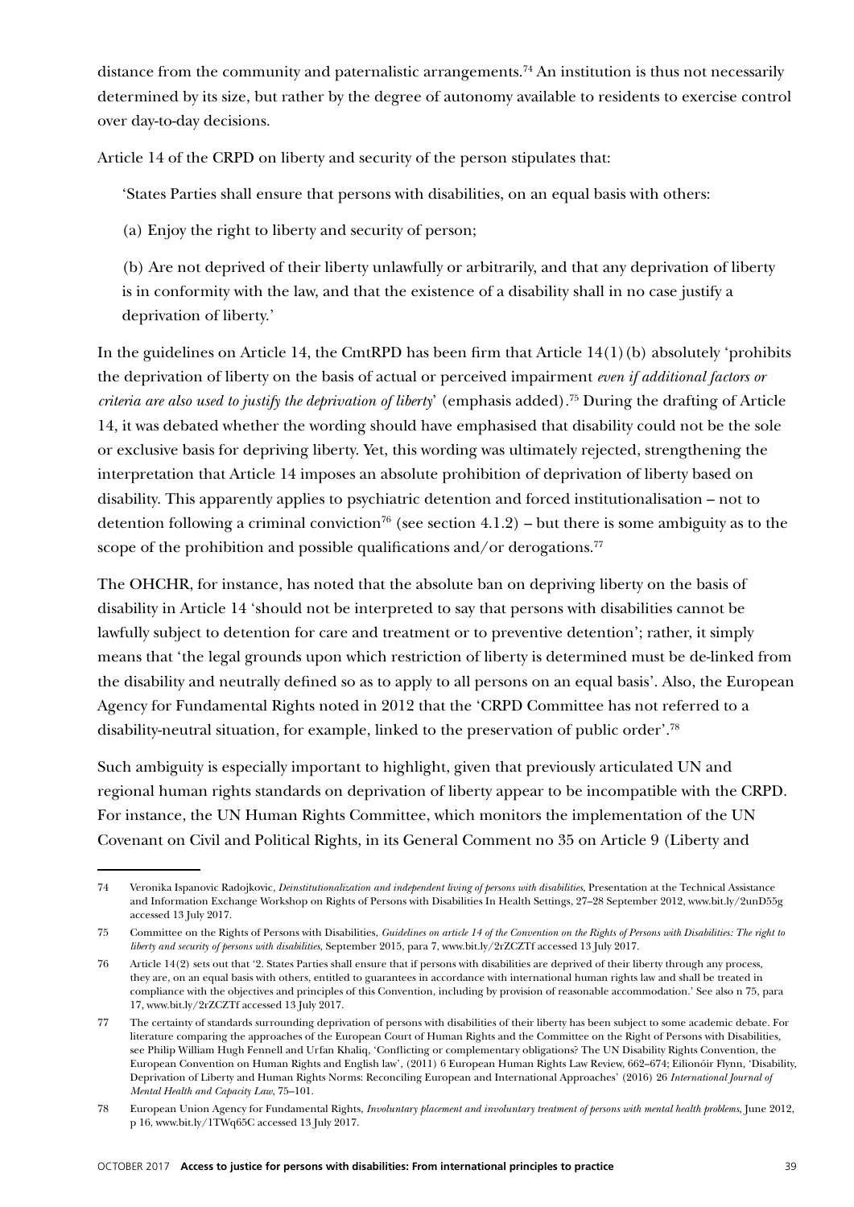distance from the community and paternalistic arrangements.[74] An institution is thus not necessarily determined by its size, but rather by the degree of autonomy available to residents to exercise control over day-to-day decisions.

Article 14 of the CRPD on liberty and security of the person stipulates that:

> 'States Parties shall ensure that persons with disabilities, on an equal basis with others:
>
> (a) Enjoy the right to liberty and security of person;
>
> (b) Are not deprived of their liberty unlawfully or arbitrarily, and that any deprivation of liberty is in conformity with the law, and that the existence of a disability shall in no case justify a deprivation of liberty.'

In the guidelines on Article 14, the CmtRPD has been firm that Article 14(1)(b) absolutely 'prohibits the deprivation of liberty on the basis of actual or perceived impairment *even if additional factors or criteria are also used to justify the deprivation of liberty*' (emphasis added).[75] During the drafting of Article 14, it was debated whether the wording should have emphasised that disability could not be the sole or exclusive basis for depriving liberty. Yet, this wording was ultimately rejected, strengthening the interpretation that Article 14 imposes an absolute prohibition of deprivation of liberty based on disability. This apparently applies to psychiatric detention and forced institutionalisation – not to detention following a criminal conviction[76] (see section 4.1.2) – but there is some ambiguity as to the scope of the prohibition and possible qualifications and/or derogations.[77]

The OHCHR, for instance, has noted that the absolute ban on depriving liberty on the basis of disability in Article 14 'should not be interpreted to say that persons with disabilities cannot be lawfully subject to detention for care and treatment or to preventive detention'; rather, it simply means that 'the legal grounds upon which restriction of liberty is determined must be de-linked from the disability and neutrally defined so as to apply to all persons on an equal basis'. Also, the European Agency for Fundamental Rights noted in 2012 that the 'CRPD Committee has not referred to a disability-neutral situation, for example, linked to the preservation of public order'.[78]

Such ambiguity is especially important to highlight, given that previously articulated UN and regional human rights standards on deprivation of liberty appear to be incompatible with the CRPD. For instance, the UN Human Rights Committee, which monitors the implementation of the UN Covenant on Civil and Political Rights, in its General Comment no 35 on Article 9 (Liberty and

---

74 Veronika Ispanovic Radojkovic, *Deinstitutionalization and independent living of persons with disabilities*, Presentation at the Technical Assistance and Information Exchange Workshop on Rights of Persons with Disabilities In Health Settings, 27–28 September 2012, www.bit.ly/2unD55g accessed 13 July 2017.

75 Committee on the Rights of Persons with Disabilities, *Guidelines on article 14 of the Convention on the Rights of Persons with Disabilities: The right to liberty and security of persons with disabilities*, September 2015, para 7, www.bit.ly/2rZCZTf accessed 13 July 2017.

76 Article 14(2) sets out that '2. States Parties shall ensure that if persons with disabilities are deprived of their liberty through any process, they are, on an equal basis with others, entitled to guarantees in accordance with international human rights law and shall be treated in compliance with the objectives and principles of this Convention, including by provision of reasonable accommodation.' See also n 75, para 17, www.bit.ly/2rZCZTf accessed 13 July 2017.

77 The certainty of standards surrounding deprivation of persons with disabilities of their liberty has been subject to some academic debate. For literature comparing the approaches of the European Court of Human Rights and the Committee on the Right of Persons with Disabilities, see Philip William Hugh Fennell and Urfan Khaliq, 'Conflicting or complementary obligations? The UN Disability Rights Convention, the European Convention on Human Rights and English law', (2011) 6 European Human Rights Law Review, 662–674; Eilionóir Flynn, 'Disability, Deprivation of Liberty and Human Rights Norms: Reconciling European and International Approaches' (2016) 26 *International Journal of Mental Health and Capacity Law*, 75–101.

78 European Union Agency for Fundamental Rights, *Involuntary placement and involuntary treatment of persons with mental health problems*, June 2012, p 16, www.bit.ly/1TWq65C accessed 13 July 2017.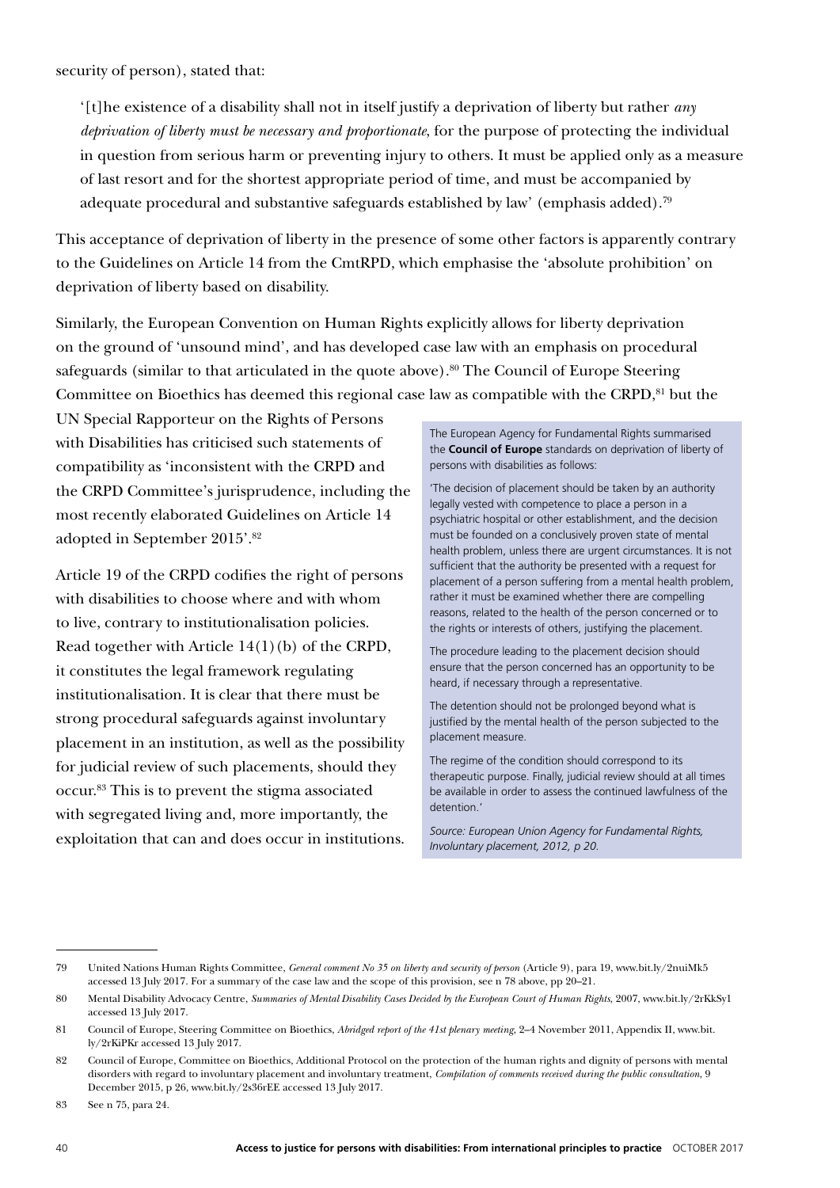security of person), stated that:

> '[t]he existence of a disability shall not in itself justify a deprivation of liberty but rather *any deprivation of liberty must be necessary and proportionate*, for the purpose of protecting the individual in question from serious harm or preventing injury to others. It must be applied only as a measure of last resort and for the shortest appropriate period of time, and must be accompanied by adequate procedural and substantive safeguards established by law' (emphasis added).[79]

This acceptance of deprivation of liberty in the presence of some other factors is apparently contrary to the Guidelines on Article 14 from the CmtRPD, which emphasise the 'absolute prohibition' on deprivation of liberty based on disability.

Similarly, the European Convention on Human Rights explicitly allows for liberty deprivation on the ground of 'unsound mind', and has developed case law with an emphasis on procedural safeguards (similar to that articulated in the quote above).[80] The Council of Europe Steering Committee on Bioethics has deemed this regional case law as compatible with the CRPD,[81] but the UN Special Rapporteur on the Rights of Persons with Disabilities has criticised such statements of compatibility as 'inconsistent with the CRPD and the CRPD Committee's jurisprudence, including the most recently elaborated Guidelines on Article 14 adopted in September 2015'.[82]

Article 19 of the CRPD codifies the right of persons with disabilities to choose where and with whom to live, contrary to institutionalisation policies. Read together with Article 14(1)(b) of the CRPD, it constitutes the legal framework regulating institutionalisation. It is clear that there must be strong procedural safeguards against involuntary placement in an institution, as well as the possibility for judicial review of such placements, should they occur.[83] This is to prevent the stigma associated with segregated living and, more importantly, the exploitation that can and does occur in institutions.

> The European Agency for Fundamental Rights summarised the **Council of Europe** standards on deprivation of liberty of persons with disabilities as follows:
>
> 'The decision of placement should be taken by an authority legally vested with competence to place a person in a psychiatric hospital or other establishment, and the decision must be founded on a conclusively proven state of mental health problem, unless there are urgent circumstances. It is not sufficient that the authority be presented with a request for placement of a person suffering from a mental health problem, rather it must be examined whether there are compelling reasons, related to the health of the person concerned or to the rights or interests of others, justifying the placement.
>
> The procedure leading to the placement decision should ensure that the person concerned has an opportunity to be heard, if necessary through a representative.
>
> The detention should not be prolonged beyond what is justified by the mental health of the person subjected to the placement measure.
>
> The regime of the condition should correspond to its therapeutic purpose. Finally, judicial review should at all times be available in order to assess the continued lawfulness of the detention.'
>
> *Source: European Union Agency for Fundamental Rights, Involuntary placement, 2012, p 20.*

---

79 United Nations Human Rights Committee, *General comment No 35 on liberty and security of person* (Article 9), para 19, www.bit.ly/2nuiMk5 accessed 13 July 2017. For a summary of the case law and the scope of this provision, see n 78 above, pp 20–21.

80 Mental Disability Advocacy Centre, *Summaries of Mental Disability Cases Decided by the European Court of Human Rights*, 2007, www.bit.ly/2rKkSy1 accessed 13 July 2017.

81 Council of Europe, Steering Committee on Bioethics, *Abridged report of the 41st plenary meeting*, 2–4 November 2011, Appendix II, www.bit.ly/2rKiPKr accessed 13 July 2017.

82 Council of Europe, Committee on Bioethics, Additional Protocol on the protection of the human rights and dignity of persons with mental disorders with regard to involuntary placement and involuntary treatment, *Compilation of comments received during the public consultation*, 9 December 2015, p 26, www.bit.ly/2s36rEE accessed 13 July 2017.

83 See n 75, para 24.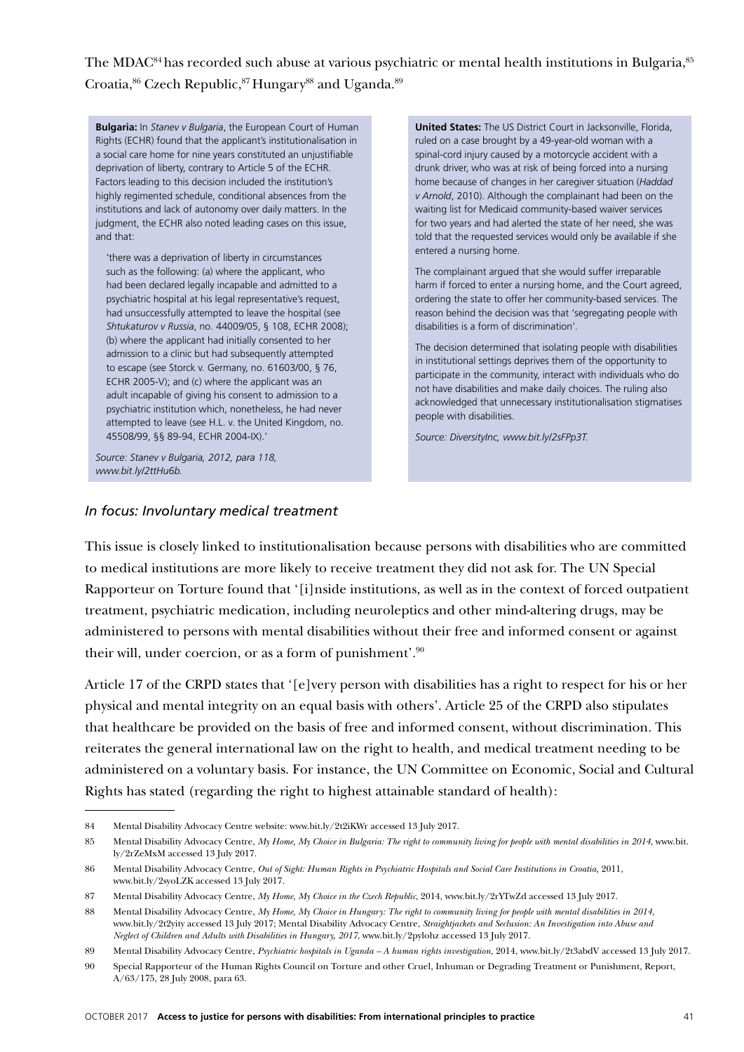The MDAC[84] has recorded such abuse at various psychiatric or mental health institutions in Bulgaria,[85] Croatia,[86] Czech Republic,[87] Hungary[88] and Uganda.[89]

**Bulgaria:** In *Stanev v Bulgaria*, the European Court of Human Rights (ECHR) found that the applicant's institutionalisation in a social care home for nine years constituted an unjustifiable deprivation of liberty, contrary to Article 5 of the ECHR. Factors leading to this decision included the institution's highly regimented schedule, conditional absences from the institutions and lack of autonomy over daily matters. In the judgment, the ECHR also noted leading cases on this issue, and that:

> 'there was a deprivation of liberty in circumstances such as the following: (a) where the applicant, who had been declared legally incapable and admitted to a psychiatric hospital at his legal representative's request, had unsuccessfully attempted to leave the hospital (see *Shtukaturov v Russia*, no. 44009/05, § 108, ECHR 2008); (b) where the applicant had initially consented to her admission to a clinic but had subsequently attempted to escape (see Storck v. Germany, no. 61603/00, § 76, ECHR 2005-V); and (c) where the applicant was an adult incapable of giving his consent to admission to a psychiatric institution which, nonetheless, he had never attempted to leave (see H.L. v. the United Kingdom, no. 45508/99, §§ 89-94, ECHR 2004-IX).'

*Source: Stanev v Bulgaria, 2012, para 118, www.bit.ly/2ttHu6b.*

**United States:** The US District Court in Jacksonville, Florida, ruled on a case brought by a 49-year-old woman with a spinal-cord injury caused by a motorcycle accident with a drunk driver, who was at risk of being forced into a nursing home because of changes in her caregiver situation (*Haddad v Arnold*, 2010). Although the complainant had been on the waiting list for Medicaid community-based waiver services for two years and had alerted the state of her need, she was told that the requested services would only be available if she entered a nursing home.

The complainant argued that she would suffer irreparable harm if forced to enter a nursing home, and the Court agreed, ordering the state to offer her community-based services. The reason behind the decision was that 'segregating people with disabilities is a form of discrimination'.

The decision determined that isolating people with disabilities in institutional settings deprives them of the opportunity to participate in the community, interact with individuals who do not have disabilities and make daily choices. The ruling also acknowledged that unnecessary institutionalisation stigmatises people with disabilities.

*Source: DiversityInc, www.bit.ly/2sFPp3T.*

### *In focus: Involuntary medical treatment*

This issue is closely linked to institutionalisation because persons with disabilities who are committed to medical institutions are more likely to receive treatment they did not ask for. The UN Special Rapporteur on Torture found that '[i]nside institutions, as well as in the context of forced outpatient treatment, psychiatric medication, including neuroleptics and other mind-altering drugs, may be administered to persons with mental disabilities without their free and informed consent or against their will, under coercion, or as a form of punishment'.[90]

Article 17 of the CRPD states that '[e]very person with disabilities has a right to respect for his or her physical and mental integrity on an equal basis with others'. Article 25 of the CRPD also stipulates that healthcare be provided on the basis of free and informed consent, without discrimination. This reiterates the general international law on the right to health, and medical treatment needing to be administered on a voluntary basis. For instance, the UN Committee on Economic, Social and Cultural Rights has stated (regarding the right to highest attainable standard of health):

---

84 Mental Disability Advocacy Centre website: www.bit.ly/2t2iKWr accessed 13 July 2017.

85 Mental Disability Advocacy Centre, *My Home, My Choice in Bulgaria: The right to community living for people with mental disabilities in 2014*, www.bit.ly/2rZeMxM accessed 13 July 2017.

86 Mental Disability Advocacy Centre, *Out of Sight: Human Rights in Psychiatric Hospitals and Social Care Institutions in Croatia*, 2011, www.bit.ly/2syoLZK accessed 13 July 2017.

87 Mental Disability Advocacy Centre, *My Home, My Choice in the Czech Republic*, 2014, www.bit.ly/2rYTwZd accessed 13 July 2017.

88 Mental Disability Advocacy Centre, *My Home, My Choice in Hungary: The right to community living for people with mental disabilities in 2014*, www.bit.ly/2t2yity accessed 13 July 2017; Mental Disability Advocacy Centre, *Straightjackets and Seclusion: An Investigation into Abuse and Neglect of Children and Adults with Disabilities in Hungary, 2017*, www.bit.ly/2pylohz accessed 13 July 2017.

89 Mental Disability Advocacy Centre, *Psychiatric hospitals in Uganda – A human rights investigation*, 2014, www.bit.ly/2t3abdV accessed 13 July 2017.

90 Special Rapporteur of the Human Rights Council on Torture and other Cruel, Inhuman or Degrading Treatment or Punishment, Report, A/63/175, 28 July 2008, para 63.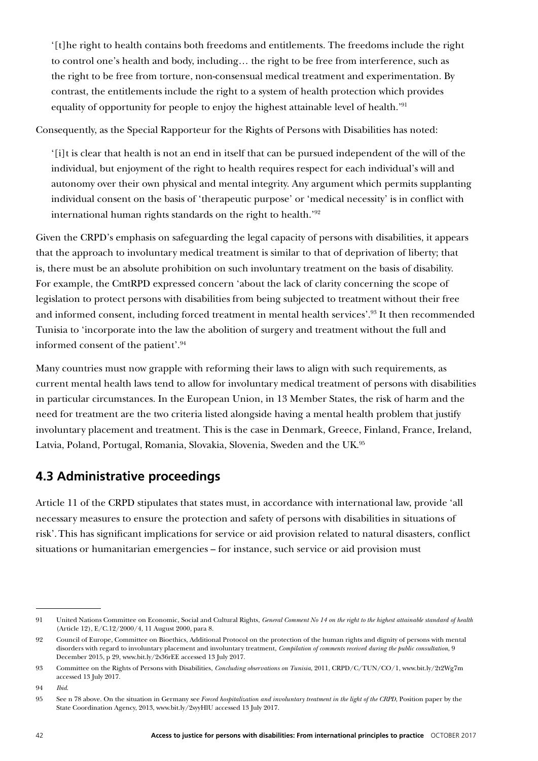> '[t]he right to health contains both freedoms and entitlements. The freedoms include the right to control one's health and body, including… the right to be free from interference, such as the right to be free from torture, non-consensual medical treatment and experimentation. By contrast, the entitlements include the right to a system of health protection which provides equality of opportunity for people to enjoy the highest attainable level of health.'[91]

Consequently, as the Special Rapporteur for the Rights of Persons with Disabilities has noted:

> '[i]t is clear that health is not an end in itself that can be pursued independent of the will of the individual, but enjoyment of the right to health requires respect for each individual's will and autonomy over their own physical and mental integrity. Any argument which permits supplanting individual consent on the basis of 'therapeutic purpose' or 'medical necessity' is in conflict with international human rights standards on the right to health.'[92]

Given the CRPD's emphasis on safeguarding the legal capacity of persons with disabilities, it appears that the approach to involuntary medical treatment is similar to that of deprivation of liberty; that is, there must be an absolute prohibition on such involuntary treatment on the basis of disability. For example, the CmtRPD expressed concern 'about the lack of clarity concerning the scope of legislation to protect persons with disabilities from being subjected to treatment without their free and informed consent, including forced treatment in mental health services'.[93] It then recommended Tunisia to 'incorporate into the law the abolition of surgery and treatment without the full and informed consent of the patient'.[94]

Many countries must now grapple with reforming their laws to align with such requirements, as current mental health laws tend to allow for involuntary medical treatment of persons with disabilities in particular circumstances. In the European Union, in 13 Member States, the risk of harm and the need for treatment are the two criteria listed alongside having a mental health problem that justify involuntary placement and treatment. This is the case in Denmark, Greece, Finland, France, Ireland, Latvia, Poland, Portugal, Romania, Slovakia, Slovenia, Sweden and the UK.[95]

## 4.3 Administrative proceedings

Article 11 of the CRPD stipulates that states must, in accordance with international law, provide 'all necessary measures to ensure the protection and safety of persons with disabilities in situations of risk'. This has significant implications for service or aid provision related to natural disasters, conflict situations or humanitarian emergencies – for instance, such service or aid provision must

---

91 United Nations Committee on Economic, Social and Cultural Rights, *General Comment No 14 on the right to the highest attainable standard of health* (Article 12), E/C.12/2000/4, 11 August 2000, para 8.

92 Council of Europe, Committee on Bioethics, Additional Protocol on the protection of the human rights and dignity of persons with mental disorders with regard to involuntary placement and involuntary treatment, *Compilation of comments received during the public consultation*, 9 December 2015, p 29, www.bit.ly/2s36rEE accessed 13 July 2017.

93 Committee on the Rights of Persons with Disabilities, *Concluding observations on Tunisia*, 2011, CRPD/C/TUN/CO/1, www.bit.ly/2t2Wg7m accessed 13 July 2017.

94 *Ibid*.

95 See n 78 above. On the situation in Germany see *Forced hospitalization and involuntary treatment in the light of the CRPD*, Position paper by the State Coordination Agency, 2013, www.bit.ly/2syyHlU accessed 13 July 2017.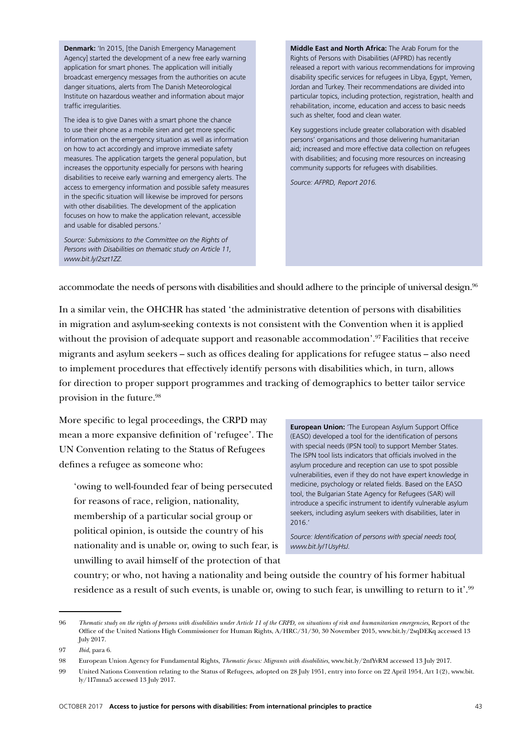**Denmark:** 'In 2015, [the Danish Emergency Management Agency] started the development of a new free early warning application for smart phones. The application will initially broadcast emergency messages from the authorities on acute danger situations, alerts from The Danish Meteorological Institute on hazardous weather and information about major traffic irregularities.

The idea is to give Danes with a smart phone the chance to use their phone as a mobile siren and get more specific information on the emergency situation as well as information on how to act accordingly and improve immediate safety measures. The application targets the general population, but increases the opportunity especially for persons with hearing disabilities to receive early warning and emergency alerts. The access to emergency information and possible safety measures in the specific situation will likewise be improved for persons with other disabilities. The development of the application focuses on how to make the application relevant, accessible and usable for disabled persons.'

*Source: Submissions to the Committee on the Rights of Persons with Disabilities on thematic study on Article 11, www.bit.ly/2szt1ZZ.*

**Middle East and North Africa:** The Arab Forum for the Rights of Persons with Disabilities (AFPRD) has recently released a report with various recommendations for improving disability specific services for refugees in Libya, Egypt, Yemen, Jordan and Turkey. Their recommendations are divided into particular topics, including protection, registration, health and rehabilitation, income, education and access to basic needs such as shelter, food and clean water.

Key suggestions include greater collaboration with disabled persons' organisations and those delivering humanitarian aid; increased and more effective data collection on refugees with disabilities; and focusing more resources on increasing community supports for refugees with disabilities.

*Source: AFPRD, Report 2016.*

accommodate the needs of persons with disabilities and should adhere to the principle of universal design.[96]

In a similar vein, the OHCHR has stated 'the administrative detention of persons with disabilities in migration and asylum-seeking contexts is not consistent with the Convention when it is applied without the provision of adequate support and reasonable accommodation'.[97] Facilities that receive migrants and asylum seekers – such as offices dealing for applications for refugee status – also need to implement procedures that effectively identify persons with disabilities which, in turn, allows for direction to proper support programmes and tracking of demographics to better tailor service provision in the future.[98]

More specific to legal proceedings, the CRPD may mean a more expansive definition of 'refugee'. The UN Convention relating to the Status of Refugees defines a refugee as someone who:

> 'owing to well-founded fear of being persecuted for reasons of race, religion, nationality, membership of a particular social group or political opinion, is outside the country of his nationality and is unable or, owing to such fear, is unwilling to avail himself of the protection of that country; or who, not having a nationality and being outside the country of his former habitual residence as a result of such events, is unable or, owing to such fear, is unwilling to return to it'.[99]

**European Union:** 'The European Asylum Support Office (EASO) developed a tool for the identification of persons with special needs (IPSN tool) to support Member States. The ISPN tool lists indicators that officials involved in the asylum procedure and reception can use to spot possible vulnerabilities, even if they do not have expert knowledge in medicine, psychology or related fields. Based on the EASO tool, the Bulgarian State Agency for Refugees (SAR) will introduce a specific instrument to identify vulnerable asylum seekers, including asylum seekers with disabilities, later in 2016.'

*Source: Identification of persons with special needs tool, www.bit.ly/1UsyHsJ.*

---

96 *Thematic study on the rights of persons with disabilities under Article 11 of the CRPD, on situations of risk and humanitarian emergencies*, Report of the Office of the United Nations High Commissioner for Human Rights, A/HRC/31/30, 30 November 2015, www.bit.ly/2sqDEKq accessed 13 July 2017.

97 *Ibid*, para 6.

98 European Union Agency for Fundamental Rights, *Thematic focus: Migrants with disabilities*, www.bit.ly/2nfYvRM accessed 13 July 2017.

99 United Nations Convention relating to the Status of Refugees, adopted on 28 July 1951, entry into force on 22 April 1954, Art 1(2), www.bit.ly/1I7mna5 accessed 13 July 2017.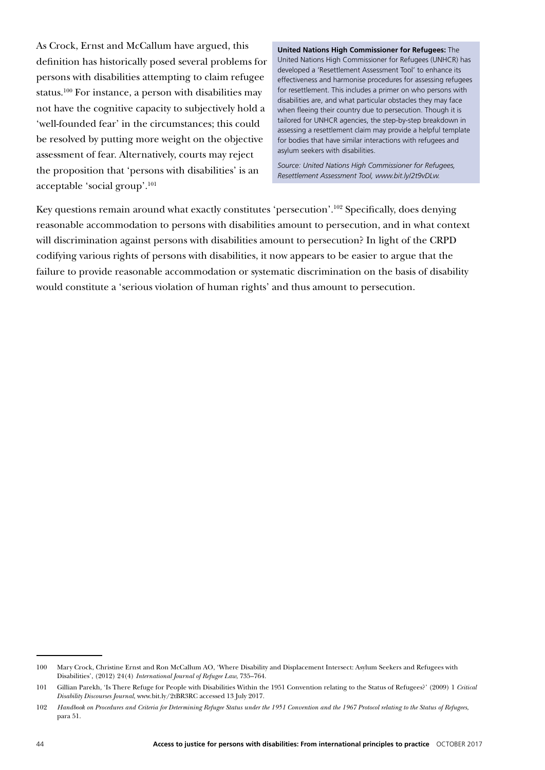As Crock, Ernst and McCallum have argued, this definition has historically posed several problems for persons with disabilities attempting to claim refugee status.[100] For instance, a person with disabilities may not have the cognitive capacity to subjectively hold a 'well-founded fear' in the circumstances; this could be resolved by putting more weight on the objective assessment of fear. Alternatively, courts may reject the proposition that 'persons with disabilities' is an acceptable 'social group'.[101]

> **United Nations High Commissioner for Refugees:** The United Nations High Commissioner for Refugees (UNHCR) has developed a 'Resettlement Assessment Tool' to enhance its effectiveness and harmonise procedures for assessing refugees for resettlement. This includes a primer on who persons with disabilities are, and what particular obstacles they may face when fleeing their country due to persecution. Though it is tailored for UNHCR agencies, the step-by-step breakdown in assessing a resettlement claim may provide a helpful template for bodies that have similar interactions with refugees and asylum seekers with disabilities.
>
> *Source: United Nations High Commissioner for Refugees, Resettlement Assessment Tool, www.bit.ly/2t9vDLw.*

Key questions remain around what exactly constitutes 'persecution'.[102] Specifically, does denying reasonable accommodation to persons with disabilities amount to persecution, and in what context will discrimination against persons with disabilities amount to persecution? In light of the CRPD codifying various rights of persons with disabilities, it now appears to be easier to argue that the failure to provide reasonable accommodation or systematic discrimination on the basis of disability would constitute a 'serious violation of human rights' and thus amount to persecution.

---

100 Mary Crock, Christine Ernst and Ron McCallum AO, 'Where Disability and Displacement Intersect: Asylum Seekers and Refugees with Disabilities', (2012) 24(4) *International Journal of Refugee Law*, 735–764.

101 Gillian Parekh, 'Is There Refuge for People with Disabilities Within the 1951 Convention relating to the Status of Refugees?' (2009) 1 *Critical Disability Discourses Journal*, www.bit.ly/2tBR3RC accessed 13 July 2017.

102 *Handbook on Procedures and Criteria for Determining Refugee Status under the 1951 Convention and the 1967 Protocol relating to the Status of Refugees*, para 51.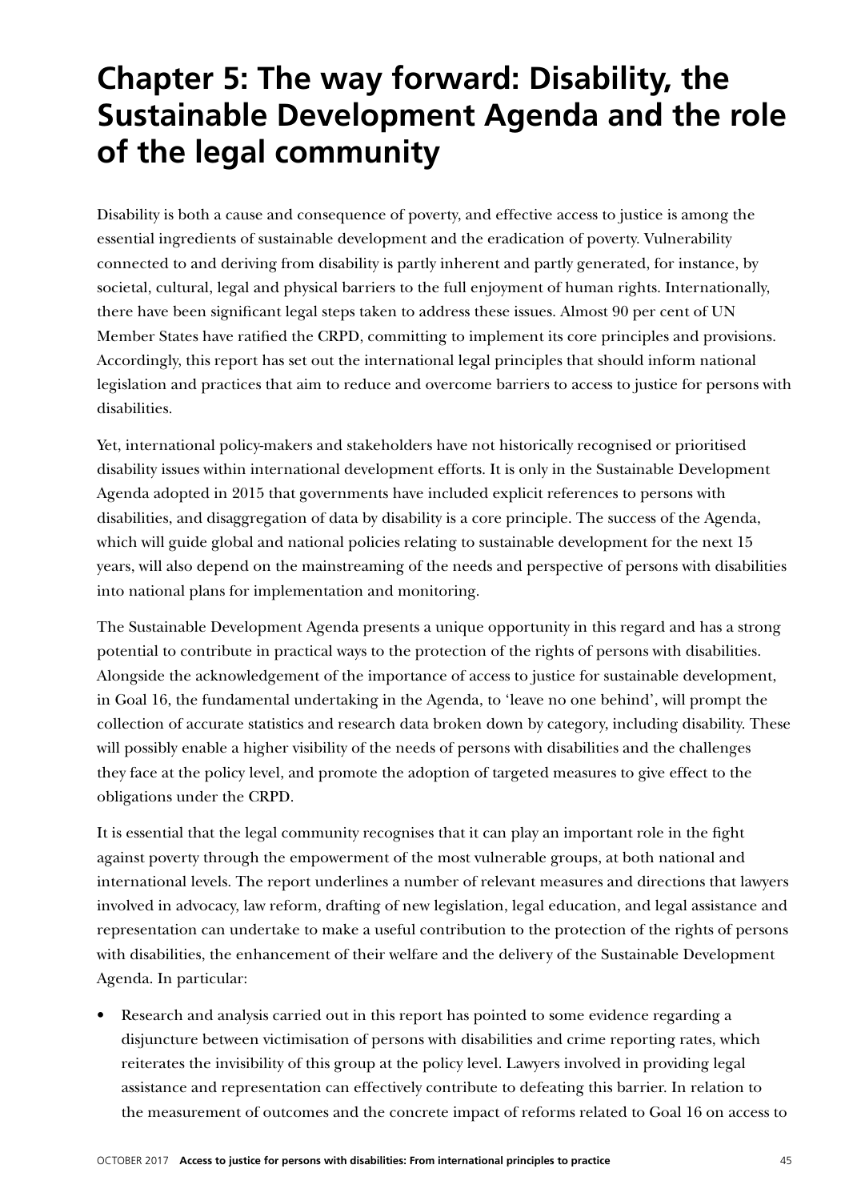# Chapter 5: The way forward: Disability, the Sustainable Development Agenda and the role of the legal community

Disability is both a cause and consequence of poverty, and effective access to justice is among the essential ingredients of sustainable development and the eradication of poverty. Vulnerability connected to and deriving from disability is partly inherent and partly generated, for instance, by societal, cultural, legal and physical barriers to the full enjoyment of human rights. Internationally, there have been significant legal steps taken to address these issues. Almost 90 per cent of UN Member States have ratified the CRPD, committing to implement its core principles and provisions. Accordingly, this report has set out the international legal principles that should inform national legislation and practices that aim to reduce and overcome barriers to access to justice for persons with disabilities.

Yet, international policy-makers and stakeholders have not historically recognised or prioritised disability issues within international development efforts. It is only in the Sustainable Development Agenda adopted in 2015 that governments have included explicit references to persons with disabilities, and disaggregation of data by disability is a core principle. The success of the Agenda, which will guide global and national policies relating to sustainable development for the next 15 years, will also depend on the mainstreaming of the needs and perspective of persons with disabilities into national plans for implementation and monitoring.

The Sustainable Development Agenda presents a unique opportunity in this regard and has a strong potential to contribute in practical ways to the protection of the rights of persons with disabilities. Alongside the acknowledgement of the importance of access to justice for sustainable development, in Goal 16, the fundamental undertaking in the Agenda, to 'leave no one behind', will prompt the collection of accurate statistics and research data broken down by category, including disability. These will possibly enable a higher visibility of the needs of persons with disabilities and the challenges they face at the policy level, and promote the adoption of targeted measures to give effect to the obligations under the CRPD.

It is essential that the legal community recognises that it can play an important role in the fight against poverty through the empowerment of the most vulnerable groups, at both national and international levels. The report underlines a number of relevant measures and directions that lawyers involved in advocacy, law reform, drafting of new legislation, legal education, and legal assistance and representation can undertake to make a useful contribution to the protection of the rights of persons with disabilities, the enhancement of their welfare and the delivery of the Sustainable Development Agenda. In particular:

- Research and analysis carried out in this report has pointed to some evidence regarding a disjuncture between victimisation of persons with disabilities and crime reporting rates, which reiterates the invisibility of this group at the policy level. Lawyers involved in providing legal assistance and representation can effectively contribute to defeating this barrier. In relation to the measurement of outcomes and the concrete impact of reforms related to Goal 16 on access to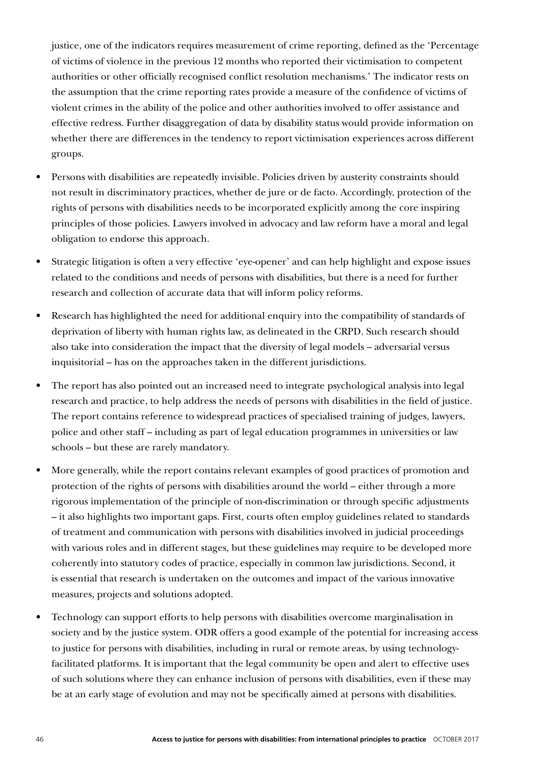justice, one of the indicators requires measurement of crime reporting, defined as the 'Percentage of victims of violence in the previous 12 months who reported their victimisation to competent authorities or other officially recognised conflict resolution mechanisms.' The indicator rests on the assumption that the crime reporting rates provide a measure of the confidence of victims of violent crimes in the ability of the police and other authorities involved to offer assistance and effective redress. Further disaggregation of data by disability status would provide information on whether there are differences in the tendency to report victimisation experiences across different groups.

- Persons with disabilities are repeatedly invisible. Policies driven by austerity constraints should not result in discriminatory practices, whether de jure or de facto. Accordingly, protection of the rights of persons with disabilities needs to be incorporated explicitly among the core inspiring principles of those policies. Lawyers involved in advocacy and law reform have a moral and legal obligation to endorse this approach.
- Strategic litigation is often a very effective 'eye-opener' and can help highlight and expose issues related to the conditions and needs of persons with disabilities, but there is a need for further research and collection of accurate data that will inform policy reforms.
- Research has highlighted the need for additional enquiry into the compatibility of standards of deprivation of liberty with human rights law, as delineated in the CRPD. Such research should also take into consideration the impact that the diversity of legal models – adversarial versus inquisitorial – has on the approaches taken in the different jurisdictions.
- The report has also pointed out an increased need to integrate psychological analysis into legal research and practice, to help address the needs of persons with disabilities in the field of justice. The report contains reference to widespread practices of specialised training of judges, lawyers, police and other staff – including as part of legal education programmes in universities or law schools – but these are rarely mandatory.
- More generally, while the report contains relevant examples of good practices of promotion and protection of the rights of persons with disabilities around the world – either through a more rigorous implementation of the principle of non-discrimination or through specific adjustments – it also highlights two important gaps. First, courts often employ guidelines related to standards of treatment and communication with persons with disabilities involved in judicial proceedings with various roles and in different stages, but these guidelines may require to be developed more coherently into statutory codes of practice, especially in common law jurisdictions. Second, it is essential that research is undertaken on the outcomes and impact of the various innovative measures, projects and solutions adopted.
- Technology can support efforts to help persons with disabilities overcome marginalisation in society and by the justice system. ODR offers a good example of the potential for increasing access to justice for persons with disabilities, including in rural or remote areas, by using technology-facilitated platforms. It is important that the legal community be open and alert to effective uses of such solutions where they can enhance inclusion of persons with disabilities, even if these may be at an early stage of evolution and may not be specifically aimed at persons with disabilities.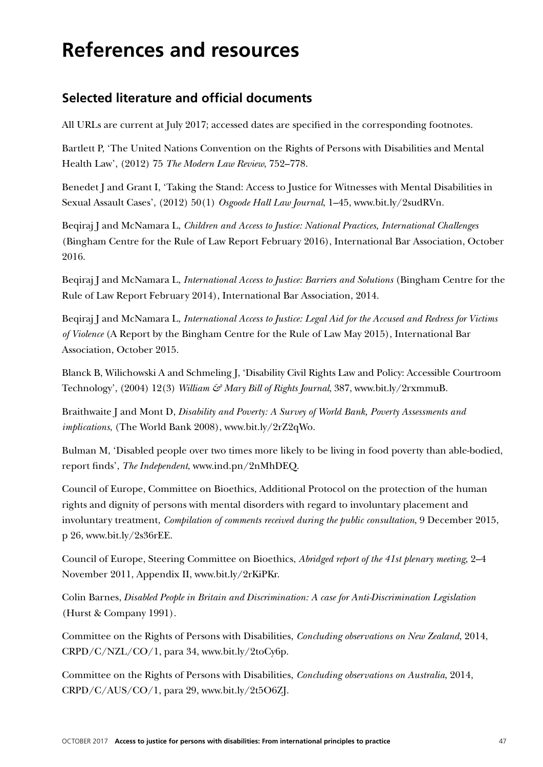# References and resources

## Selected literature and official documents

All URLs are current at July 2017; accessed dates are specified in the corresponding footnotes.

Bartlett P, 'The United Nations Convention on the Rights of Persons with Disabilities and Mental Health Law', (2012) 75 *The Modern Law Review,* 752–778.

Benedet J and Grant I, 'Taking the Stand: Access to Justice for Witnesses with Mental Disabilities in Sexual Assault Cases', (2012) 50(1) *Osgoode Hall Law Journal*, 1–45, www.bit.ly/2sudRVn.

Beqiraj J and McNamara L, *Children and Access to Justice: National Practices, International Challenges* (Bingham Centre for the Rule of Law Report February 2016), International Bar Association, October 2016.

Beqiraj J and McNamara L, *International Access to Justice: Barriers and Solutions* (Bingham Centre for the Rule of Law Report February 2014), International Bar Association, 2014.

Beqiraj J and McNamara L, *International Access to Justice: Legal Aid for the Accused and Redress for Victims of Violence* (A Report by the Bingham Centre for the Rule of Law May 2015), International Bar Association, October 2015.

Blanck B, Wilichowski A and Schmeling J, 'Disability Civil Rights Law and Policy: Accessible Courtroom Technology', (2004) 12(3) *William & Mary Bill of Rights Journal*, 387, www.bit.ly/2rxmmuB.

Braithwaite J and Mont D, *Disability and Poverty: A Survey of World Bank, Poverty Assessments and implications*, (The World Bank 2008), www.bit.ly/2rZ2qWo.

Bulman M, 'Disabled people over two times more likely to be living in food poverty than able-bodied, report finds', *The Independent*, www.ind.pn/2nMhDEQ.

Council of Europe, Committee on Bioethics, Additional Protocol on the protection of the human rights and dignity of persons with mental disorders with regard to involuntary placement and involuntary treatment, *Compilation of comments received during the public consultation*, 9 December 2015, p 26, www.bit.ly/2s36rEE.

Council of Europe, Steering Committee on Bioethics, *Abridged report of the 41st plenary meeting*, 2–4 November 2011, Appendix II, www.bit.ly/2rKiPKr.

Colin Barnes, *Disabled People in Britain and Discrimination: A case for Anti-Discrimination Legislation* (Hurst & Company 1991).

Committee on the Rights of Persons with Disabilities, *Concluding observations on New Zealand*, 2014, CRPD/C/NZL/CO/1, para 34, www.bit.ly/2toCy6p.

Committee on the Rights of Persons with Disabilities, *Concluding observations on Australia*, 2014, CRPD/C/AUS/CO/1, para 29, www.bit.ly/2t5O6ZJ.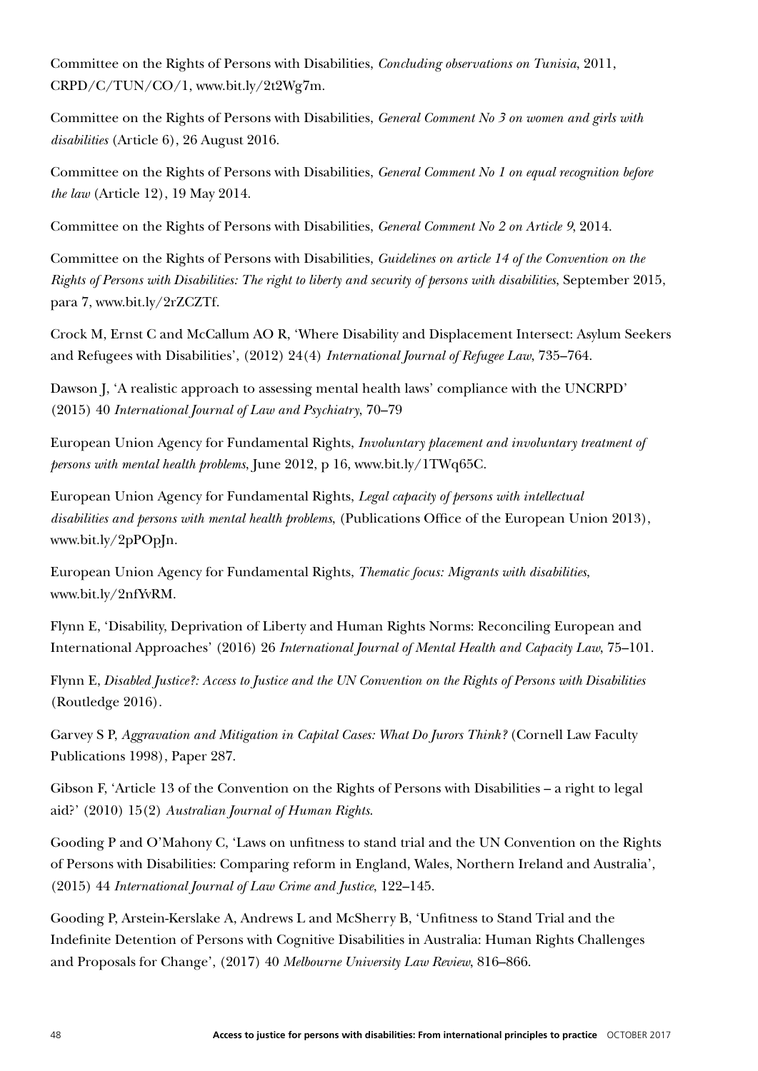Committee on the Rights of Persons with Disabilities, *Concluding observations on Tunisia*, 2011, CRPD/C/TUN/CO/1, www.bit.ly/2t2Wg7m.

Committee on the Rights of Persons with Disabilities, *General Comment No 3 on women and girls with disabilities* (Article 6), 26 August 2016.

Committee on the Rights of Persons with Disabilities, *General Comment No 1 on equal recognition before the law* (Article 12), 19 May 2014.

Committee on the Rights of Persons with Disabilities, *General Comment No 2 on Article 9*, 2014.

Committee on the Rights of Persons with Disabilities, *Guidelines on article 14 of the Convention on the Rights of Persons with Disabilities: The right to liberty and security of persons with disabilities*, September 2015, para 7, www.bit.ly/2rZCZTf.

Crock M, Ernst C and McCallum AO R, 'Where Disability and Displacement Intersect: Asylum Seekers and Refugees with Disabilities', (2012) 24(4) *International Journal of Refugee Law*, 735–764.

Dawson J, 'A realistic approach to assessing mental health laws' compliance with the UNCRPD' (2015) 40 *International Journal of Law and Psychiatry*, 70–79

European Union Agency for Fundamental Rights, *Involuntary placement and involuntary treatment of persons with mental health problems*, June 2012, p 16, www.bit.ly/1TWq65C.

European Union Agency for Fundamental Rights, *Legal capacity of persons with intellectual disabilities and persons with mental health problems*, (Publications Office of the European Union 2013), www.bit.ly/2pPOpJn.

European Union Agency for Fundamental Rights, *Thematic focus: Migrants with disabilities*, www.bit.ly/2nfYvRM.

Flynn E, 'Disability, Deprivation of Liberty and Human Rights Norms: Reconciling European and International Approaches' (2016) 26 *International Journal of Mental Health and Capacity Law*, 75–101.

Flynn E, *Disabled Justice?: Access to Justice and the UN Convention on the Rights of Persons with Disabilities* (Routledge 2016).

Garvey S P, *Aggravation and Mitigation in Capital Cases: What Do Jurors Think?* (Cornell Law Faculty Publications 1998), Paper 287.

Gibson F, 'Article 13 of the Convention on the Rights of Persons with Disabilities – a right to legal aid?' (2010) 15(2) *Australian Journal of Human Rights*.

Gooding P and O'Mahony C, 'Laws on unfitness to stand trial and the UN Convention on the Rights of Persons with Disabilities: Comparing reform in England, Wales, Northern Ireland and Australia', (2015) 44 *International Journal of Law Crime and Justice*, 122–145.

Gooding P, Arstein-Kerslake A, Andrews L and McSherry B, 'Unfitness to Stand Trial and the Indefinite Detention of Persons with Cognitive Disabilities in Australia: Human Rights Challenges and Proposals for Change', (2017) 40 *Melbourne University Law Review*, 816–866.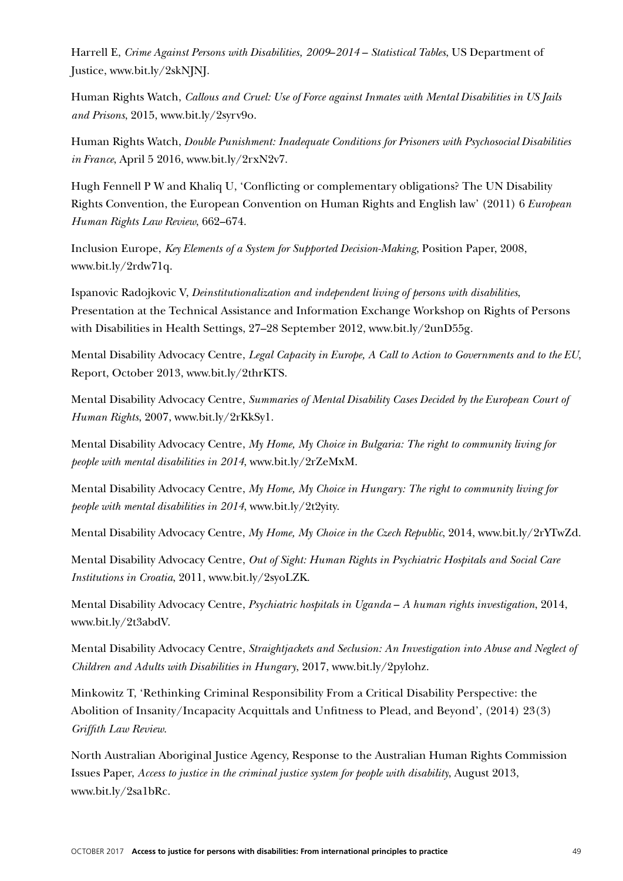Harrell E, *Crime Against Persons with Disabilities, 2009–2014 – Statistical Tables*, US Department of Justice, www.bit.ly/2skNJNJ.

Human Rights Watch, *Callous and Cruel: Use of Force against Inmates with Mental Disabilities in US Jails and Prisons*, 2015, www.bit.ly/2syrv9o.

Human Rights Watch, *Double Punishment: Inadequate Conditions for Prisoners with Psychosocial Disabilities in France*, April 5 2016, www.bit.ly/2rxN2v7.

Hugh Fennell P W and Khaliq U, 'Conflicting or complementary obligations? The UN Disability Rights Convention, the European Convention on Human Rights and English law' (2011) 6 *European Human Rights Law Review*, 662–674.

Inclusion Europe, *Key Elements of a System for Supported Decision-Making*, Position Paper, 2008, www.bit.ly/2rdw71q.

Ispanovic Radojkovic V, *Deinstitutionalization and independent living of persons with disabilities*, Presentation at the Technical Assistance and Information Exchange Workshop on Rights of Persons with Disabilities in Health Settings, 27–28 September 2012, www.bit.ly/2unD55g.

Mental Disability Advocacy Centre, *Legal Capacity in Europe, A Call to Action to Governments and to the EU*, Report, October 2013, www.bit.ly/2thrKTS.

Mental Disability Advocacy Centre, *Summaries of Mental Disability Cases Decided by the European Court of Human Rights*, 2007, www.bit.ly/2rKkSy1.

Mental Disability Advocacy Centre, *My Home, My Choice in Bulgaria: The right to community living for people with mental disabilities in 2014*, www.bit.ly/2rZeMxM.

Mental Disability Advocacy Centre, *My Home, My Choice in Hungary: The right to community living for people with mental disabilities in 2014*, www.bit.ly/2t2yity.

Mental Disability Advocacy Centre, *My Home, My Choice in the Czech Republic*, 2014, www.bit.ly/2rYTwZd.

Mental Disability Advocacy Centre, *Out of Sight: Human Rights in Psychiatric Hospitals and Social Care Institutions in Croatia*, 2011, www.bit.ly/2syoLZK.

Mental Disability Advocacy Centre, *Psychiatric hospitals in Uganda – A human rights investigation*, 2014, www.bit.ly/2t3abdV.

Mental Disability Advocacy Centre, *Straightjackets and Seclusion: An Investigation into Abuse and Neglect of Children and Adults with Disabilities in Hungary*, 2017, www.bit.ly/2pylohz.

Minkowitz T, 'Rethinking Criminal Responsibility From a Critical Disability Perspective: the Abolition of Insanity/Incapacity Acquittals and Unfitness to Plead, and Beyond', (2014) 23(3) *Griffith Law Review*.

North Australian Aboriginal Justice Agency, Response to the Australian Human Rights Commission Issues Paper, *Access to justice in the criminal justice system for people with disability*, August 2013, www.bit.ly/2sa1bRc.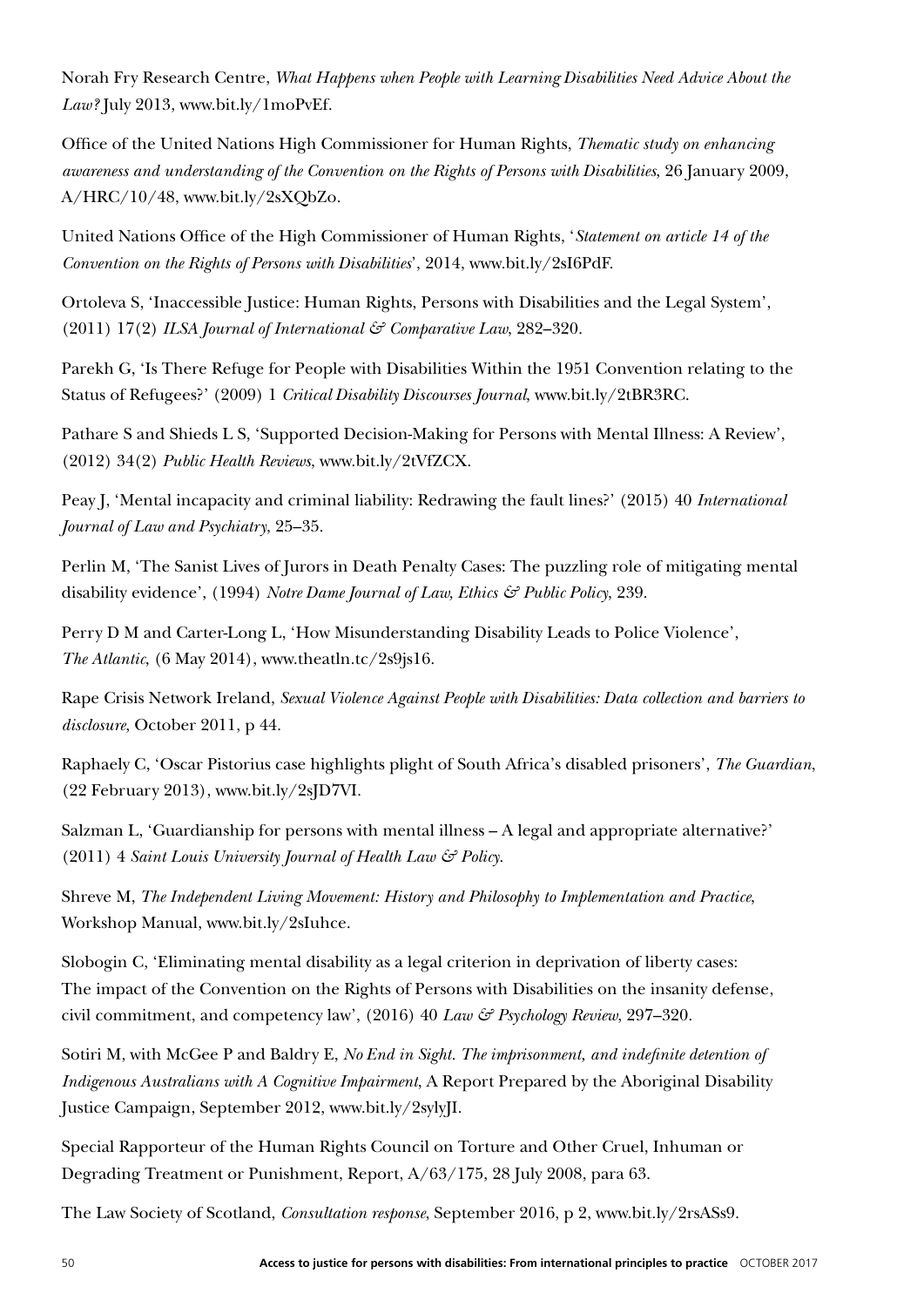Norah Fry Research Centre, *What Happens when People with Learning Disabilities Need Advice About the Law?* July 2013, www.bit.ly/1moPvEf.

Office of the United Nations High Commissioner for Human Rights, *Thematic study on enhancing awareness and understanding of the Convention on the Rights of Persons with Disabilities*, 26 January 2009, A/HRC/10/48, www.bit.ly/2sXQbZo.

United Nations Office of the High Commissioner of Human Rights, '*Statement on article 14 of the Convention on the Rights of Persons with Disabilities*', 2014, www.bit.ly/2sI6PdF.

Ortoleva S, 'Inaccessible Justice: Human Rights, Persons with Disabilities and the Legal System', (2011) 17(2) *ILSA Journal of International & Comparative Law*, 282–320.

Parekh G, 'Is There Refuge for People with Disabilities Within the 1951 Convention relating to the Status of Refugees?' (2009) 1 *Critical Disability Discourses Journal*, www.bit.ly/2tBR3RC.

Pathare S and Shieds L S, 'Supported Decision-Making for Persons with Mental Illness: A Review', (2012) 34(2) *Public Health Reviews*, www.bit.ly/2tVfZCX.

Peay J, 'Mental incapacity and criminal liability: Redrawing the fault lines?' (2015) 40 *International Journal of Law and Psychiatry*, 25–35.

Perlin M, 'The Sanist Lives of Jurors in Death Penalty Cases: The puzzling role of mitigating mental disability evidence', (1994) *Notre Dame Journal of Law, Ethics & Public Policy*, 239.

Perry D M and Carter-Long L, 'How Misunderstanding Disability Leads to Police Violence', *The Atlantic*, (6 May 2014), www.theatln.tc/2s9js16.

Rape Crisis Network Ireland, *Sexual Violence Against People with Disabilities: Data collection and barriers to disclosure*, October 2011, p 44.

Raphaely C, 'Oscar Pistorius case highlights plight of South Africa's disabled prisoners', *The Guardian*, (22 February 2013), www.bit.ly/2sJD7VI.

Salzman L, 'Guardianship for persons with mental illness – A legal and appropriate alternative?' (2011) 4 *Saint Louis University Journal of Health Law & Policy*.

Shreve M, *The Independent Living Movement: History and Philosophy to Implementation and Practice*, Workshop Manual, www.bit.ly/2sIuhce.

Slobogin C, 'Eliminating mental disability as a legal criterion in deprivation of liberty cases: The impact of the Convention on the Rights of Persons with Disabilities on the insanity defense, civil commitment, and competency law', (2016) 40 *Law & Psychology Review*, 297–320.

Sotiri M, with McGee P and Baldry E, *No End in Sight. The imprisonment, and indefinite detention of Indigenous Australians with A Cognitive Impairment*, A Report Prepared by the Aboriginal Disability Justice Campaign, September 2012, www.bit.ly/2sylyJI.

Special Rapporteur of the Human Rights Council on Torture and Other Cruel, Inhuman or Degrading Treatment or Punishment, Report, A/63/175, 28 July 2008, para 63.

The Law Society of Scotland, *Consultation response*, September 2016, p 2, www.bit.ly/2rsASs9.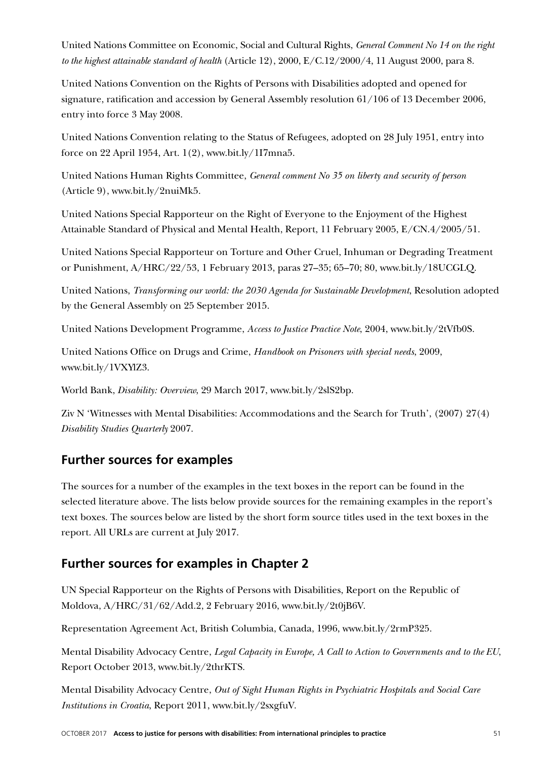United Nations Committee on Economic, Social and Cultural Rights, *General Comment No 14 on the right to the highest attainable standard of health* (Article 12), 2000, E/C.12/2000/4, 11 August 2000, para 8.

United Nations Convention on the Rights of Persons with Disabilities adopted and opened for signature, ratification and accession by General Assembly resolution 61/106 of 13 December 2006, entry into force 3 May 2008.

United Nations Convention relating to the Status of Refugees, adopted on 28 July 1951, entry into force on 22 April 1954, Art. 1(2), www.bit.ly/1I7mna5.

United Nations Human Rights Committee, *General comment No 35 on liberty and security of person* (Article 9), www.bit.ly/2nuiMk5.

United Nations Special Rapporteur on the Right of Everyone to the Enjoyment of the Highest Attainable Standard of Physical and Mental Health, Report, 11 February 2005, E/CN.4/2005/51.

United Nations Special Rapporteur on Torture and Other Cruel, Inhuman or Degrading Treatment or Punishment, A/HRC/22/53, 1 February 2013, paras 27–35; 65–70; 80, www.bit.ly/18UCGLQ.

United Nations, *Transforming our world: the 2030 Agenda for Sustainable Development*, Resolution adopted by the General Assembly on 25 September 2015.

United Nations Development Programme, *Access to Justice Practice Note*, 2004, www.bit.ly/2tVfb0S.

United Nations Office on Drugs and Crime, *Handbook on Prisoners with special needs*, 2009, www.bit.ly/1VXYlZ3.

World Bank, *Disability: Overview*, 29 March 2017, www.bit.ly/2slS2bp.

Ziv N 'Witnesses with Mental Disabilities: Accommodations and the Search for Truth', (2007) 27(4) *Disability Studies Quarterly* 2007.

## Further sources for examples

The sources for a number of the examples in the text boxes in the report can be found in the selected literature above. The lists below provide sources for the remaining examples in the report's text boxes. The sources below are listed by the short form source titles used in the text boxes in the report. All URLs are current at July 2017.

## Further sources for examples in Chapter 2

UN Special Rapporteur on the Rights of Persons with Disabilities, Report on the Republic of Moldova, A/HRC/31/62/Add.2, 2 February 2016, www.bit.ly/2t0jB6V.

Representation Agreement Act, British Columbia, Canada, 1996, www.bit.ly/2rmP325.

Mental Disability Advocacy Centre, *Legal Capacity in Europe, A Call to Action to Governments and to the EU*, Report October 2013, www.bit.ly/2thrKTS.

Mental Disability Advocacy Centre, *Out of Sight Human Rights in Psychiatric Hospitals and Social Care Institutions in Croatia*, Report 2011, www.bit.ly/2sxgfuV.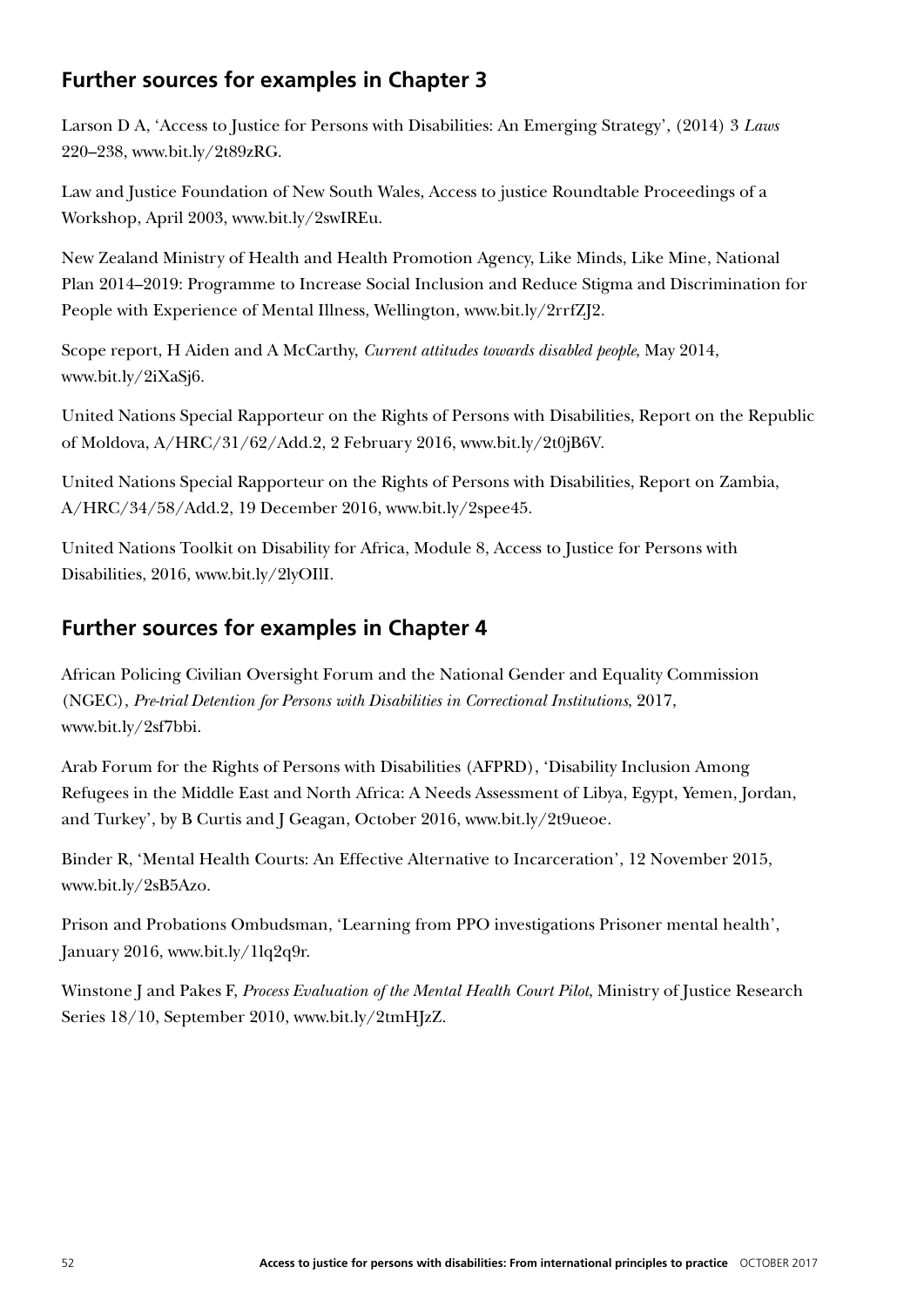## Further sources for examples in Chapter 3

Larson D A, 'Access to Justice for Persons with Disabilities: An Emerging Strategy', (2014) 3 *Laws* 220–238, www.bit.ly/2t89zRG.

Law and Justice Foundation of New South Wales, Access to justice Roundtable Proceedings of a Workshop, April 2003, www.bit.ly/2swIREu.

New Zealand Ministry of Health and Health Promotion Agency, Like Minds, Like Mine, National Plan 2014–2019: Programme to Increase Social Inclusion and Reduce Stigma and Discrimination for People with Experience of Mental Illness, Wellington, www.bit.ly/2rrfZJ2.

Scope report, H Aiden and A McCarthy, *Current attitudes towards disabled people*, May 2014, www.bit.ly/2iXaSj6.

United Nations Special Rapporteur on the Rights of Persons with Disabilities, Report on the Republic of Moldova, A/HRC/31/62/Add.2, 2 February 2016, www.bit.ly/2t0jB6V.

United Nations Special Rapporteur on the Rights of Persons with Disabilities, Report on Zambia, A/HRC/34/58/Add.2, 19 December 2016, www.bit.ly/2spee45.

United Nations Toolkit on Disability for Africa, Module 8, Access to Justice for Persons with Disabilities, 2016, www.bit.ly/2lyOIlI.

## Further sources for examples in Chapter 4

African Policing Civilian Oversight Forum and the National Gender and Equality Commission (NGEC), *Pre-trial Detention for Persons with Disabilities in Correctional Institutions*, 2017, www.bit.ly/2sf7bbi.

Arab Forum for the Rights of Persons with Disabilities (AFPRD), 'Disability Inclusion Among Refugees in the Middle East and North Africa: A Needs Assessment of Libya, Egypt, Yemen, Jordan, and Turkey', by B Curtis and J Geagan, October 2016, www.bit.ly/2t9ueoe.

Binder R, 'Mental Health Courts: An Effective Alternative to Incarceration', 12 November 2015, www.bit.ly/2sB5Azo.

Prison and Probations Ombudsman, 'Learning from PPO investigations Prisoner mental health', January 2016, www.bit.ly/1lq2q9r.

Winstone J and Pakes F, *Process Evaluation of the Mental Health Court Pilot*, Ministry of Justice Research Series 18/10, September 2010, www.bit.ly/2tmHJzZ.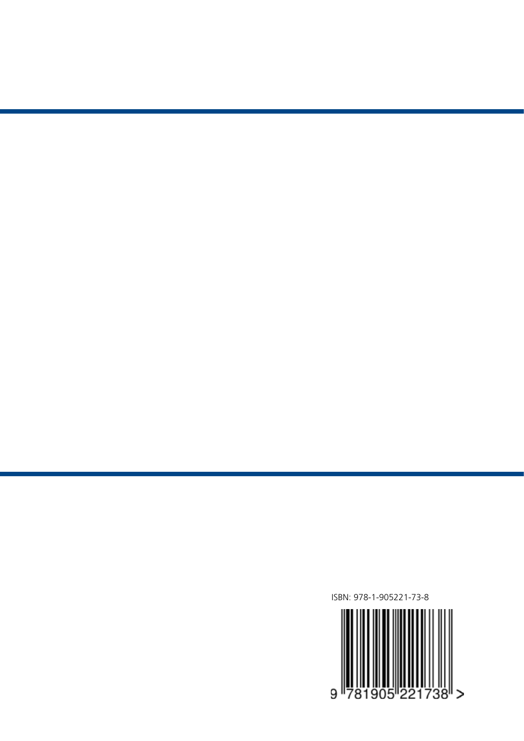ISBN: 978-1-905221-73-8

9 781905 221738 >